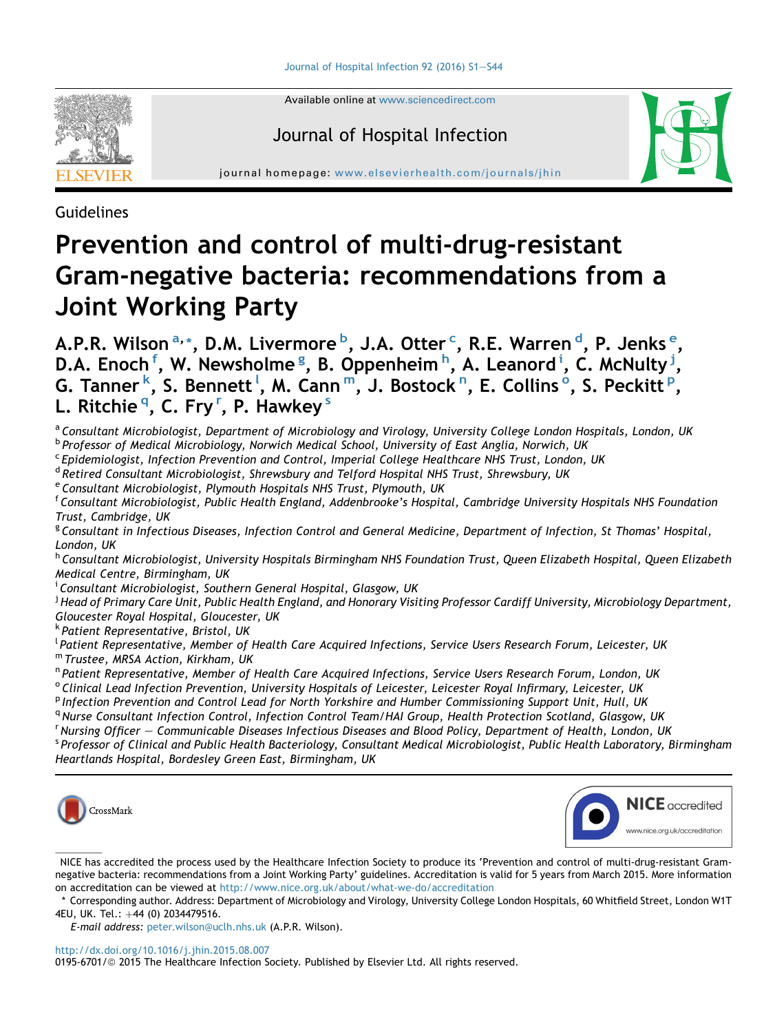Available online at www.sciencedirect.com

Journal of Hospital Infection

journal homepage: www.elsevierhealth.com/journals/jhin

Guidelines

# Prevention and control of multi-drug-resistant Gram-negative bacteria: recommendations from a Joint Working Party

**A.P.R. Wilson [a,*], D.M. Livermore [b], J.A. Otter [c], R.E. Warren [d], P. Jenks [e], D.A. Enoch [f], W. Newsholme [g], B. Oppenheim [h], A. Leanord [i], C. McNulty [j], G. Tanner [k], S. Bennett [l], M. Cann [m], J. Bostock [n], E. Collins [o], S. Peckitt [p], L. Ritchie [q], C. Fry [r], P. Hawkey [s]**

[a] *Consultant Microbiologist, Department of Microbiology and Virology, University College London Hospitals, London, UK*
[b] *Professor of Medical Microbiology, Norwich Medical School, University of East Anglia, Norwich, UK*
[c] *Epidemiologist, Infection Prevention and Control, Imperial College Healthcare NHS Trust, London, UK*
[d] *Retired Consultant Microbiologist, Shrewsbury and Telford Hospital NHS Trust, Shrewsbury, UK*
[e] *Consultant Microbiologist, Plymouth Hospitals NHS Trust, Plymouth, UK*
[f] *Consultant Microbiologist, Public Health England, Addenbrooke's Hospital, Cambridge University Hospitals NHS Foundation Trust, Cambridge, UK*
[g] *Consultant in Infectious Diseases, Infection Control and General Medicine, Department of Infection, St Thomas' Hospital, London, UK*
[h] *Consultant Microbiologist, University Hospitals Birmingham NHS Foundation Trust, Queen Elizabeth Hospital, Queen Elizabeth Medical Centre, Birmingham, UK*
[i] *Consultant Microbiologist, Southern General Hospital, Glasgow, UK*
[j] *Head of Primary Care Unit, Public Health England, and Honorary Visiting Professor Cardiff University, Microbiology Department, Gloucester Royal Hospital, Gloucester, UK*
[k] *Patient Representative, Bristol, UK*
[l] *Patient Representative, Member of Health Care Acquired Infections, Service Users Research Forum, Leicester, UK*
[m] *Trustee, MRSA Action, Kirkham, UK*
[n] *Patient Representative, Member of Health Care Acquired Infections, Service Users Research Forum, London, UK*
[o] *Clinical Lead Infection Prevention, University Hospitals of Leicester, Leicester Royal Infirmary, Leicester, UK*
[p] *Infection Prevention and Control Lead for North Yorkshire and Humber Commissioning Support Unit, Hull, UK*
[q] *Nurse Consultant Infection Control, Infection Control Team/HAI Group, Health Protection Scotland, Glasgow, UK*
[r] *Nursing Officer — Communicable Diseases Infectious Diseases and Blood Policy, Department of Health, London, UK*
[s] *Professor of Clinical and Public Health Bacteriology, Consultant Medical Microbiologist, Public Health Laboratory, Birmingham Heartlands Hospital, Bordesley Green East, Birmingham, UK*

NICE accredited
www.nice.org.uk/accreditation

NICE has accredited the process used by the Healthcare Infection Society to produce its 'Prevention and control of multi-drug-resistant Gram-negative bacteria: recommendations from a Joint Working Party' guidelines. Accreditation is valid for 5 years from March 2015. More information on accreditation can be viewed at http://www.nice.org.uk/about/what-we-do/accreditation

\* Corresponding author. Address: Department of Microbiology and Virology, University College London Hospitals, 60 Whitfield Street, London W1T 4EU, UK. Tel.: +44 (0) 2034479516.
*E-mail address:* peter.wilson@uclh.nhs.uk (A.P.R. Wilson).

http://dx.doi.org/10.1016/j.jhin.2015.08.007
0195-6701/© 2015 The Healthcare Infection Society. Published by Elsevier Ltd. All rights reserved.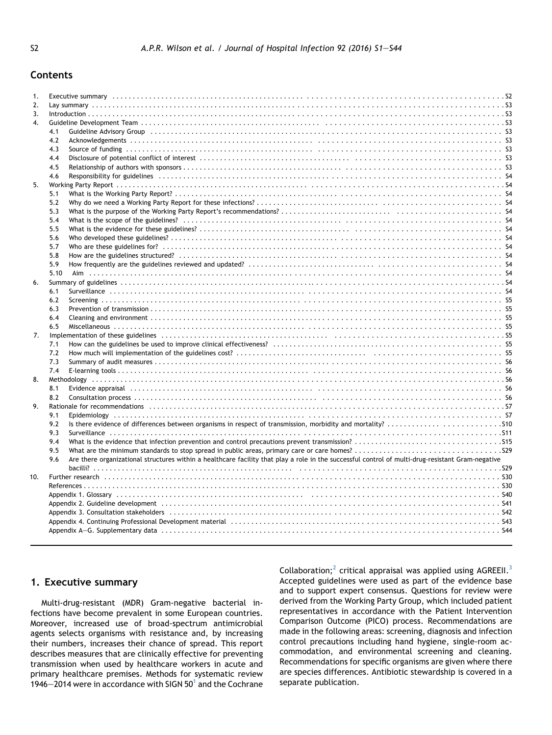## Contents

| | | |
|---|---|---|
| 1. | Executive summary | S2 |
| 2. | Lay summary | S3 |
| 3. | Introduction | S3 |
| 4. | Guideline Development Team | S3 |
| | 4.1 Guideline Advisory Group | S3 |
| | 4.2 Acknowledgements | S3 |
| | 4.3 Source of funding | S3 |
| | 4.4 Disclosure of potential conflict of interest | S3 |
| | 4.5 Relationship of authors with sponsors | S3 |
| | 4.6 Responsibility for guidelines | S4 |
| 5. | Working Party Report | S4 |
| | 5.1 What is the Working Party Report? | S4 |
| | 5.2 Why do we need a Working Party Report for these infections? | S4 |
| | 5.3 What is the purpose of the Working Party Report's recommendations? | S4 |
| | 5.4 What is the scope of the guidelines? | S4 |
| | 5.5 What is the evidence for these guidelines? | S4 |
| | 5.6 Who developed these guidelines? | S4 |
| | 5.7 Who are these guidelines for? | S4 |
| | 5.8 How are the guidelines structured? | S4 |
| | 5.9 How frequently are the guidelines reviewed and updated? | S4 |
| | 5.10 Aim | S4 |
| 6. | Summary of guidelines | S4 |
| | 6.1 Surveillance | S4 |
| | 6.2 Screening | S5 |
| | 6.3 Prevention of transmission | S5 |
| | 6.4 Cleaning and environment | S5 |
| | 6.5 Miscellaneous | S5 |
| 7. | Implementation of these guidelines | S5 |
| | 7.1 How can the guidelines be used to improve clinical effectiveness? | S5 |
| | 7.2 How much will implementation of the guidelines cost? | S5 |
| | 7.3 Summary of audit measures | S6 |
| | 7.4 E-learning tools | S6 |
| 8. | Methodology | S6 |
| | 8.1 Evidence appraisal | S6 |
| | 8.2 Consultation process | S6 |
| 9. | Rationale for recommendations | S7 |
| | 9.1 Epidemiology | S7 |
| | 9.2 Is there evidence of differences between organisms in respect of transmission, morbidity and mortality? | S10 |
| | 9.3 Surveillance | S11 |
| | 9.4 What is the evidence that infection prevention and control precautions prevent transmission? | S15 |
| | 9.5 What are the minimum standards to stop spread in public areas, primary care or care homes? | S29 |
| | 9.6 Are there organizational structures within a healthcare facility that play a role in the successful control of multi-drug-resistant Gram-negative bacilli? | S29 |
| 10. | Further research | S30 |
| | References | S30 |
| | Appendix 1. Glossary | S40 |
| | Appendix 2. Guideline development | S41 |
| | Appendix 3. Consultation stakeholders | S42 |
| | Appendix 4. Continuing Professional Development material | S43 |
| | Appendix A–G. Supplementary data | S44 |

## 1. Executive summary

Multi-drug-resistant (MDR) Gram-negative bacterial infections have become prevalent in some European countries. Moreover, increased use of broad-spectrum antimicrobial agents selects organisms with resistance and, by increasing their numbers, increases their chance of spread. This report describes measures that are clinically effective for preventing transmission when used by healthcare workers in acute and primary healthcare premises. Methods for systematic review 1946–2014 were in accordance with SIGN 50[1] and the Cochrane Collaboration;[2] critical appraisal was applied using AGREEII.[3] Accepted guidelines were used as part of the evidence base and to support expert consensus. Questions for review were derived from the Working Party Group, which included patient representatives in accordance with the Patient Intervention Comparison Outcome (PICO) process. Recommendations are made in the following areas: screening, diagnosis and infection control precautions including hand hygiene, single-room accommodation, and environmental screening and cleaning. Recommendations for specific organisms are given where there are species differences. Antibiotic stewardship is covered in a separate publication.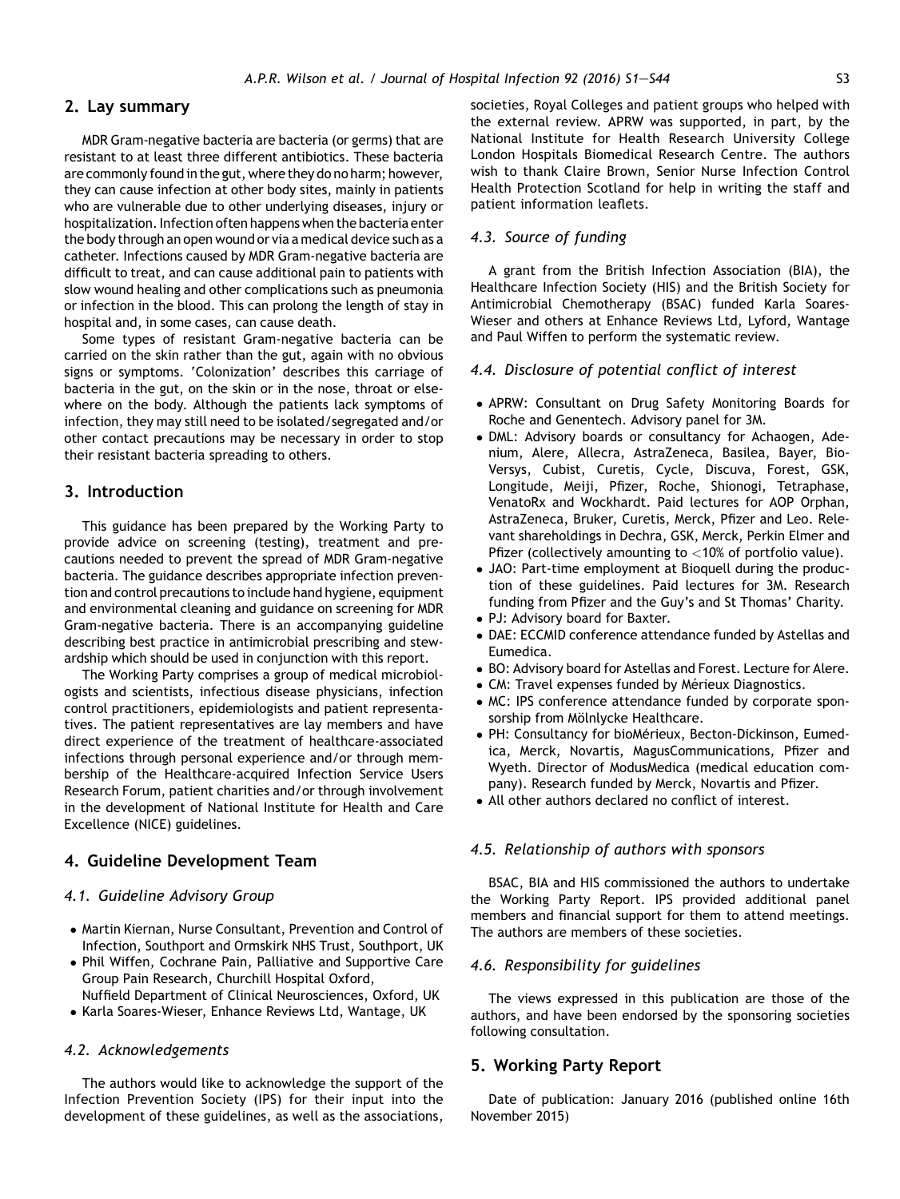## 2. Lay summary

MDR Gram-negative bacteria are bacteria (or germs) that are resistant to at least three different antibiotics. These bacteria are commonly found in the gut, where they do no harm; however, they can cause infection at other body sites, mainly in patients who are vulnerable due to other underlying diseases, injury or hospitalization. Infection often happens when the bacteria enter the body through an open wound or via a medical device such as a catheter. Infections caused by MDR Gram-negative bacteria are difficult to treat, and can cause additional pain to patients with slow wound healing and other complications such as pneumonia or infection in the blood. This can prolong the length of stay in hospital and, in some cases, can cause death.

Some types of resistant Gram-negative bacteria can be carried on the skin rather than the gut, again with no obvious signs or symptoms. 'Colonization' describes this carriage of bacteria in the gut, on the skin or in the nose, throat or elsewhere on the body. Although the patients lack symptoms of infection, they may still need to be isolated/segregated and/or other contact precautions may be necessary in order to stop their resistant bacteria spreading to others.

## 3. Introduction

This guidance has been prepared by the Working Party to provide advice on screening (testing), treatment and precautions needed to prevent the spread of MDR Gram-negative bacteria. The guidance describes appropriate infection prevention and control precautions to include hand hygiene, equipment and environmental cleaning and guidance on screening for MDR Gram-negative bacteria. There is an accompanying guideline describing best practice in antimicrobial prescribing and stewardship which should be used in conjunction with this report.

The Working Party comprises a group of medical microbiologists and scientists, infectious disease physicians, infection control practitioners, epidemiologists and patient representatives. The patient representatives are lay members and have direct experience of the treatment of healthcare-associated infections through personal experience and/or through membership of the Healthcare-acquired Infection Service Users Research Forum, patient charities and/or through involvement in the development of National Institute for Health and Care Excellence (NICE) guidelines.

## 4. Guideline Development Team

### 4.1. Guideline Advisory Group

- Martin Kiernan, Nurse Consultant, Prevention and Control of Infection, Southport and Ormskirk NHS Trust, Southport, UK
- Phil Wiffen, Cochrane Pain, Palliative and Supportive Care Group Pain Research, Churchill Hospital Oxford, Nuffield Department of Clinical Neurosciences, Oxford, UK
- Karla Soares-Wieser, Enhance Reviews Ltd, Wantage, UK

### 4.2. Acknowledgements

The authors would like to acknowledge the support of the Infection Prevention Society (IPS) for their input into the development of these guidelines, as well as the associations, societies, Royal Colleges and patient groups who helped with the external review. APRW was supported, in part, by the National Institute for Health Research University College London Hospitals Biomedical Research Centre. The authors wish to thank Claire Brown, Senior Nurse Infection Control Health Protection Scotland for help in writing the staff and patient information leaflets.

### 4.3. Source of funding

A grant from the British Infection Association (BIA), the Healthcare Infection Society (HIS) and the British Society for Antimicrobial Chemotherapy (BSAC) funded Karla Soares-Wieser and others at Enhance Reviews Ltd, Lyford, Wantage and Paul Wiffen to perform the systematic review.

### 4.4. Disclosure of potential conflict of interest

- APRW: Consultant on Drug Safety Monitoring Boards for Roche and Genentech. Advisory panel for 3M.
- DML: Advisory boards or consultancy for Achaogen, Adenium, Alere, Allecra, AstraZeneca, Basilea, Bayer, BioVersys, Cubist, Curetis, Cycle, Discuva, Forest, GSK, Longitude, Meiji, Pfizer, Roche, Shionogi, Tetraphase, VenatoRx and Wockhardt. Paid lectures for AOP Orphan, AstraZeneca, Bruker, Curetis, Merck, Pfizer and Leo. Relevant shareholdings in Dechra, GSK, Merck, Perkin Elmer and Pfizer (collectively amounting to <10% of portfolio value).
- JAO: Part-time employment at Bioquell during the production of these guidelines. Paid lectures for 3M. Research funding from Pfizer and the Guy's and St Thomas' Charity.
- PJ: Advisory board for Baxter.
- DAE: ECCMID conference attendance funded by Astellas and Eumedica.
- BO: Advisory board for Astellas and Forest. Lecture for Alere.
- CM: Travel expenses funded by Mérieux Diagnostics.
- MC: IPS conference attendance funded by corporate sponsorship from Mölnlycke Healthcare.
- PH: Consultancy for bioMérieux, Becton-Dickinson, Eumedica, Merck, Novartis, MagusCommunications, Pfizer and Wyeth. Director of ModusMedica (medical education company). Research funded by Merck, Novartis and Pfizer.
- All other authors declared no conflict of interest.

### 4.5. Relationship of authors with sponsors

BSAC, BIA and HIS commissioned the authors to undertake the Working Party Report. IPS provided additional panel members and financial support for them to attend meetings. The authors are members of these societies.

### 4.6. Responsibility for guidelines

The views expressed in this publication are those of the authors, and have been endorsed by the sponsoring societies following consultation.

## 5. Working Party Report

Date of publication: January 2016 (published online 16th November 2015)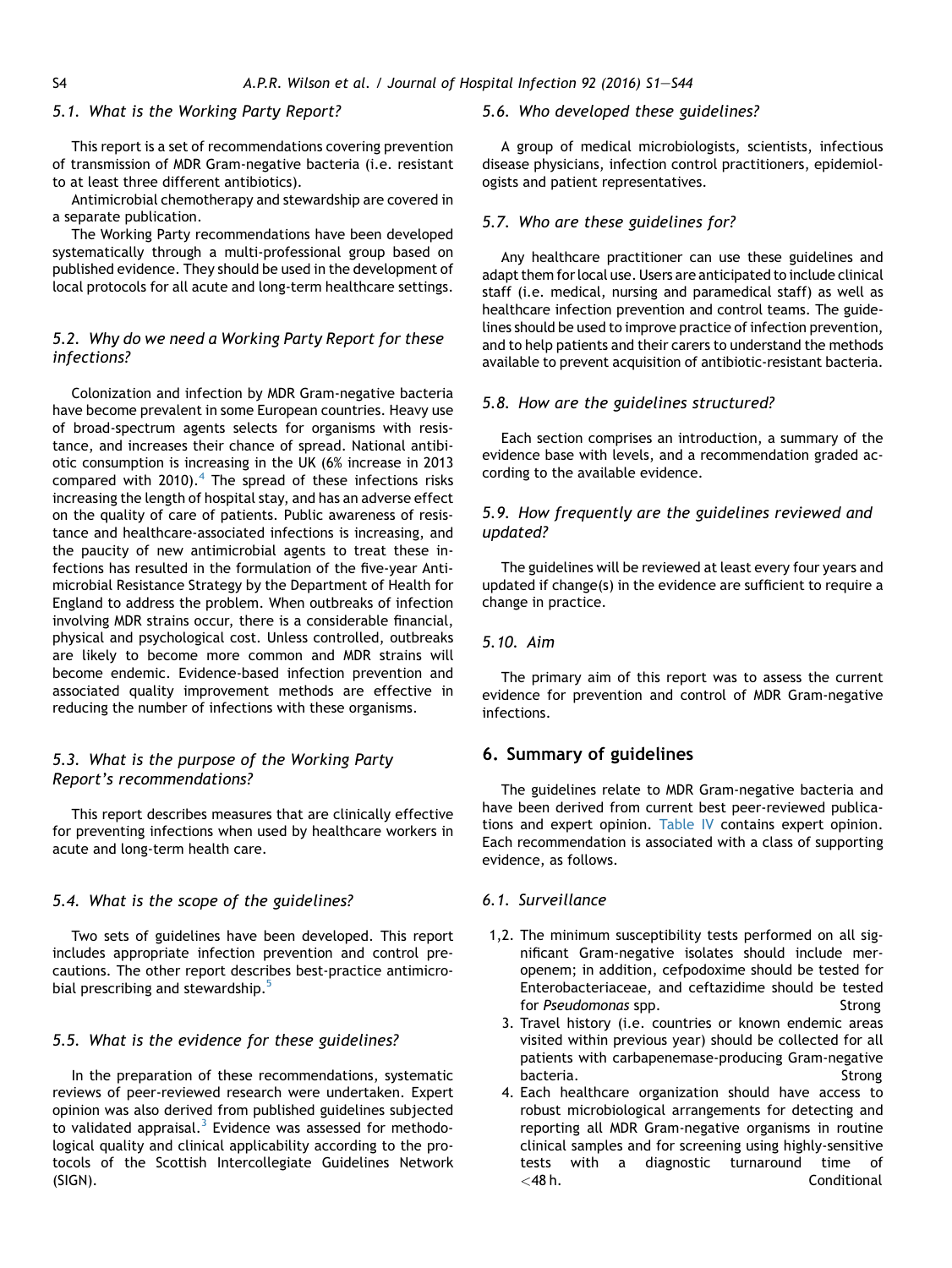### 5.1. What is the Working Party Report?

This report is a set of recommendations covering prevention of transmission of MDR Gram-negative bacteria (i.e. resistant to at least three different antibiotics).

Antimicrobial chemotherapy and stewardship are covered in a separate publication.

The Working Party recommendations have been developed systematically through a multi-professional group based on published evidence. They should be used in the development of local protocols for all acute and long-term healthcare settings.

### 5.2. Why do we need a Working Party Report for these infections?

Colonization and infection by MDR Gram-negative bacteria have become prevalent in some European countries. Heavy use of broad-spectrum agents selects for organisms with resistance, and increases their chance of spread. National antibiotic consumption is increasing in the UK (6% increase in 2013 compared with 2010).[4] The spread of these infections risks increasing the length of hospital stay, and has an adverse effect on the quality of care of patients. Public awareness of resistance and healthcare-associated infections is increasing, and the paucity of new antimicrobial agents to treat these infections has resulted in the formulation of the five-year Antimicrobial Resistance Strategy by the Department of Health for England to address the problem. When outbreaks of infection involving MDR strains occur, there is a considerable financial, physical and psychological cost. Unless controlled, outbreaks are likely to become more common and MDR strains will become endemic. Evidence-based infection prevention and associated quality improvement methods are effective in reducing the number of infections with these organisms.

### 5.3. What is the purpose of the Working Party Report's recommendations?

This report describes measures that are clinically effective for preventing infections when used by healthcare workers in acute and long-term health care.

### 5.4. What is the scope of the guidelines?

Two sets of guidelines have been developed. This report includes appropriate infection prevention and control precautions. The other report describes best-practice antimicrobial prescribing and stewardship.[5]

### 5.5. What is the evidence for these guidelines?

In the preparation of these recommendations, systematic reviews of peer-reviewed research were undertaken. Expert opinion was also derived from published guidelines subjected to validated appraisal.[3] Evidence was assessed for methodological quality and clinical applicability according to the protocols of the Scottish Intercollegiate Guidelines Network (SIGN).

### 5.6. Who developed these guidelines?

A group of medical microbiologists, scientists, infectious disease physicians, infection control practitioners, epidemiologists and patient representatives.

### 5.7. Who are these guidelines for?

Any healthcare practitioner can use these guidelines and adapt them for local use. Users are anticipated to include clinical staff (i.e. medical, nursing and paramedical staff) as well as healthcare infection prevention and control teams. The guidelines should be used to improve practice of infection prevention, and to help patients and their carers to understand the methods available to prevent acquisition of antibiotic-resistant bacteria.

### 5.8. How are the guidelines structured?

Each section comprises an introduction, a summary of the evidence base with levels, and a recommendation graded according to the available evidence.

### 5.9. How frequently are the guidelines reviewed and updated?

The guidelines will be reviewed at least every four years and updated if change(s) in the evidence are sufficient to require a change in practice.

### 5.10. Aim

The primary aim of this report was to assess the current evidence for prevention and control of MDR Gram-negative infections.

## 6. Summary of guidelines

The guidelines relate to MDR Gram-negative bacteria and have been derived from current best peer-reviewed publications and expert opinion. Table IV contains expert opinion. Each recommendation is associated with a class of supporting evidence, as follows.

### 6.1. Surveillance

1,2. The minimum susceptibility tests performed on all significant Gram-negative isolates should include meropenem; in addition, cefpodoxime should be tested for Enterobacteriaceae, and ceftazidime should be tested for *Pseudomonas* spp. Strong

3. Travel history (i.e. countries or known endemic areas visited within previous year) should be collected for all patients with carbapenemase-producing Gram-negative bacteria. Strong

4. Each healthcare organization should have access to robust microbiological arrangements for detecting and reporting all MDR Gram-negative organisms in routine clinical samples and for screening using highly-sensitive tests with a diagnostic turnaround time of <48 h. Conditional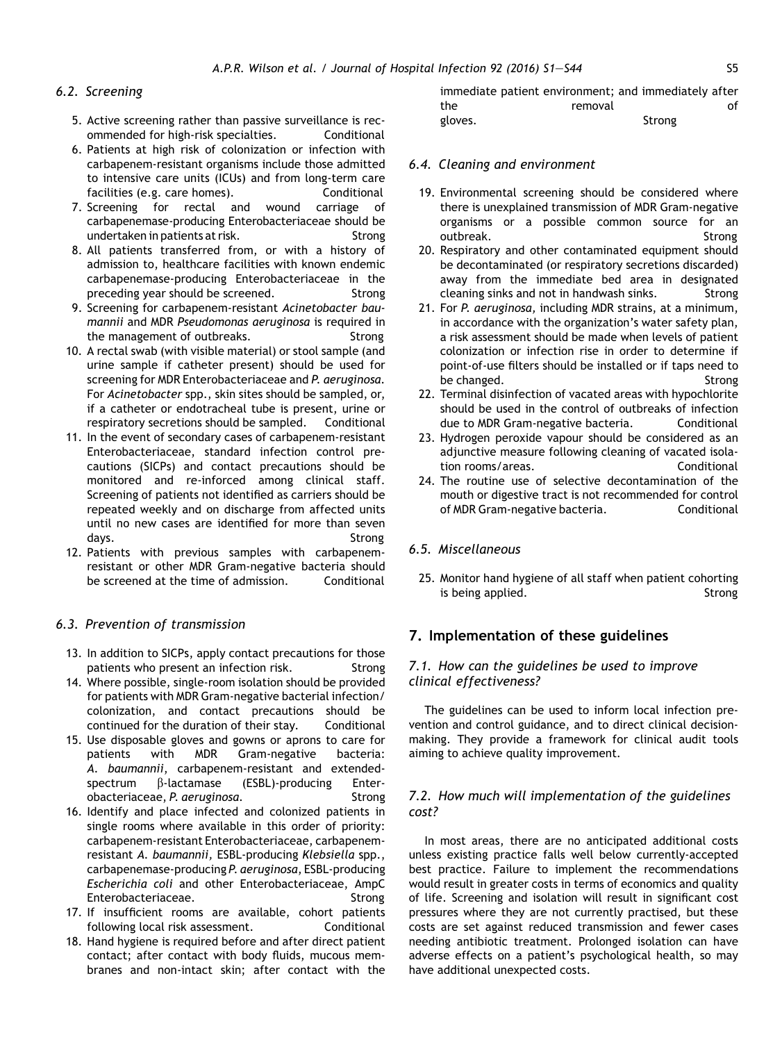### 6.2. Screening

5. Active screening rather than passive surveillance is recommended for high-risk specialties. Conditional
6. Patients at high risk of colonization or infection with carbapenem-resistant organisms include those admitted to intensive care units (ICUs) and from long-term care facilities (e.g. care homes). Conditional
7. Screening for rectal and wound carriage of carbapenemase-producing Enterobacteriaceae should be undertaken in patients at risk. Strong
8. All patients transferred from, or with a history of admission to, healthcare facilities with known endemic carbapenemase-producing Enterobacteriaceae in the preceding year should be screened. Strong
9. Screening for carbapenem-resistant *Acinetobacter baumannii* and MDR *Pseudomonas aeruginosa* is required in the management of outbreaks. Strong
10. A rectal swab (with visible material) or stool sample (and urine sample if catheter present) should be used for screening for MDR Enterobacteriaceae and *P. aeruginosa*. For *Acinetobacter* spp., skin sites should be sampled, or, if a catheter or endotracheal tube is present, urine or respiratory secretions should be sampled. Conditional
11. In the event of secondary cases of carbapenem-resistant Enterobacteriaceae, standard infection control precautions (SICPs) and contact precautions should be monitored and re-inforced among clinical staff. Screening of patients not identified as carriers should be repeated weekly and on discharge from affected units until no new cases are identified for more than seven days. Strong
12. Patients with previous samples with carbapenem-resistant or other MDR Gram-negative bacteria should be screened at the time of admission. Conditional

### 6.3. Prevention of transmission

13. In addition to SICPs, apply contact precautions for those patients who present an infection risk. Strong
14. Where possible, single-room isolation should be provided for patients with MDR Gram-negative bacterial infection/colonization, and contact precautions should be continued for the duration of their stay. Conditional
15. Use disposable gloves and gowns or aprons to care for patients with MDR Gram-negative bacteria: *A. baumannii*, carbapenem-resistant and extended-spectrum β-lactamase (ESBL)-producing Enterobacteriaceae, *P. aeruginosa*. Strong
16. Identify and place infected and colonized patients in single rooms where available in this order of priority: carbapenem-resistant Enterobacteriaceae, carbapenem-resistant *A. baumannii*, ESBL-producing *Klebsiella* spp., carbapenemase-producing *P. aeruginosa*, ESBL-producing *Escherichia coli* and other Enterobacteriaceae, AmpC Enterobacteriaceae. Strong
17. If insufficient rooms are available, cohort patients following local risk assessment. Conditional
18. Hand hygiene is required before and after direct patient contact; after contact with body fluids, mucous membranes and non-intact skin; after contact with the immediate patient environment; and immediately after the removal of gloves. Strong

### 6.4. Cleaning and environment

19. Environmental screening should be considered where there is unexplained transmission of MDR Gram-negative organisms or a possible common source for an outbreak. Strong
20. Respiratory and other contaminated equipment should be decontaminated (or respiratory secretions discarded) away from the immediate bed area in designated cleaning sinks and not in handwash sinks. Strong
21. For *P. aeruginosa*, including MDR strains, at a minimum, in accordance with the organization's water safety plan, a risk assessment should be made when levels of patient colonization or infection rise in order to determine if point-of-use filters should be installed or if taps need to be changed. Strong
22. Terminal disinfection of vacated areas with hypochlorite should be used in the control of outbreaks of infection due to MDR Gram-negative bacteria. Conditional
23. Hydrogen peroxide vapour should be considered as an adjunctive measure following cleaning of vacated isolation rooms/areas. Conditional
24. The routine use of selective decontamination of the mouth or digestive tract is not recommended for control of MDR Gram-negative bacteria. Conditional

### 6.5. Miscellaneous

25. Monitor hand hygiene of all staff when patient cohorting is being applied. Strong

## 7. Implementation of these guidelines

### 7.1. How can the guidelines be used to improve clinical effectiveness?

The guidelines can be used to inform local infection prevention and control guidance, and to direct clinical decision-making. They provide a framework for clinical audit tools aiming to achieve quality improvement.

### 7.2. How much will implementation of the guidelines cost?

In most areas, there are no anticipated additional costs unless existing practice falls well below currently-accepted best practice. Failure to implement the recommendations would result in greater costs in terms of economics and quality of life. Screening and isolation will result in significant cost pressures where they are not currently practised, but these costs are set against reduced transmission and fewer cases needing antibiotic treatment. Prolonged isolation can have adverse effects on a patient's psychological health, so may have additional unexpected costs.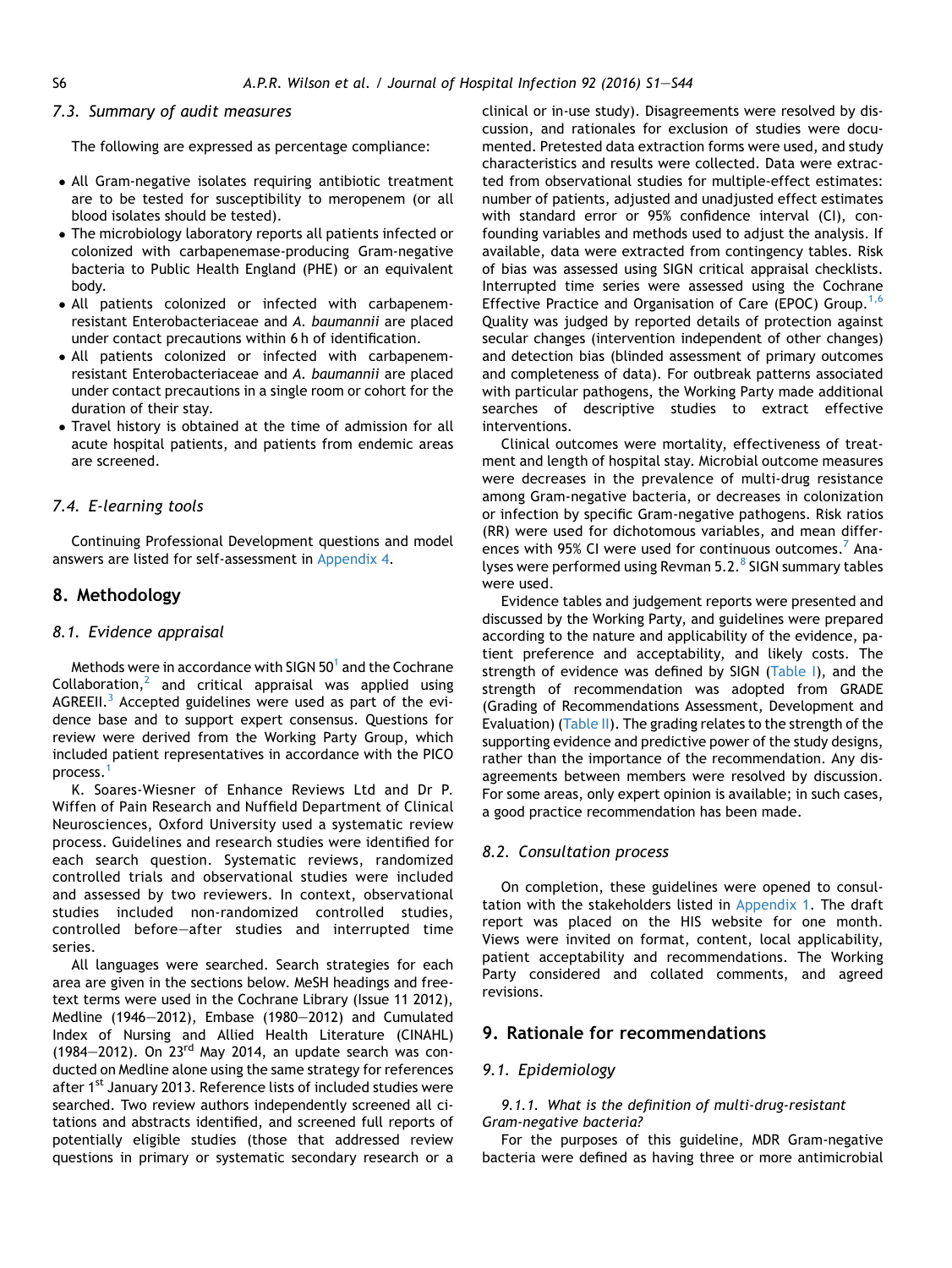### 7.3. Summary of audit measures

The following are expressed as percentage compliance:

- All Gram-negative isolates requiring antibiotic treatment are to be tested for susceptibility to meropenem (or all blood isolates should be tested).
- The microbiology laboratory reports all patients infected or colonized with carbapenemase-producing Gram-negative bacteria to Public Health England (PHE) or an equivalent body.
- All patients colonized or infected with carbapenem-resistant Enterobacteriaceae and *A. baumannii* are placed under contact precautions within 6 h of identification.
- All patients colonized or infected with carbapenem-resistant Enterobacteriaceae and *A. baumannii* are placed under contact precautions in a single room or cohort for the duration of their stay.
- Travel history is obtained at the time of admission for all acute hospital patients, and patients from endemic areas are screened.

### 7.4. E-learning tools

Continuing Professional Development questions and model answers are listed for self-assessment in Appendix 4.

## 8. Methodology

### 8.1. Evidence appraisal

Methods were in accordance with SIGN 50[1] and the Cochrane Collaboration,[2] and critical appraisal was applied using AGREEII.[3] Accepted guidelines were used as part of the evidence base and to support expert consensus. Questions for review were derived from the Working Party Group, which included patient representatives in accordance with the PICO process.[1]

K. Soares-Wiesner of Enhance Reviews Ltd and Dr P. Wiffen of Pain Research and Nuffield Department of Clinical Neurosciences, Oxford University used a systematic review process. Guidelines and research studies were identified for each search question. Systematic reviews, randomized controlled trials and observational studies were included and assessed by two reviewers. In context, observational studies included non-randomized controlled studies, controlled before–after studies and interrupted time series.

All languages were searched. Search strategies for each area are given in the sections below. MeSH headings and free-text terms were used in the Cochrane Library (Issue 11 2012), Medline (1946–2012), Embase (1980–2012) and Cumulated Index of Nursing and Allied Health Literature (CINAHL) (1984–2012). On 23rd May 2014, an update search was conducted on Medline alone using the same strategy for references after 1st January 2013. Reference lists of included studies were searched. Two review authors independently screened all citations and abstracts identified, and screened full reports of potentially eligible studies (those that addressed review questions in primary or systematic secondary research or a clinical or in-use study). Disagreements were resolved by discussion, and rationales for exclusion of studies were documented. Pretested data extraction forms were used, and study characteristics and results were collected. Data were extracted from observational studies for multiple-effect estimates: number of patients, adjusted and unadjusted effect estimates with standard error or 95% confidence interval (CI), confounding variables and methods used to adjust the analysis. If available, data were extracted from contingency tables. Risk of bias was assessed using SIGN critical appraisal checklists. Interrupted time series were assessed using the Cochrane Effective Practice and Organisation of Care (EPOC) Group.[1,6] Quality was judged by reported details of protection against secular changes (intervention independent of other changes) and detection bias (blinded assessment of primary outcomes and completeness of data). For outbreak patterns associated with particular pathogens, the Working Party made additional searches of descriptive studies to extract effective interventions.

Clinical outcomes were mortality, effectiveness of treatment and length of hospital stay. Microbial outcome measures were decreases in the prevalence of multi-drug resistance among Gram-negative bacteria, or decreases in colonization or infection by specific Gram-negative pathogens. Risk ratios (RR) were used for dichotomous variables, and mean differences with 95% CI were used for continuous outcomes.[7] Analyses were performed using Revman 5.2.[8] SIGN summary tables were used.

Evidence tables and judgement reports were presented and discussed by the Working Party, and guidelines were prepared according to the nature and applicability of the evidence, patient preference and acceptability, and likely costs. The strength of evidence was defined by SIGN (Table I), and the strength of recommendation was adopted from GRADE (Grading of Recommendations Assessment, Development and Evaluation) (Table II). The grading relates to the strength of the supporting evidence and predictive power of the study designs, rather than the importance of the recommendation. Any disagreements between members were resolved by discussion. For some areas, only expert opinion is available; in such cases, a good practice recommendation has been made.

### 8.2. Consultation process

On completion, these guidelines were opened to consultation with the stakeholders listed in Appendix 1. The draft report was placed on the HIS website for one month. Views were invited on format, content, local applicability, patient acceptability and recommendations. The Working Party considered and collated comments, and agreed revisions.

## 9. Rationale for recommendations

### 9.1. Epidemiology

#### 9.1.1. What is the definition of multi-drug-resistant Gram-negative bacteria?

For the purposes of this guideline, MDR Gram-negative bacteria were defined as having three or more antimicrobial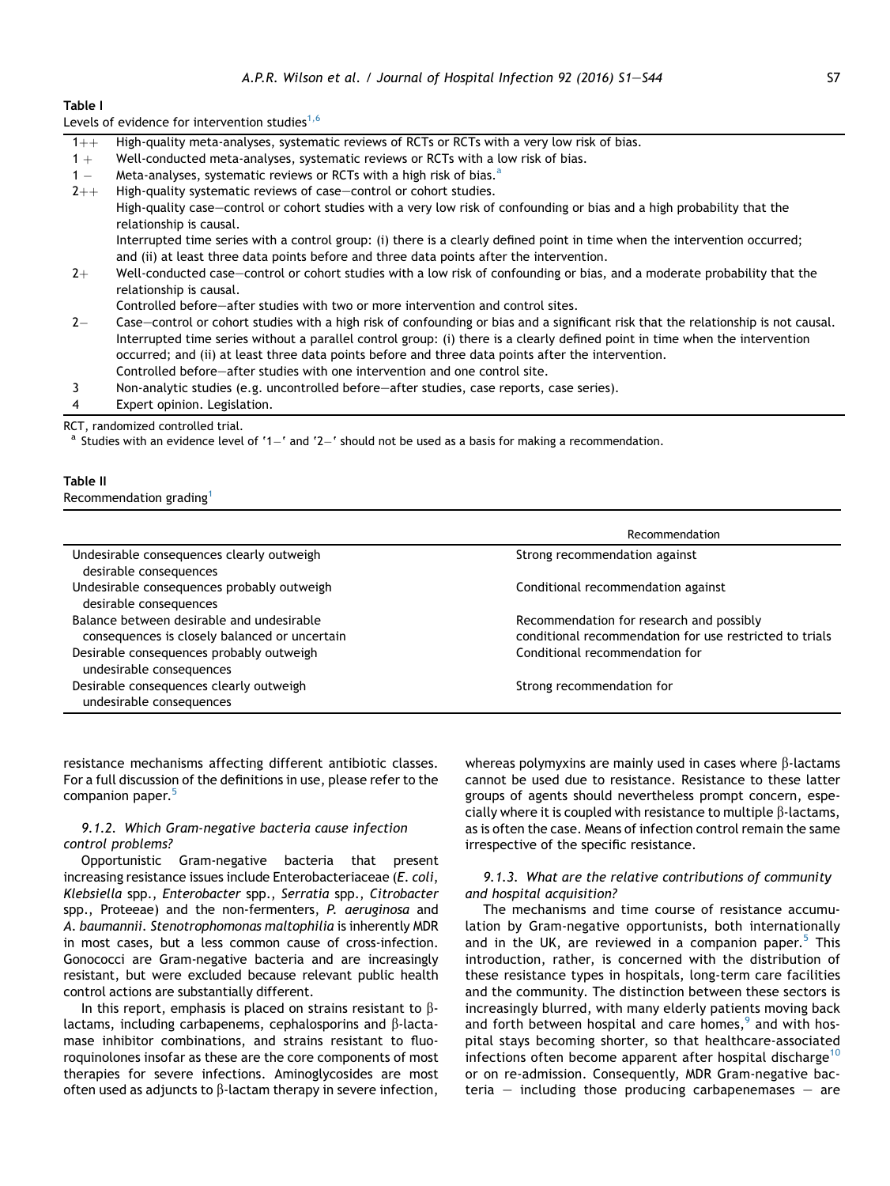**Table I**
Levels of evidence for intervention studies[1,6]

| | |
|---|---|
| 1++ | High-quality meta-analyses, systematic reviews of RCTs or RCTs with a very low risk of bias. |
| 1+ | Well-conducted meta-analyses, systematic reviews or RCTs with a low risk of bias. |
| 1− | Meta-analyses, systematic reviews or RCTs with a high risk of bias.[a] |
| 2++ | High-quality systematic reviews of case–control or cohort studies. High-quality case–control or cohort studies with a very low risk of confounding or bias and a high probability that the relationship is causal. Interrupted time series with a control group: (i) there is a clearly defined point in time when the intervention occurred; and (ii) at least three data points before and three data points after the intervention. |
| 2+ | Well-conducted case–control or cohort studies with a low risk of confounding or bias, and a moderate probability that the relationship is causal. Controlled before–after studies with two or more intervention and control sites. |
| 2− | Case–control or cohort studies with a high risk of confounding or bias and a significant risk that the relationship is not causal. Interrupted time series without a parallel control group: (i) there is a clearly defined point in time when the intervention occurred; and (ii) at least three data points before and three data points after the intervention. Controlled before–after studies with one intervention and one control site. |
| 3 | Non-analytic studies (e.g. uncontrolled before–after studies, case reports, case series). |
| 4 | Expert opinion. Legislation. |

RCT, randomized controlled trial.
[a] Studies with an evidence level of '1−' and '2−' should not be used as a basis for making a recommendation.

**Table II**
Recommendation grading[1]

| | Recommendation |
|---|---|
| Undesirable consequences clearly outweigh desirable consequences | Strong recommendation against |
| Undesirable consequences probably outweigh desirable consequences | Conditional recommendation against |
| Balance between desirable and undesirable consequences is closely balanced or uncertain | Recommendation for research and possibly conditional recommendation for use restricted to trials |
| Desirable consequences probably outweigh undesirable consequences | Conditional recommendation for |
| Desirable consequences clearly outweigh undesirable consequences | Strong recommendation for |

resistance mechanisms affecting different antibiotic classes. For a full discussion of the definitions in use, please refer to the companion paper.[5]

*9.1.2. Which Gram-negative bacteria cause infection control problems?*

Opportunistic Gram-negative bacteria that present increasing resistance issues include Enterobacteriaceae (*E. coli*, *Klebsiella* spp., *Enterobacter* spp., *Serratia* spp., *Citrobacter* spp., Proteeae) and the non-fermenters, *P. aeruginosa* and *A. baumannii*. *Stenotrophomonas maltophilia* is inherently MDR in most cases, but a less common cause of cross-infection. Gonococci are Gram-negative bacteria and are increasingly resistant, but were excluded because relevant public health control actions are substantially different.

In this report, emphasis is placed on strains resistant to β-lactams, including carbapenems, cephalosporins and β-lactamase inhibitor combinations, and strains resistant to fluoroquinolones insofar as these are the core components of most therapies for severe infections. Aminoglycosides are most often used as adjuncts to β-lactam therapy in severe infection, whereas polymyxins are mainly used in cases where β-lactams cannot be used due to resistance. Resistance to these latter groups of agents should nevertheless prompt concern, especially where it is coupled with resistance to multiple β-lactams, as is often the case. Means of infection control remain the same irrespective of the specific resistance.

*9.1.3. What are the relative contributions of community and hospital acquisition?*

The mechanisms and time course of resistance accumulation by Gram-negative opportunists, both internationally and in the UK, are reviewed in a companion paper.[5] This introduction, rather, is concerned with the distribution of these resistance types in hospitals, long-term care facilities and the community. The distinction between these sectors is increasingly blurred, with many elderly patients moving back and forth between hospital and care homes,[9] and with hospital stays becoming shorter, so that healthcare-associated infections often become apparent after hospital discharge[10] or on re-admission. Consequently, MDR Gram-negative bacteria – including those producing carbapenemases – are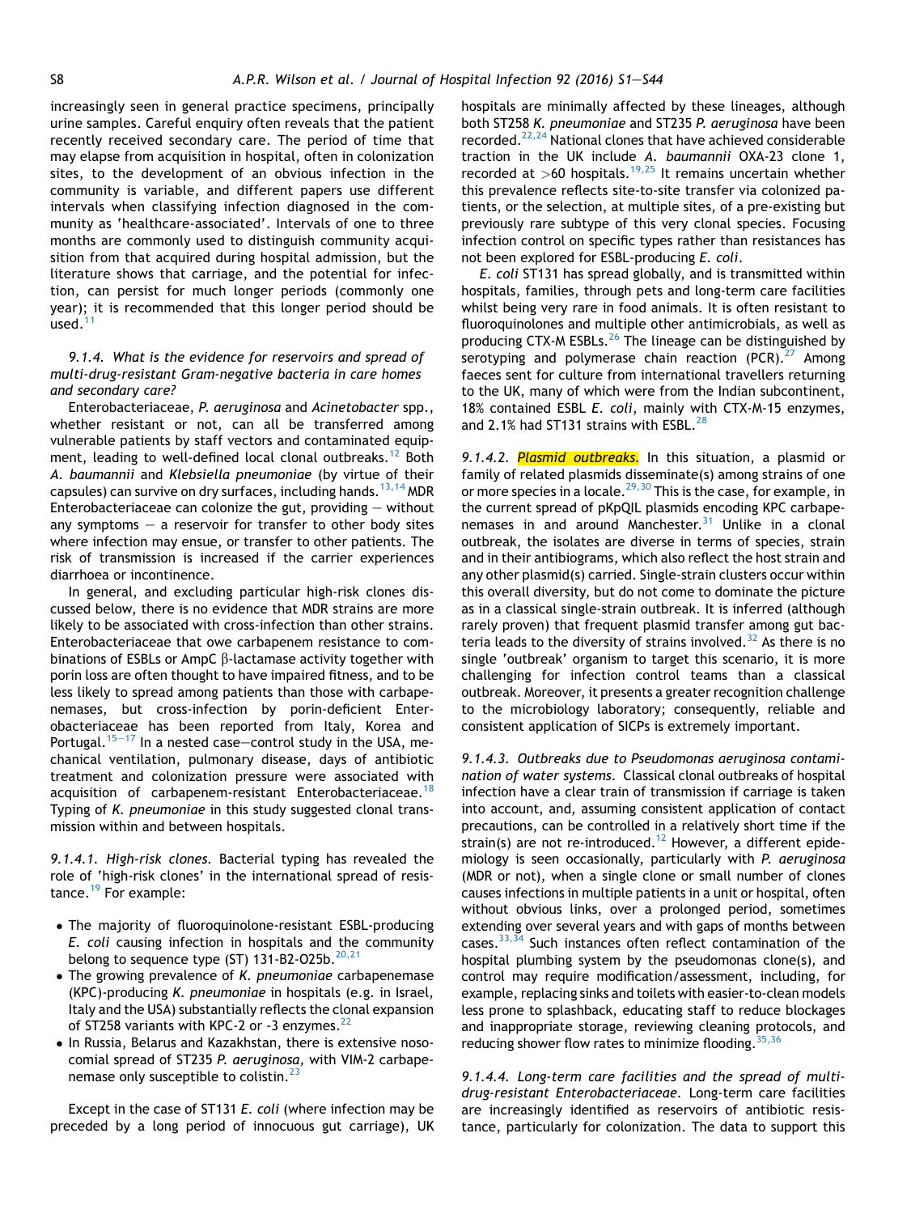increasingly seen in general practice specimens, principally urine samples. Careful enquiry often reveals that the patient recently received secondary care. The period of time that may elapse from acquisition in hospital, often in colonization sites, to the development of an obvious infection in the community is variable, and different papers use different intervals when classifying infection diagnosed in the community as 'healthcare-associated'. Intervals of one to three months are commonly used to distinguish community acquisition from that acquired during hospital admission, but the literature shows that carriage, and the potential for infection, can persist for much longer periods (commonly one year); it is recommended that this longer period should be used.[11]

#### 9.1.4. What is the evidence for reservoirs and spread of multi-drug-resistant Gram-negative bacteria in care homes and secondary care?

Enterobacteriaceae, *P. aeruginosa* and *Acinetobacter* spp., whether resistant or not, can all be transferred among vulnerable patients by staff vectors and contaminated equipment, leading to well-defined local clonal outbreaks.[12] Both *A. baumannii* and *Klebsiella pneumoniae* (by virtue of their capsules) can survive on dry surfaces, including hands.[13,14] MDR Enterobacteriaceae can colonize the gut, providing – without any symptoms – a reservoir for transfer to other body sites where infection may ensue, or transfer to other patients. The risk of transmission is increased if the carrier experiences diarrhoea or incontinence.

In general, and excluding particular high-risk clones discussed below, there is no evidence that MDR strains are more likely to be associated with cross-infection than other strains. Enterobacteriaceae that owe carbapenem resistance to combinations of ESBLs or AmpC β-lactamase activity together with porin loss are often thought to have impaired fitness, and to be less likely to spread among patients than those with carbapenemases, but cross-infection by porin-deficient Enterobacteriaceae has been reported from Italy, Korea and Portugal.[15–17] In a nested case–control study in the USA, mechanical ventilation, pulmonary disease, days of antibiotic treatment and colonization pressure were associated with acquisition of carbapenem-resistant Enterobacteriaceae.[18] Typing of *K. pneumoniae* in this study suggested clonal transmission within and between hospitals.

*9.1.4.1. High-risk clones.* Bacterial typing has revealed the role of 'high-risk clones' in the international spread of resistance.[19] For example:

- The majority of fluoroquinolone-resistant ESBL-producing *E. coli* causing infection in hospitals and the community belong to sequence type (ST) 131-B2-O25b.[20,21]
- The growing prevalence of *K. pneumoniae* carbapenemase (KPC)-producing *K. pneumoniae* in hospitals (e.g. in Israel, Italy and the USA) substantially reflects the clonal expansion of ST258 variants with KPC-2 or -3 enzymes.[22]
- In Russia, Belarus and Kazakhstan, there is extensive nosocomial spread of ST235 *P. aeruginosa*, with VIM-2 carbapenemase only susceptible to colistin.[23]

Except in the case of ST131 *E. coli* (where infection may be preceded by a long period of innocuous gut carriage), UK hospitals are minimally affected by these lineages, although both ST258 *K. pneumoniae* and ST235 *P. aeruginosa* have been recorded.[22,24] National clones that have achieved considerable traction in the UK include *A. baumannii* OXA-23 clone 1, recorded at >60 hospitals.[19,25] It remains uncertain whether this prevalence reflects site-to-site transfer via colonized patients, or the selection, at multiple sites, of a pre-existing but previously rare subtype of this very clonal species. Focusing infection control on specific types rather than resistances has not been explored for ESBL-producing *E. coli*.

*E. coli* ST131 has spread globally, and is transmitted within hospitals, families, through pets and long-term care facilities whilst being very rare in food animals. It is often resistant to fluoroquinolones and multiple other antimicrobials, as well as producing CTX-M ESBLs.[26] The lineage can be distinguished by serotyping and polymerase chain reaction (PCR).[27] Among faeces sent for culture from international travellers returning to the UK, many of which were from the Indian subcontinent, 18% contained ESBL *E. coli*, mainly with CTX-M-15 enzymes, and 2.1% had ST131 strains with ESBL.[28]

*9.1.4.2. Plasmid outbreaks.* In this situation, a plasmid or family of related plasmids disseminate(s) among strains of one or more species in a locale.[29,30] This is the case, for example, in the current spread of pKpQIL plasmids encoding KPC carbapenemases in and around Manchester.[31] Unlike in a clonal outbreak, the isolates are diverse in terms of species, strain and in their antibiograms, which also reflect the host strain and any other plasmid(s) carried. Single-strain clusters occur within this overall diversity, but do not come to dominate the picture as in a classical single-strain outbreak. It is inferred (although rarely proven) that frequent plasmid transfer among gut bacteria leads to the diversity of strains involved.[32] As there is no single 'outbreak' organism to target this scenario, it is more challenging for infection control teams than a classical outbreak. Moreover, it presents a greater recognition challenge to the microbiology laboratory; consequently, reliable and consistent application of SICPs is extremely important.

*9.1.4.3. Outbreaks due to Pseudomonas aeruginosa contamination of water systems.* Classical clonal outbreaks of hospital infection have a clear train of transmission if carriage is taken into account, and, assuming consistent application of contact precautions, can be controlled in a relatively short time if the strain(s) are not re-introduced.[12] However, a different epidemiology is seen occasionally, particularly with *P. aeruginosa* (MDR or not), when a single clone or small number of clones causes infections in multiple patients in a unit or hospital, often without obvious links, over a prolonged period, sometimes extending over several years and with gaps of months between cases.[33,34] Such instances often reflect contamination of the hospital plumbing system by the pseudomonas clone(s), and control may require modification/assessment, including, for example, replacing sinks and toilets with easier-to-clean models less prone to splashback, educating staff to reduce blockages and inappropriate storage, reviewing cleaning protocols, and reducing shower flow rates to minimize flooding.[35,36]

*9.1.4.4. Long-term care facilities and the spread of multi-drug-resistant Enterobacteriaceae.* Long-term care facilities are increasingly identified as reservoirs of antibiotic resistance, particularly for colonization. The data to support this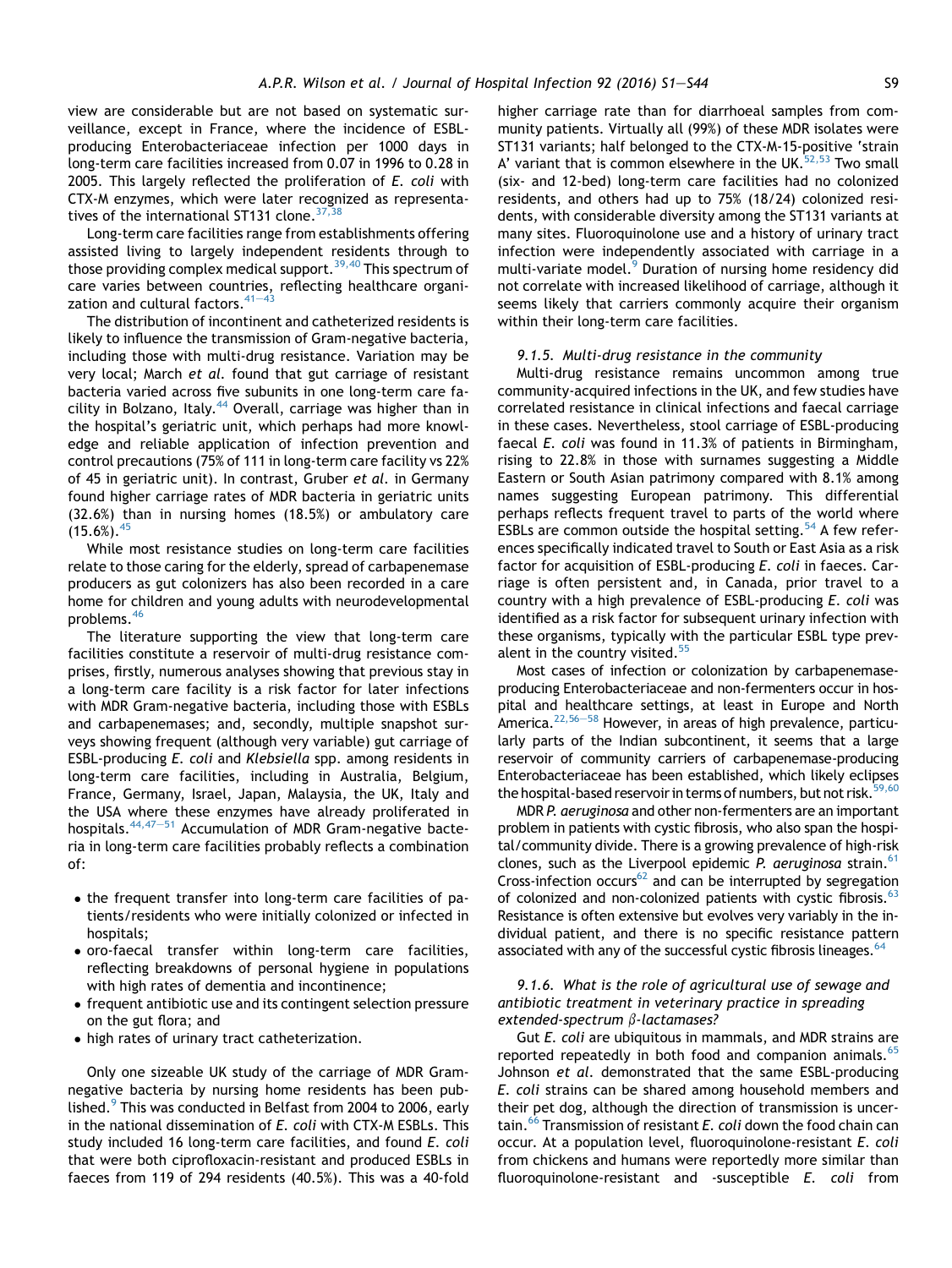view are considerable but are not based on systematic surveillance, except in France, where the incidence of ESBL-producing Enterobacteriaceae infection per 1000 days in long-term care facilities increased from 0.07 in 1996 to 0.28 in 2005. This largely reflected the proliferation of *E. coli* with CTX-M enzymes, which were later recognized as representatives of the international ST131 clone.[37,38]

Long-term care facilities range from establishments offering assisted living to largely independent residents through to those providing complex medical support.[39,40] This spectrum of care varies between countries, reflecting healthcare organization and cultural factors.[41–43]

The distribution of incontinent and catheterized residents is likely to influence the transmission of Gram-negative bacteria, including those with multi-drug resistance. Variation may be very local; March *et al.* found that gut carriage of resistant bacteria varied across five subunits in one long-term care facility in Bolzano, Italy.[44] Overall, carriage was higher than in the hospital's geriatric unit, which perhaps had more knowledge and reliable application of infection prevention and control precautions (75% of 111 in long-term care facility vs 22% of 45 in geriatric unit). In contrast, Gruber *et al.* in Germany found higher carriage rates of MDR bacteria in geriatric units (32.6%) than in nursing homes (18.5%) or ambulatory care (15.6%).[45]

While most resistance studies on long-term care facilities relate to those caring for the elderly, spread of carbapenemase producers as gut colonizers has also been recorded in a care home for children and young adults with neurodevelopmental problems.[46]

The literature supporting the view that long-term care facilities constitute a reservoir of multi-drug resistance comprises, firstly, numerous analyses showing that previous stay in a long-term care facility is a risk factor for later infections with MDR Gram-negative bacteria, including those with ESBLs and carbapenemases; and, secondly, multiple snapshot surveys showing frequent (although very variable) gut carriage of ESBL-producing *E. coli* and *Klebsiella* spp. among residents in long-term care facilities, including in Australia, Belgium, France, Germany, Israel, Japan, Malaysia, the UK, Italy and the USA where these enzymes have already proliferated in hospitals.[44,47–51] Accumulation of MDR Gram-negative bacteria in long-term care facilities probably reflects a combination of:

- the frequent transfer into long-term care facilities of patients/residents who were initially colonized or infected in hospitals;
- oro-faecal transfer within long-term care facilities, reflecting breakdowns of personal hygiene in populations with high rates of dementia and incontinence;
- frequent antibiotic use and its contingent selection pressure on the gut flora; and
- high rates of urinary tract catheterization.

Only one sizeable UK study of the carriage of MDR Gram-negative bacteria by nursing home residents has been published.[9] This was conducted in Belfast from 2004 to 2006, early in the national dissemination of *E. coli* with CTX-M ESBLs. This study included 16 long-term care facilities, and found *E. coli* that were both ciprofloxacin-resistant and produced ESBLs in faeces from 119 of 294 residents (40.5%). This was a 40-fold higher carriage rate than for diarrhoeal samples from community patients. Virtually all (99%) of these MDR isolates were ST131 variants; half belonged to the CTX-M-15-positive 'strain A' variant that is common elsewhere in the UK.[52,53] Two small (six- and 12-bed) long-term care facilities had no colonized residents, and others had up to 75% (18/24) colonized residents, with considerable diversity among the ST131 variants at many sites. Fluoroquinolone use and a history of urinary tract infection were independently associated with carriage in a multi-variate model.[9] Duration of nursing home residency did not correlate with increased likelihood of carriage, although it seems likely that carriers commonly acquire their organism within their long-term care facilities.

### 9.1.5. Multi-drug resistance in the community

Multi-drug resistance remains uncommon among true community-acquired infections in the UK, and few studies have correlated resistance in clinical infections and faecal carriage in these cases. Nevertheless, stool carriage of ESBL-producing faecal *E. coli* was found in 11.3% of patients in Birmingham, rising to 22.8% in those with surnames suggesting a Middle Eastern or South Asian patrimony compared with 8.1% among names suggesting European patrimony. This differential perhaps reflects frequent travel to parts of the world where ESBLs are common outside the hospital setting.[54] A few references specifically indicated travel to South or East Asia as a risk factor for acquisition of ESBL-producing *E. coli* in faeces. Carriage is often persistent and, in Canada, prior travel to a country with a high prevalence of ESBL-producing *E. coli* was identified as a risk factor for subsequent urinary infection with these organisms, typically with the particular ESBL type prevalent in the country visited.[55]

Most cases of infection or colonization by carbapenemase-producing Enterobacteriaceae and non-fermenters occur in hospital and healthcare settings, at least in Europe and North America.[22,56–58] However, in areas of high prevalence, particularly parts of the Indian subcontinent, it seems that a large reservoir of community carriers of carbapenemase-producing Enterobacteriaceae has been established, which likely eclipses the hospital-based reservoir in terms of numbers, but not risk.[59,60]

MDR *P. aeruginosa* and other non-fermenters are an important problem in patients with cystic fibrosis, who also span the hospital/community divide. There is a growing prevalence of high-risk clones, such as the Liverpool epidemic *P. aeruginosa* strain.[61] Cross-infection occurs[62] and can be interrupted by segregation of colonized and non-colonized patients with cystic fibrosis.[63] Resistance is often extensive but evolves very variably in the individual patient, and there is no specific resistance pattern associated with any of the successful cystic fibrosis lineages.[64]

### 9.1.6. What is the role of agricultural use of sewage and antibiotic treatment in veterinary practice in spreading extended-spectrum β-lactamases?

Gut *E. coli* are ubiquitous in mammals, and MDR strains are reported repeatedly in both food and companion animals.[65] Johnson *et al.* demonstrated that the same ESBL-producing *E. coli* strains can be shared among household members and their pet dog, although the direction of transmission is uncertain.[66] Transmission of resistant *E. coli* down the food chain can occur. At a population level, fluoroquinolone-resistant *E. coli* from chickens and humans were reportedly more similar than fluoroquinolone-resistant and -susceptible *E. coli* from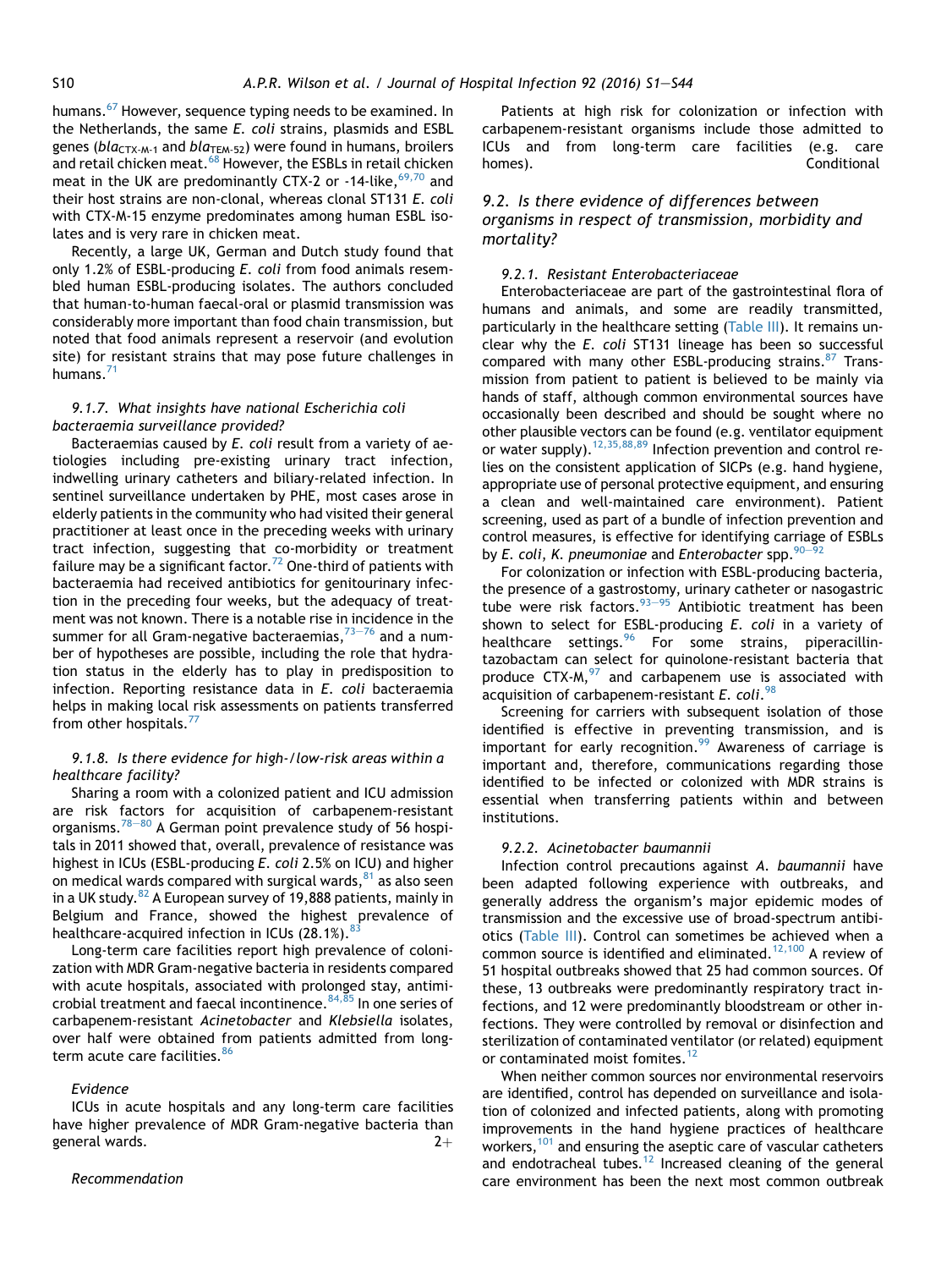humans.[67] However, sequence typing needs to be examined. In the Netherlands, the same *E. coli* strains, plasmids and ESBL genes ($bla_{CTX\text{-}M\text{-}1}$ and $bla_{TEM\text{-}52}$) were found in humans, broilers and retail chicken meat.[68] However, the ESBLs in retail chicken meat in the UK are predominantly CTX-2 or -14-like,[69,70] and their host strains are non-clonal, whereas clonal ST131 *E. coli* with CTX-M-15 enzyme predominates among human ESBL isolates and is very rare in chicken meat.

Recently, a large UK, German and Dutch study found that only 1.2% of ESBL-producing *E. coli* from food animals resembled human ESBL-producing isolates. The authors concluded that human-to-human faecal-oral or plasmid transmission was considerably more important than food chain transmission, but noted that food animals represent a reservoir (and evolution site) for resistant strains that may pose future challenges in humans.[71]

#### 9.1.7. What insights have national Escherichia coli bacteraemia surveillance provided?

Bacteraemias caused by *E. coli* result from a variety of aetiologies including pre-existing urinary tract infection, indwelling urinary catheters and biliary-related infection. In sentinel surveillance undertaken by PHE, most cases arose in elderly patients in the community who had visited their general practitioner at least once in the preceding weeks with urinary tract infection, suggesting that co-morbidity or treatment failure may be a significant factor.[72] One-third of patients with bacteraemia had received antibiotics for genitourinary infection in the preceding four weeks, but the adequacy of treatment was not known. There is a notable rise in incidence in the summer for all Gram-negative bacteraemias,[73–76] and a number of hypotheses are possible, including the role that hydration status in the elderly has to play in predisposition to infection. Reporting resistance data in *E. coli* bacteraemia helps in making local risk assessments on patients transferred from other hospitals.[77]

#### 9.1.8. Is there evidence for high-/low-risk areas within a healthcare facility?

Sharing a room with a colonized patient and ICU admission are risk factors for acquisition of carbapenem-resistant organisms.[78–80] A German point prevalence study of 56 hospitals in 2011 showed that, overall, prevalence of resistance was highest in ICUs (ESBL-producing *E. coli* 2.5% on ICU) and higher on medical wards compared with surgical wards,[81] as also seen in a UK study.[82] A European survey of 19,888 patients, mainly in Belgium and France, showed the highest prevalence of healthcare-acquired infection in ICUs (28.1%).[83]

Long-term care facilities report high prevalence of colonization with MDR Gram-negative bacteria in residents compared with acute hospitals, associated with prolonged stay, antimicrobial treatment and faecal incontinence.[84,85] In one series of carbapenem-resistant *Acinetobacter* and *Klebsiella* isolates, over half were obtained from patients admitted from long-term acute care facilities.[86]

*Evidence*

ICUs in acute hospitals and any long-term care facilities have higher prevalence of MDR Gram-negative bacteria than general wards. 2+

*Recommendation*

Patients at high risk for colonization or infection with carbapenem-resistant organisms include those admitted to ICUs and from long-term care facilities (e.g. care homes). Conditional

### 9.2. Is there evidence of differences between organisms in respect of transmission, morbidity and mortality?

#### 9.2.1. Resistant Enterobacteriaceae

Enterobacteriaceae are part of the gastrointestinal flora of humans and animals, and some are readily transmitted, particularly in the healthcare setting (Table III). It remains unclear why the *E. coli* ST131 lineage has been so successful compared with many other ESBL-producing strains.[87] Transmission from patient to patient is believed to be mainly via hands of staff, although common environmental sources have occasionally been described and should be sought where no other plausible vectors can be found (e.g. ventilator equipment or water supply).[12,35,88,89] Infection prevention and control relies on the consistent application of SICPs (e.g. hand hygiene, appropriate use of personal protective equipment, and ensuring a clean and well-maintained care environment). Patient screening, used as part of a bundle of infection prevention and control measures, is effective for identifying carriage of ESBLs by *E. coli*, *K. pneumoniae* and *Enterobacter* spp.[90–92]

For colonization or infection with ESBL-producing bacteria, the presence of a gastrostomy, urinary catheter or nasogastric tube were risk factors.[93–95] Antibiotic treatment has been shown to select for ESBL-producing *E. coli* in a variety of healthcare settings.[96] For some strains, piperacillin-tazobactam can select for quinolone-resistant bacteria that produce CTX-M,[97] and carbapenem use is associated with acquisition of carbapenem-resistant *E. coli*.[98]

Screening for carriers with subsequent isolation of those identified is effective in preventing transmission, and is important for early recognition.[99] Awareness of carriage is important and, therefore, communications regarding those identified to be infected or colonized with MDR strains is essential when transferring patients within and between institutions.

#### 9.2.2. Acinetobacter baumannii

Infection control precautions against *A. baumannii* have been adapted following experience with outbreaks, and generally address the organism's major epidemic modes of transmission and the excessive use of broad-spectrum antibiotics (Table III). Control can sometimes be achieved when a common source is identified and eliminated.[12,100] A review of 51 hospital outbreaks showed that 25 had common sources. Of these, 13 outbreaks were predominantly respiratory tract infections, and 12 were predominantly bloodstream or other infections. They were controlled by removal or disinfection and sterilization of contaminated ventilator (or related) equipment or contaminated moist fomites.[12]

When neither common sources nor environmental reservoirs are identified, control has depended on surveillance and isolation of colonized and infected patients, along with promoting improvements in the hand hygiene practices of healthcare workers,[101] and ensuring the aseptic care of vascular catheters and endotracheal tubes.[12] Increased cleaning of the general care environment has been the next most common outbreak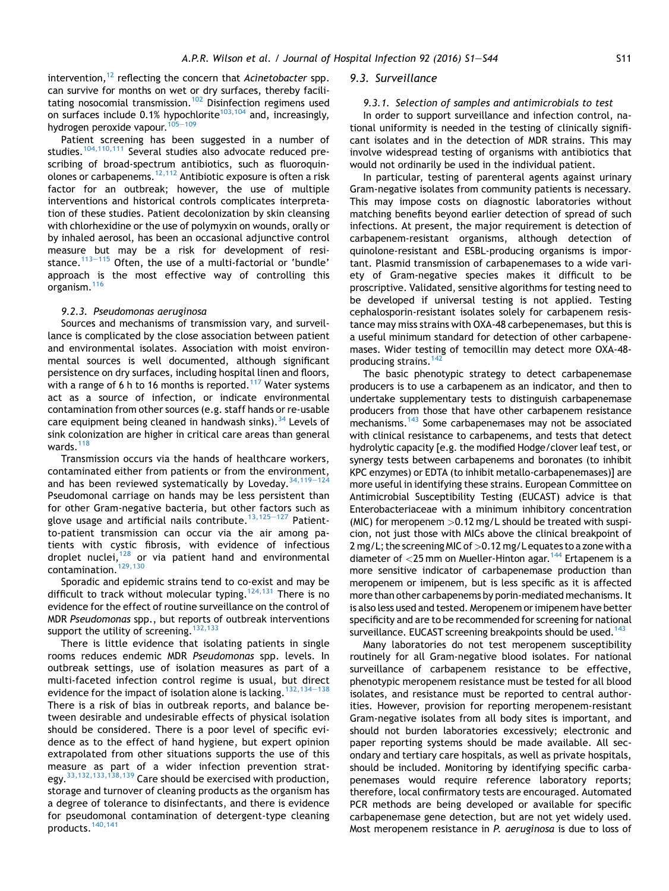intervention,[12] reflecting the concern that *Acinetobacter* spp. can survive for months on wet or dry surfaces, thereby facilitating nosocomial transmission.[102] Disinfection regimens used on surfaces include 0.1% hypochlorite[103,104] and, increasingly, hydrogen peroxide vapour.[105–109]

Patient screening has been suggested in a number of studies.[104,110,111] Several studies also advocate reduced prescribing of broad-spectrum antibiotics, such as fluoroquinolones or carbapenems.[12,112] Antibiotic exposure is often a risk factor for an outbreak; however, the use of multiple interventions and historical controls complicates interpretation of these studies. Patient decolonization by skin cleansing with chlorhexidine or the use of polymyxin on wounds, orally or by inhaled aerosol, has been an occasional adjunctive control measure but may be a risk for development of resistance.[113–115] Often, the use of a multi-factorial or 'bundle' approach is the most effective way of controlling this organism.[116]

#### 9.2.3. *Pseudomonas aeruginosa*

Sources and mechanisms of transmission vary, and surveillance is complicated by the close association between patient and environmental isolates. Association with moist environmental sources is well documented, although significant persistence on dry surfaces, including hospital linen and floors, with a range of 6 h to 16 months is reported.[117] Water systems act as a source of infection, or indicate environmental contamination from other sources (e.g. staff hands or re-usable care equipment being cleaned in handwash sinks).[34] Levels of sink colonization are higher in critical care areas than general wards.[118]

Transmission occurs via the hands of healthcare workers, contaminated either from patients or from the environment, and has been reviewed systematically by Loveday.[34,119–124] Pseudomonal carriage on hands may be less persistent than for other Gram-negative bacteria, but other factors such as glove usage and artificial nails contribute.[13,125–127] Patient-to-patient transmission can occur via the air among patients with cystic fibrosis, with evidence of infectious droplet nuclei,[128] or via patient hand and environmental contamination.[129,130]

Sporadic and epidemic strains tend to co-exist and may be difficult to track without molecular typing.[124,131] There is no evidence for the effect of routine surveillance on the control of MDR *Pseudomonas* spp., but reports of outbreak interventions support the utility of screening.[132,133]

There is little evidence that isolating patients in single rooms reduces endemic MDR *Pseudomonas* spp. levels. In outbreak settings, use of isolation measures as part of a multi-faceted infection control regime is usual, but direct evidence for the impact of isolation alone is lacking.[132,134–138] There is a risk of bias in outbreak reports, and balance between desirable and undesirable effects of physical isolation should be considered. There is a poor level of specific evidence as to the effect of hand hygiene, but expert opinion extrapolated from other situations supports the use of this measure as part of a wider infection prevention strategy.[33,132,133,138,139] Care should be exercised with production, storage and turnover of cleaning products as the organism has a degree of tolerance to disinfectants, and there is evidence for pseudomonal contamination of detergent-type cleaning products.[140,141]

### 9.3. Surveillance

#### 9.3.1. Selection of samples and antimicrobials to test

In order to support surveillance and infection control, national uniformity is needed in the testing of clinically significant isolates and in the detection of MDR strains. This may involve widespread testing of organisms with antibiotics that would not ordinarily be used in the individual patient.

In particular, testing of parenteral agents against urinary Gram-negative isolates from community patients is necessary. This may impose costs on diagnostic laboratories without matching benefits beyond earlier detection of spread of such infections. At present, the major requirement is detection of carbapenem-resistant organisms, although detection of quinolone-resistant and ESBL-producing organisms is important. Plasmid transmission of carbapenemases to a wide variety of Gram-negative species makes it difficult to be proscriptive. Validated, sensitive algorithms for testing need to be developed if universal testing is not applied. Testing cephalosporin-resistant isolates solely for carbapenem resistance may miss strains with OXA-48 carbepenemases, but this is a useful minimum standard for detection of other carbapenemases. Wider testing of temocillin may detect more OXA-48-producing strains.[142]

The basic phenotypic strategy to detect carbapenemase producers is to use a carbapenem as an indicator, and then to undertake supplementary tests to distinguish carbapenemase producers from those that have other carbapenem resistance mechanisms.[143] Some carbapenemases may not be associated with clinical resistance to carbapenems, and tests that detect hydrolytic capacity [e.g. the modified Hodge/clover leaf test, or synergy tests between carbapenems and boronates (to inhibit KPC enzymes) or EDTA (to inhibit metallo-carbapenemases)] are more useful in identifying these strains. European Committee on Antimicrobial Susceptibility Testing (EUCAST) advice is that Enterobacteriaceae with a minimum inhibitory concentration (MIC) for meropenem >0.12 mg/L should be treated with suspicion, not just those with MICs above the clinical breakpoint of 2 mg/L; the screening MIC of >0.12 mg/L equates to a zone with a diameter of <25 mm on Mueller-Hinton agar.[144] Ertapenem is a more sensitive indicator of carbapenemase production than meropenem or imipenem, but is less specific as it is affected more than other carbapenems by porin-mediated mechanisms. It is also less used and tested. Meropenem or imipenem have better specificity and are to be recommended for screening for national surveillance. EUCAST screening breakpoints should be used.[143]

Many laboratories do not test meropenem susceptibility routinely for all Gram-negative blood isolates. For national surveillance of carbapenem resistance to be effective, phenotypic meropenem resistance must be tested for all blood isolates, and resistance must be reported to central authorities. However, provision for reporting meropenem-resistant Gram-negative isolates from all body sites is important, and should not burden laboratories excessively; electronic and paper reporting systems should be made available. All secondary and tertiary care hospitals, as well as private hospitals, should be included. Monitoring by identifying specific carbapenemases would require reference laboratory reports; therefore, local confirmatory tests are encouraged. Automated PCR methods are being developed or available for specific carbapenemase gene detection, but are not yet widely used. Most meropenem resistance in *P. aeruginosa* is due to loss of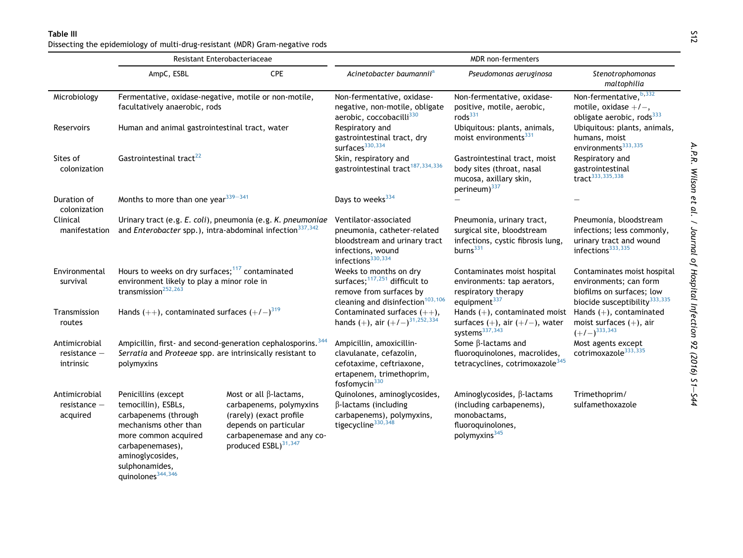**Table III**

Dissecting the epidemiology of multi-drug-resistant (MDR) Gram-negative rods

| | Resistant Enterobacteriaceae | | MDR non-fermenters | | |
|---|---|---|---|---|---|
| | AmpC, ESBL | CPE | *Acinetobacter baumannii*[a] | *Pseudomonas aeruginosa* | *Stenotrophomonas maltophilia* |
| Microbiology | Fermentative, oxidase-negative, motile or non-motile, facultatively anaerobic, rods | | Non-fermentative, oxidase-negative, non-motile, obligate aerobic, coccobacilli[330] | Non-fermentative, oxidase-positive, motile, aerobic, rods[331] | Non-fermentative,[b,332] motile, oxidase +/−, obligate aerobic, rods[333] |
| Reservoirs | Human and animal gastrointestinal tract, water | | Respiratory and gastrointestinal tract, dry surfaces[330,334] | Ubiquitous: plants, animals, moist environments[331] | Ubiquitous: plants, animals, humans, moist environments[333,335] |
| Sites of colonization | Gastrointestinal tract[22] | | Skin, respiratory and gastrointestinal tract[187,334,336] | Gastrointestinal tract, moist body sites (throat, nasal mucosa, axillary skin, perineum)[337] | Respiratory and gastrointestinal tract[333,335,338] |
| Duration of colonization | Months to more than one year[339–341] | | Days to weeks[334] | – | – |
| Clinical manifestation | Urinary tract (e.g. *E. coli*), pneumonia (e.g. *K. pneumoniae* and *Enterobacter* spp.), intra-abdominal infection[337,342] | | Ventilator-associated pneumonia, catheter-related bloodstream and urinary tract infections, wound infections[330,334] | Pneumonia, urinary tract, surgical site, bloodstream infections, cystic fibrosis lung, burns[331] | Pneumonia, bloodstream infections; less commonly, urinary tract and wound infections[333,335] |
| Environmental survival | Hours to weeks on dry surfaces;[117] contaminated environment likely to play a minor role in transmission[252,263] | | Weeks to months on dry surfaces;[117,251] difficult to remove from surfaces by cleaning and disinfection[103,106] | Contaminates moist hospital environments: tap aerators, respiratory therapy equipment[337] | Contaminates moist hospital environments; can form biofilms on surfaces; low biocide susceptibility[333,335] |
| Transmission routes | Hands (++), contaminated surfaces (+/−)[319] | | Contaminated surfaces (++), hands (+), air (+/−)[31,252,334] | Hands (+), contaminated moist surfaces (+), air (+/−), water systems[337,343] | Hands (+), contaminated moist surfaces (+), air (+/−)[333,343] |
| Antimicrobial resistance – intrinsic | Ampicillin, first- and second-generation cephalosporins.[344] *Serratia* and *Proteeae* spp. are intrinsically resistant to polymyxins | | Ampicillin, amoxicillin-clavulanate, cefazolin, cefotaxime, ceftriaxone, ertapenem, trimethoprim, fosfomycin[330] | Some β-lactams and fluoroquinolones, macrolides, tetracyclines, cotrimoxazole[345] | Most agents except cotrimoxazole[333,335] |
| Antimicrobial resistance – acquired | Penicillins (except temocillin), ESBLs, carbapenems (through mechanisms other than more common acquired carbapenemases), aminoglycosides, sulphonamides, quinolones[344,346] | Most or all β-lactams, carbapenems, polymyxins (rarely) (exact profile depends on particular carbapenemase and any co-produced ESBL)[31,347] | Quinolones, aminoglycosides, β-lactams (including carbapenems), polymyxins, tigecycline[330,348] | Aminoglycosides, β-lactams (including carbapenems), monobactams, fluoroquinolones, polymyxins[345] | Trimethoprim/sulfamethoxazole |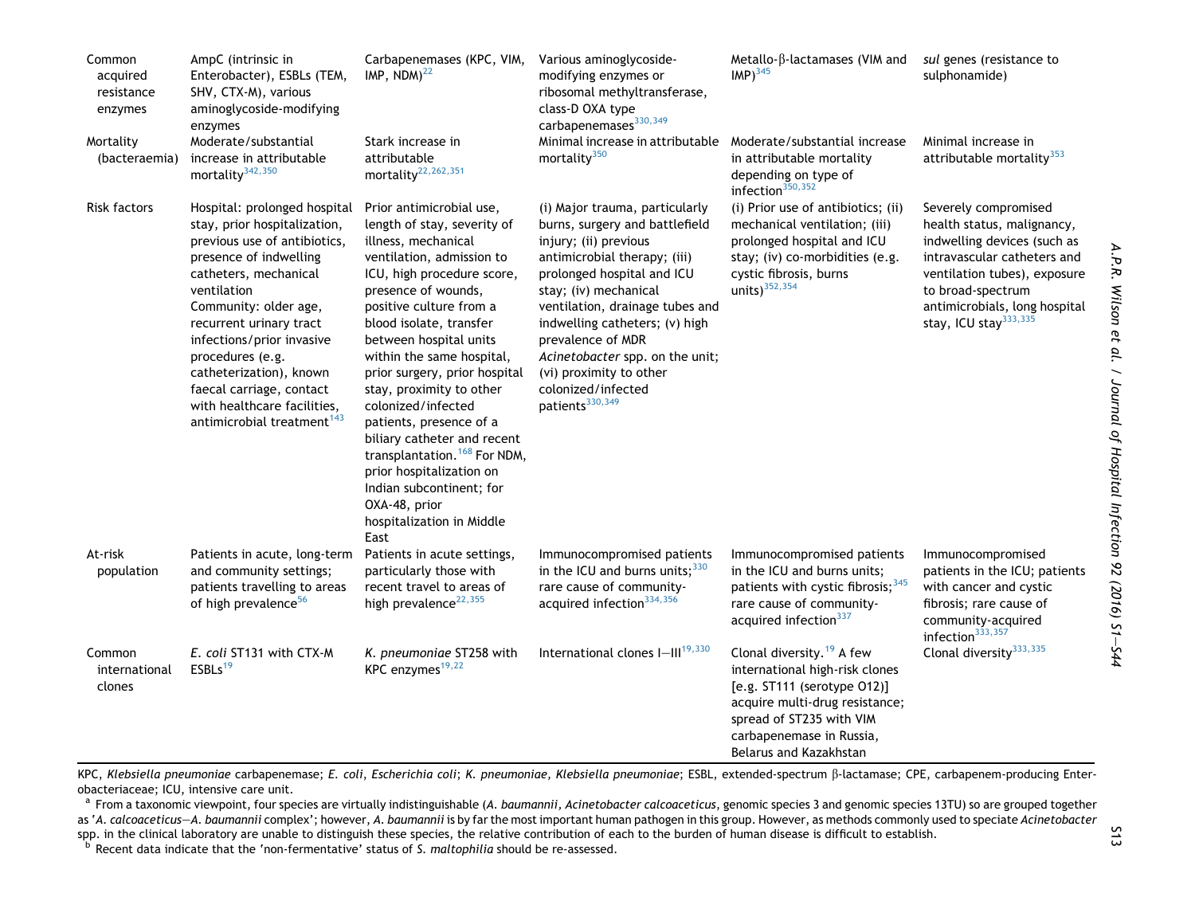| Common acquired resistance enzymes | AmpC (intrinsic in Enterobacter), ESBLs (TEM, SHV, CTX-M), various aminoglycoside-modifying enzymes | Carbapenemases (KPC, VIM, IMP, NDM)[22] | Various aminoglycoside-modifying enzymes or ribosomal methyltransferase, class-D OXA type carbapenemases[330,349] | Metallo-β-lactamases (VIM and IMP)[345] | *sul* genes (resistance to sulphonamide) |
|---|---|---|---|---|---|
| Mortality (bacteraemia) | Moderate/substantial increase in attributable mortality[342,350] | Stark increase in attributable mortality[22,262,351] | Minimal increase in attributable mortality[350] | Moderate/substantial increase in attributable mortality depending on type of infection[350,352] | Minimal increase in attributable mortality[353] |
| Risk factors | Hospital: prolonged hospital stay, prior hospitalization, previous use of antibiotics, presence of indwelling catheters, mechanical ventilation<br>Community: older age, recurrent urinary tract infections/prior invasive procedures (e.g. catheterization), known faecal carriage, contact with healthcare facilities, antimicrobial treatment[143] | Prior antimicrobial use, length of stay, severity of illness, mechanical ventilation, admission to ICU, high procedure score, presence of wounds, positive culture from a blood isolate, transfer between hospital units within the same hospital, prior surgery, prior hospital stay, proximity to other colonized/infected patients, presence of a biliary catheter and recent transplantation.[168] For NDM, prior hospitalization on Indian subcontinent; for OXA-48, prior hospitalization in Middle East | (i) Major trauma, particularly burns, surgery and battlefield injury; (ii) previous antimicrobial therapy; (iii) prolonged hospital and ICU stay; (iv) mechanical ventilation, drainage tubes and indwelling catheters; (v) high prevalence of MDR *Acinetobacter* spp. on the unit; (vi) proximity to other colonized/infected patients[330,349] | (i) Prior use of antibiotics; (ii) mechanical ventilation; (iii) prolonged hospital and ICU stay; (iv) co-morbidities (e.g. cystic fibrosis, burns units)[352,354] | Severely compromised health status, malignancy, indwelling devices (such as intravascular catheters and ventilation tubes), exposure to broad-spectrum antimicrobials, long hospital stay, ICU stay[333,335] |
| At-risk population | Patients in acute, long-term and community settings; patients travelling to areas of high prevalence[56] | Patients in acute settings, particularly those with recent travel to areas of high prevalence[22,355] | Immunocompromised patients in the ICU and burns units;[330] rare cause of community-acquired infection[334,356] | Immunocompromised patients in the ICU and burns units; patients with cystic fibrosis;[345] rare cause of community-acquired infection[337] | Immunocompromised patients in the ICU; patients with cancer and cystic fibrosis; rare cause of community-acquired infection[333,357] |
| Common international clones | *E. coli* ST131 with CTX-M ESBLs[19] | *K. pneumoniae* ST258 with KPC enzymes[19,22] | International clones I–III[19,330] | Clonal diversity.[19] A few international high-risk clones [e.g. ST111 (serotype O12)] acquire multi-drug resistance; spread of ST235 with VIM carbapenemase in Russia, Belarus and Kazakhstan | Clonal diversity[333,335] |

KPC, *Klebsiella pneumoniae* carbapenemase; *E. coli*, *Escherichia coli*; *K. pneumoniae*, *Klebsiella pneumoniae*; ESBL, extended-spectrum β-lactamase; CPE, carbapenem-producing Enterobacteriaceae; ICU, intensive care unit.

[a] From a taxonomic viewpoint, four species are virtually indistinguishable (*A. baumannii*, *Acinetobacter calcoaceticus*, genomic species 3 and genomic species 13TU) so are grouped together as '*A. calcoaceticus*–*A. baumannii* complex'; however, *A. baumannii* is by far the most important human pathogen in this group. However, as methods commonly used to speciate *Acinetobacter* spp. in the clinical laboratory are unable to distinguish these species, the relative contribution of each to the burden of human disease is difficult to establish.

[b] Recent data indicate that the 'non-fermentative' status of *S. maltophilia* should be re-assessed.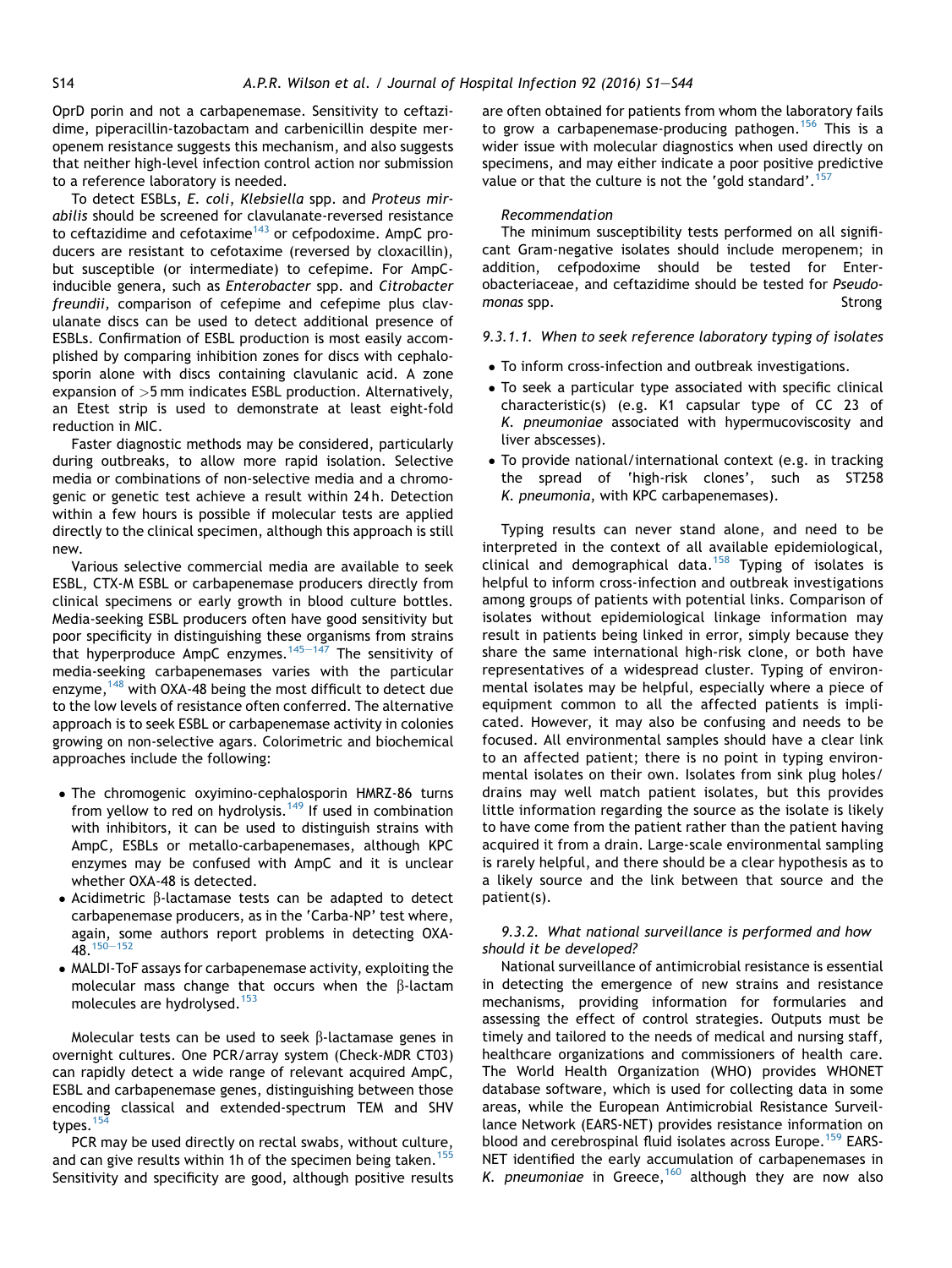OprD porin and not a carbapenemase. Sensitivity to ceftazidime, piperacillin-tazobactam and carbenicillin despite meropenem resistance suggests this mechanism, and also suggests that neither high-level infection control action nor submission to a reference laboratory is needed.

To detect ESBLs, *E. coli*, *Klebsiella* spp. and *Proteus mirabilis* should be screened for clavulanate-reversed resistance to ceftazidime and cefotaxime[143] or cefpodoxime. AmpC producers are resistant to cefotaxime (reversed by cloxacillin), but susceptible (or intermediate) to cefepime. For AmpC-inducible genera, such as *Enterobacter* spp. and *Citrobacter freundii*, comparison of cefepime and cefepime plus clavulanate discs can be used to detect additional presence of ESBLs. Confirmation of ESBL production is most easily accomplished by comparing inhibition zones for discs with cephalosporin alone with discs containing clavulanic acid. A zone expansion of >5 mm indicates ESBL production. Alternatively, an Etest strip is used to demonstrate at least eight-fold reduction in MIC.

Faster diagnostic methods may be considered, particularly during outbreaks, to allow more rapid isolation. Selective media or combinations of non-selective media and a chromogenic or genetic test achieve a result within 24 h. Detection within a few hours is possible if molecular tests are applied directly to the clinical specimen, although this approach is still new.

Various selective commercial media are available to seek ESBL, CTX-M ESBL or carbapenemase producers directly from clinical specimens or early growth in blood culture bottles. Media-seeking ESBL producers often have good sensitivity but poor specificity in distinguishing these organisms from strains that hyperproduce AmpC enzymes.[145–147] The sensitivity of media-seeking carbapenemases varies with the particular enzyme,[148] with OXA-48 being the most difficult to detect due to the low levels of resistance often conferred. The alternative approach is to seek ESBL or carbapenemase activity in colonies growing on non-selective agars. Colorimetric and biochemical approaches include the following:

- The chromogenic oxyimino-cephalosporin HMRZ-86 turns from yellow to red on hydrolysis.[149] If used in combination with inhibitors, it can be used to distinguish strains with AmpC, ESBLs or metallo-carbapenemases, although KPC enzymes may be confused with AmpC and it is unclear whether OXA-48 is detected.
- Acidimetric β-lactamase tests can be adapted to detect carbapenemase producers, as in the 'Carba-NP' test where, again, some authors report problems in detecting OXA-48.[150–152]
- MALDI-ToF assays for carbapenemase activity, exploiting the molecular mass change that occurs when the β-lactam molecules are hydrolysed.[153]

Molecular tests can be used to seek β-lactamase genes in overnight cultures. One PCR/array system (Check-MDR CT03) can rapidly detect a wide range of relevant acquired AmpC, ESBL and carbapenemase genes, distinguishing between those encoding classical and extended-spectrum TEM and SHV types.[154]

PCR may be used directly on rectal swabs, without culture, and can give results within 1h of the specimen being taken.[155] Sensitivity and specificity are good, although positive results are often obtained for patients from whom the laboratory fails to grow a carbapenemase-producing pathogen.[156] This is a wider issue with molecular diagnostics when used directly on specimens, and may either indicate a poor positive predictive value or that the culture is not the 'gold standard'.[157]

*Recommendation*

The minimum susceptibility tests performed on all significant Gram-negative isolates should include meropenem; in addition, cefpodoxime should be tested for Enterobacteriaceae, and ceftazidime should be tested for *Pseudomonas* spp. Strong

#### *9.3.1.1. When to seek reference laboratory typing of isolates*

- To inform cross-infection and outbreak investigations.
- To seek a particular type associated with specific clinical characteristic(s) (e.g. K1 capsular type of CC 23 of *K. pneumoniae* associated with hypermucoviscosity and liver abscesses).
- To provide national/international context (e.g. in tracking the spread of 'high-risk clones', such as ST258 *K. pneumonia*, with KPC carbapenemases).

Typing results can never stand alone, and need to be interpreted in the context of all available epidemiological, clinical and demographical data.[158] Typing of isolates is helpful to inform cross-infection and outbreak investigations among groups of patients with potential links. Comparison of isolates without epidemiological linkage information may result in patients being linked in error, simply because they share the same international high-risk clone, or both have representatives of a widespread cluster. Typing of environmental isolates may be helpful, especially where a piece of equipment common to all the affected patients is implicated. However, it may also be confusing and needs to be focused. All environmental samples should have a clear link to an affected patient; there is no point in typing environmental isolates on their own. Isolates from sink plug holes/drains may well match patient isolates, but this provides little information regarding the source as the isolate is likely to have come from the patient rather than the patient having acquired it from a drain. Large-scale environmental sampling is rarely helpful, and there should be a clear hypothesis as to a likely source and the link between that source and the patient(s).

### *9.3.2. What national surveillance is performed and how should it be developed?*

National surveillance of antimicrobial resistance is essential in detecting the emergence of new strains and resistance mechanisms, providing information for formularies and assessing the effect of control strategies. Outputs must be timely and tailored to the needs of medical and nursing staff, healthcare organizations and commissioners of health care. The World Health Organization (WHO) provides WHONET database software, which is used for collecting data in some areas, while the European Antimicrobial Resistance Surveillance Network (EARS-NET) provides resistance information on blood and cerebrospinal fluid isolates across Europe.[159] EARS-NET identified the early accumulation of carbapenemases in *K. pneumoniae* in Greece,[160] although they are now also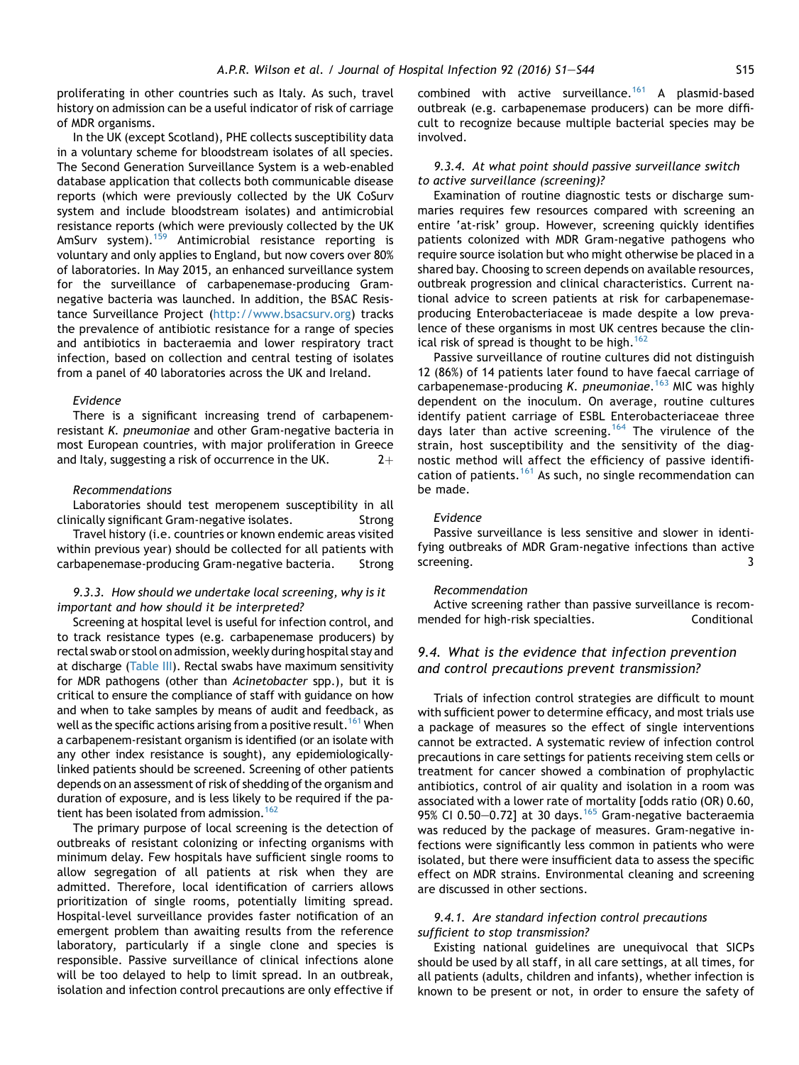proliferating in other countries such as Italy. As such, travel history on admission can be a useful indicator of risk of carriage of MDR organisms.

In the UK (except Scotland), PHE collects susceptibility data in a voluntary scheme for bloodstream isolates of all species. The Second Generation Surveillance System is a web-enabled database application that collects both communicable disease reports (which were previously collected by the UK CoSurv system and include bloodstream isolates) and antimicrobial resistance reports (which were previously collected by the UK AmSurv system).[159] Antimicrobial resistance reporting is voluntary and only applies to England, but now covers over 80% of laboratories. In May 2015, an enhanced surveillance system for the surveillance of carbapenemase-producing Gram-negative bacteria was launched. In addition, the BSAC Resistance Surveillance Project (http://www.bsacsurv.org) tracks the prevalence of antibiotic resistance for a range of species and antibiotics in bacteraemia and lower respiratory tract infection, based on collection and central testing of isolates from a panel of 40 laboratories across the UK and Ireland.

*Evidence*

There is a significant increasing trend of carbapenem-resistant *K. pneumoniae* and other Gram-negative bacteria in most European countries, with major proliferation in Greece and Italy, suggesting a risk of occurrence in the UK. 2+

*Recommendations*

Laboratories should test meropenem susceptibility in all clinically significant Gram-negative isolates. Strong

Travel history (i.e. countries or known endemic areas visited within previous year) should be collected for all patients with carbapenemase-producing Gram-negative bacteria. Strong

### *9.3.3. How should we undertake local screening, why is it important and how should it be interpreted?*

Screening at hospital level is useful for infection control, and to track resistance types (e.g. carbapenemase producers) by rectal swab or stool on admission, weekly during hospital stay and at discharge (Table III). Rectal swabs have maximum sensitivity for MDR pathogens (other than *Acinetobacter* spp.), but it is critical to ensure the compliance of staff with guidance on how and when to take samples by means of audit and feedback, as well as the specific actions arising from a positive result.[161] When a carbapenem-resistant organism is identified (or an isolate with any other index resistance is sought), any epidemiologically-linked patients should be screened. Screening of other patients depends on an assessment of risk of shedding of the organism and duration of exposure, and is less likely to be required if the patient has been isolated from admission.[162]

The primary purpose of local screening is the detection of outbreaks of resistant colonizing or infecting organisms with minimum delay. Few hospitals have sufficient single rooms to allow segregation of all patients at risk when they are admitted. Therefore, local identification of carriers allows prioritization of single rooms, potentially limiting spread. Hospital-level surveillance provides faster notification of an emergent problem than awaiting results from the reference laboratory, particularly if a single clone and species is responsible. Passive surveillance of clinical infections alone will be too delayed to help to limit spread. In an outbreak, isolation and infection control precautions are only effective if combined with active surveillance.[161] A plasmid-based outbreak (e.g. carbapenemase producers) can be more difficult to recognize because multiple bacterial species may be involved.

### *9.3.4. At what point should passive surveillance switch to active surveillance (screening)?*

Examination of routine diagnostic tests or discharge summaries requires few resources compared with screening an entire 'at-risk' group. However, screening quickly identifies patients colonized with MDR Gram-negative pathogens who require source isolation but who might otherwise be placed in a shared bay. Choosing to screen depends on available resources, outbreak progression and clinical characteristics. Current national advice to screen patients at risk for carbapenemase-producing Enterobacteriaceae is made despite a low prevalence of these organisms in most UK centres because the clinical risk of spread is thought to be high.[162]

Passive surveillance of routine cultures did not distinguish 12 (86%) of 14 patients later found to have faecal carriage of carbapenemase-producing *K. pneumoniae*.[163] MIC was highly dependent on the inoculum. On average, routine cultures identify patient carriage of ESBL Enterobacteriaceae three days later than active screening.[164] The virulence of the strain, host susceptibility and the sensitivity of the diagnostic method will affect the efficiency of passive identification of patients.[161] As such, no single recommendation can be made.

*Evidence*

Passive surveillance is less sensitive and slower in identifying outbreaks of MDR Gram-negative infections than active screening. 3

*Recommendation*

Active screening rather than passive surveillance is recommended for high-risk specialties. Conditional

## 9.4. What is the evidence that infection prevention and control precautions prevent transmission?

Trials of infection control strategies are difficult to mount with sufficient power to determine efficacy, and most trials use a package of measures so the effect of single interventions cannot be extracted. A systematic review of infection control precautions in care settings for patients receiving stem cells or treatment for cancer showed a combination of prophylactic antibiotics, control of air quality and isolation in a room was associated with a lower rate of mortality [odds ratio (OR) 0.60, 95% CI 0.50–0.72] at 30 days.[165] Gram-negative bacteraemia was reduced by the package of measures. Gram-negative infections were significantly less common in patients who were isolated, but there were insufficient data to assess the specific effect on MDR strains. Environmental cleaning and screening are discussed in other sections.

### *9.4.1. Are standard infection control precautions sufficient to stop transmission?*

Existing national guidelines are unequivocal that SICPs should be used by all staff, in all care settings, at all times, for all patients (adults, children and infants), whether infection is known to be present or not, in order to ensure the safety of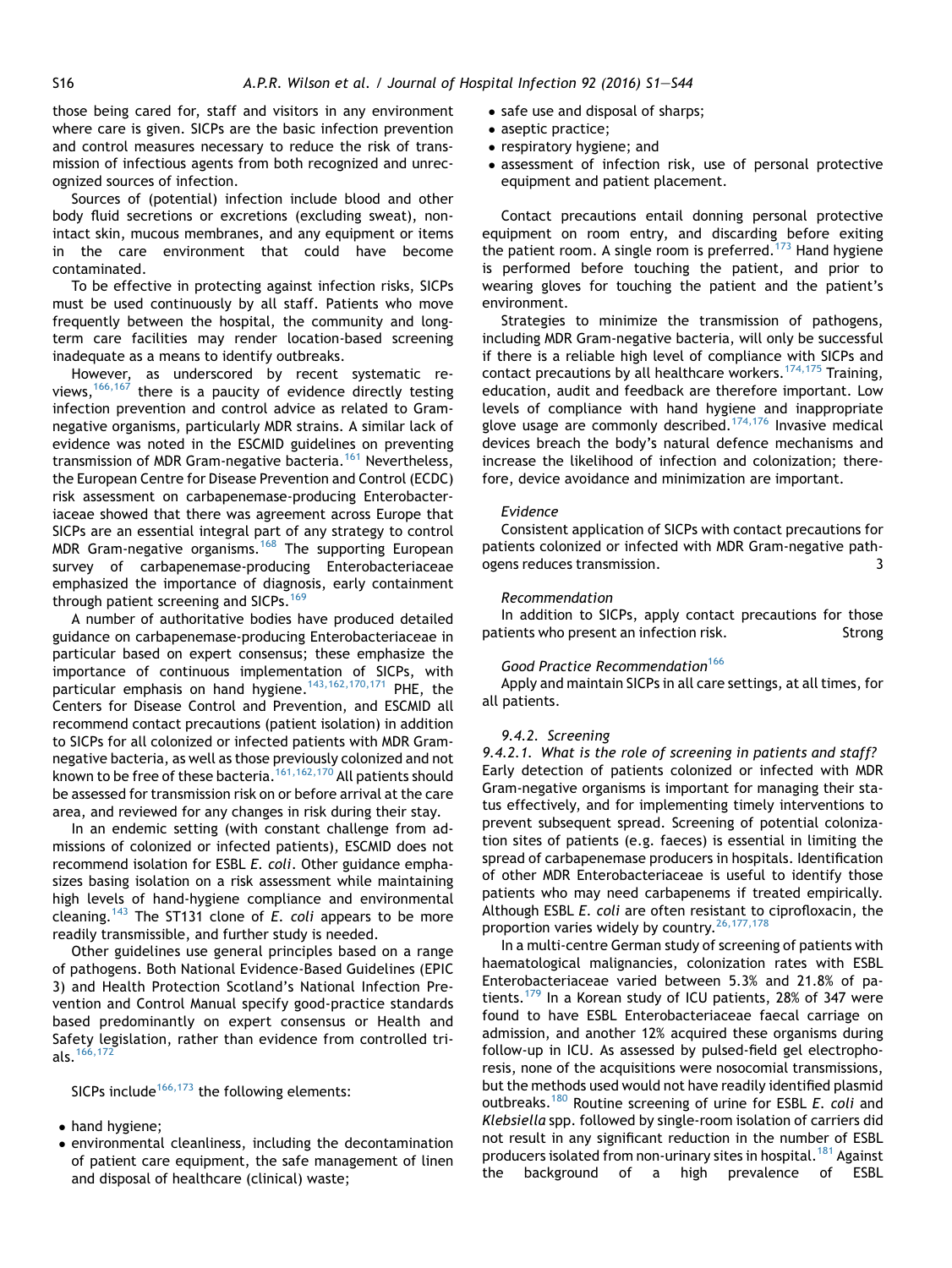those being cared for, staff and visitors in any environment where care is given. SICPs are the basic infection prevention and control measures necessary to reduce the risk of transmission of infectious agents from both recognized and unrecognized sources of infection.

Sources of (potential) infection include blood and other body fluid secretions or excretions (excluding sweat), non-intact skin, mucous membranes, and any equipment or items in the care environment that could have become contaminated.

To be effective in protecting against infection risks, SICPs must be used continuously by all staff. Patients who move frequently between the hospital, the community and long-term care facilities may render location-based screening inadequate as a means to identify outbreaks.

However, as underscored by recent systematic reviews,[166,167] there is a paucity of evidence directly testing infection prevention and control advice as related to Gram-negative organisms, particularly MDR strains. A similar lack of evidence was noted in the ESCMID guidelines on preventing transmission of MDR Gram-negative bacteria.[161] Nevertheless, the European Centre for Disease Prevention and Control (ECDC) risk assessment on carbapenemase-producing Enterobacteriaceae showed that there was agreement across Europe that SICPs are an essential integral part of any strategy to control MDR Gram-negative organisms.[168] The supporting European survey of carbapenemase-producing Enterobacteriaceae emphasized the importance of diagnosis, early containment through patient screening and SICPs.[169]

A number of authoritative bodies have produced detailed guidance on carbapenemase-producing Enterobacteriaceae in particular based on expert consensus; these emphasize the importance of continuous implementation of SICPs, with particular emphasis on hand hygiene.[143,162,170,171] PHE, the Centers for Disease Control and Prevention, and ESCMID all recommend contact precautions (patient isolation) in addition to SICPs for all colonized or infected patients with MDR Gram-negative bacteria, as well as those previously colonized and not known to be free of these bacteria.[161,162,170] All patients should be assessed for transmission risk on or before arrival at the care area, and reviewed for any changes in risk during their stay.

In an endemic setting (with constant challenge from admissions of colonized or infected patients), ESCMID does not recommend isolation for ESBL *E. coli*. Other guidance emphasizes basing isolation on a risk assessment while maintaining high levels of hand-hygiene compliance and environmental cleaning.[143] The ST131 clone of *E. coli* appears to be more readily transmissible, and further study is needed.

Other guidelines use general principles based on a range of pathogens. Both National Evidence-Based Guidelines (EPIC 3) and Health Protection Scotland's National Infection Prevention and Control Manual specify good-practice standards based predominantly on expert consensus or Health and Safety legislation, rather than evidence from controlled trials.[166,172]

SICPs include[166,173] the following elements:

- hand hygiene;
- environmental cleanliness, including the decontamination of patient care equipment, the safe management of linen and disposal of healthcare (clinical) waste;
- safe use and disposal of sharps;
- aseptic practice;
- respiratory hygiene; and
- assessment of infection risk, use of personal protective equipment and patient placement.

Contact precautions entail donning personal protective equipment on room entry, and discarding before exiting the patient room. A single room is preferred.[173] Hand hygiene is performed before touching the patient, and prior to wearing gloves for touching the patient and the patient's environment.

Strategies to minimize the transmission of pathogens, including MDR Gram-negative bacteria, will only be successful if there is a reliable high level of compliance with SICPs and contact precautions by all healthcare workers.[174,175] Training, education, audit and feedback are therefore important. Low levels of compliance with hand hygiene and inappropriate glove usage are commonly described.[174,176] Invasive medical devices breach the body's natural defence mechanisms and increase the likelihood of infection and colonization; therefore, device avoidance and minimization are important.

*Evidence*

Consistent application of SICPs with contact precautions for patients colonized or infected with MDR Gram-negative pathogens reduces transmission. 3

*Recommendation*

In addition to SICPs, apply contact precautions for those patients who present an infection risk. Strong

*Good Practice Recommendation*[166]

Apply and maintain SICPs in all care settings, at all times, for all patients.

### 9.4.2. Screening

#### 9.4.2.1. What is the role of screening in patients and staff?

Early detection of patients colonized or infected with MDR Gram-negative organisms is important for managing their status effectively, and for implementing timely interventions to prevent subsequent spread. Screening of potential colonization sites of patients (e.g. faeces) is essential in limiting the spread of carbapenemase producers in hospitals. Identification of other MDR Enterobacteriaceae is useful to identify those patients who may need carbapenems if treated empirically. Although ESBL *E. coli* are often resistant to ciprofloxacin, the proportion varies widely by country.[26,177,178]

In a multi-centre German study of screening of patients with haematological malignancies, colonization rates with ESBL Enterobacteriaceae varied between 5.3% and 21.8% of patients.[179] In a Korean study of ICU patients, 28% of 347 were found to have ESBL Enterobacteriaceae faecal carriage on admission, and another 12% acquired these organisms during follow-up in ICU. As assessed by pulsed-field gel electrophoresis, none of the acquisitions were nosocomial transmissions, but the methods used would not have readily identified plasmid outbreaks.[180] Routine screening of urine for ESBL *E. coli* and *Klebsiella* spp. followed by single-room isolation of carriers did not result in any significant reduction in the number of ESBL producers isolated from non-urinary sites in hospital.[181] Against the background of a high prevalence of ESBL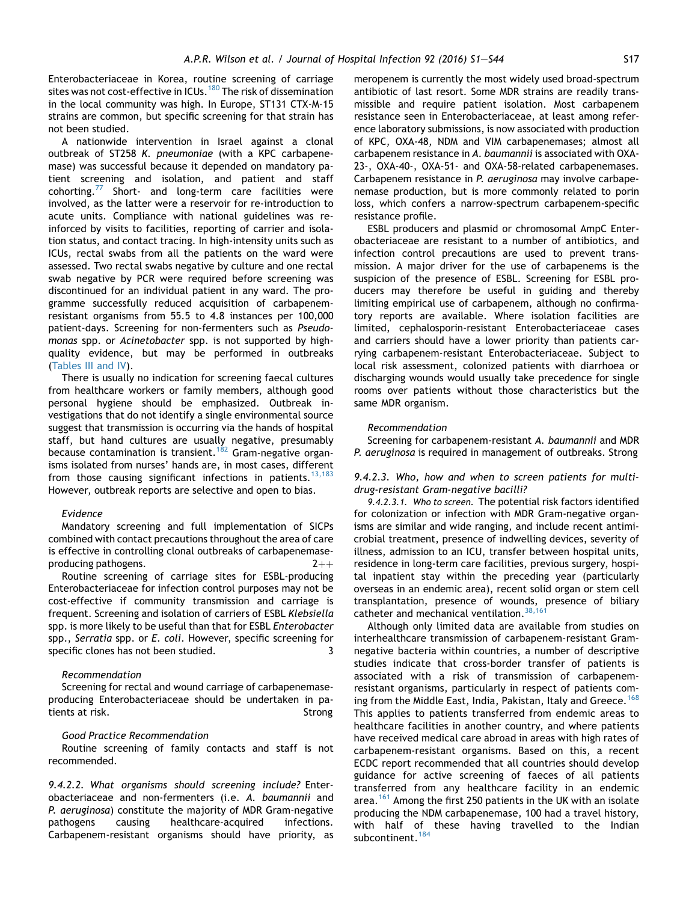Enterobacteriaceae in Korea, routine screening of carriage sites was not cost-effective in ICUs.[180] The risk of dissemination in the local community was high. In Europe, ST131 CTX-M-15 strains are common, but specific screening for that strain has not been studied.

A nationwide intervention in Israel against a clonal outbreak of ST258 *K. pneumoniae* (with a KPC carbapenemase) was successful because it depended on mandatory patient screening and isolation, and patient and staff cohorting.[77] Short- and long-term care facilities were involved, as the latter were a reservoir for re-introduction to acute units. Compliance with national guidelines was reinforced by visits to facilities, reporting of carrier and isolation status, and contact tracing. In high-intensity units such as ICUs, rectal swabs from all the patients on the ward were assessed. Two rectal swabs negative by culture and one rectal swab negative by PCR were required before screening was discontinued for an individual patient in any ward. The programme successfully reduced acquisition of carbapenem-resistant organisms from 55.5 to 4.8 instances per 100,000 patient-days. Screening for non-fermenters such as *Pseudomonas* spp. or *Acinetobacter* spp. is not supported by high-quality evidence, but may be performed in outbreaks (Tables III and IV).

There is usually no indication for screening faecal cultures from healthcare workers or family members, although good personal hygiene should be emphasized. Outbreak investigations that do not identify a single environmental source suggest that transmission is occurring via the hands of hospital staff, but hand cultures are usually negative, presumably because contamination is transient.[182] Gram-negative organisms isolated from nurses' hands are, in most cases, different from those causing significant infections in patients.[13,183] However, outbreak reports are selective and open to bias.

*Evidence*

Mandatory screening and full implementation of SICPs combined with contact precautions throughout the area of care is effective in controlling clonal outbreaks of carbapenemase-producing pathogens. 2++

Routine screening of carriage sites for ESBL-producing Enterobacteriaceae for infection control purposes may not be cost-effective if community transmission and carriage is frequent. Screening and isolation of carriers of ESBL *Klebsiella* spp. is more likely to be useful than that for ESBL *Enterobacter* spp., *Serratia* spp. or *E. coli*. However, specific screening for specific clones has not been studied. 3

*Recommendation*

Screening for rectal and wound carriage of carbapenemase-producing Enterobacteriaceae should be undertaken in patients at risk. Strong

*Good Practice Recommendation*

Routine screening of family contacts and staff is not recommended.

*9.4.2.2. What organisms should screening include?* Enterobacteriaceae and non-fermenters (i.e. *A. baumannii* and *P. aeruginosa*) constitute the majority of MDR Gram-negative pathogens causing healthcare-acquired infections. Carbapenem-resistant organisms should have priority, as meropenem is currently the most widely used broad-spectrum antibiotic of last resort. Some MDR strains are readily transmissible and require patient isolation. Most carbapenem resistance seen in Enterobacteriaceae, at least among reference laboratory submissions, is now associated with production of KPC, OXA-48, NDM and VIM carbapenemases; almost all carbapenem resistance in *A. baumannii* is associated with OXA-23-, OXA-40-, OXA-51- and OXA-58-related carbapenemases. Carbapenem resistance in *P. aeruginosa* may involve carbapenemase production, but is more commonly related to porin loss, which confers a narrow-spectrum carbapenem-specific resistance profile.

ESBL producers and plasmid or chromosomal AmpC Enterobacteriaceae are resistant to a number of antibiotics, and infection control precautions are used to prevent transmission. A major driver for the use of carbapenems is the suspicion of the presence of ESBL. Screening for ESBL producers may therefore be useful in guiding and thereby limiting empirical use of carbapenem, although no confirmatory reports are available. Where isolation facilities are limited, cephalosporin-resistant Enterobacteriaceae cases and carriers should have a lower priority than patients carrying carbapenem-resistant Enterobacteriaceae. Subject to local risk assessment, colonized patients with diarrhoea or discharging wounds would usually take precedence for single rooms over patients without those characteristics but the same MDR organism.

*Recommendation*

Screening for carbapenem-resistant *A. baumannii* and MDR *P. aeruginosa* is required in management of outbreaks. Strong

*9.4.2.3. Who, how and when to screen patients for multidrug-resistant Gram-negative bacilli?*

*9.4.2.3.1. Who to screen.* The potential risk factors identified for colonization or infection with MDR Gram-negative organisms are similar and wide ranging, and include recent antimicrobial treatment, presence of indwelling devices, severity of illness, admission to an ICU, transfer between hospital units, residence in long-term care facilities, previous surgery, hospital inpatient stay within the preceding year (particularly overseas in an endemic area), recent solid organ or stem cell transplantation, presence of wounds, presence of biliary catheter and mechanical ventilation.[38,161]

Although only limited data are available from studies on interhealthcare transmission of carbapenem-resistant Gram-negative bacteria within countries, a number of descriptive studies indicate that cross-border transfer of patients is associated with a risk of transmission of carbapenem-resistant organisms, particularly in respect of patients coming from the Middle East, India, Pakistan, Italy and Greece.[168] This applies to patients transferred from endemic areas to healthcare facilities in another country, and where patients have received medical care abroad in areas with high rates of carbapenem-resistant organisms. Based on this, a recent ECDC report recommended that all countries should develop guidance for active screening of faeces of all patients transferred from any healthcare facility in an endemic area.[161] Among the first 250 patients in the UK with an isolate producing the NDM carbapenemase, 100 had a travel history, with half of these having travelled to the Indian subcontinent.[184]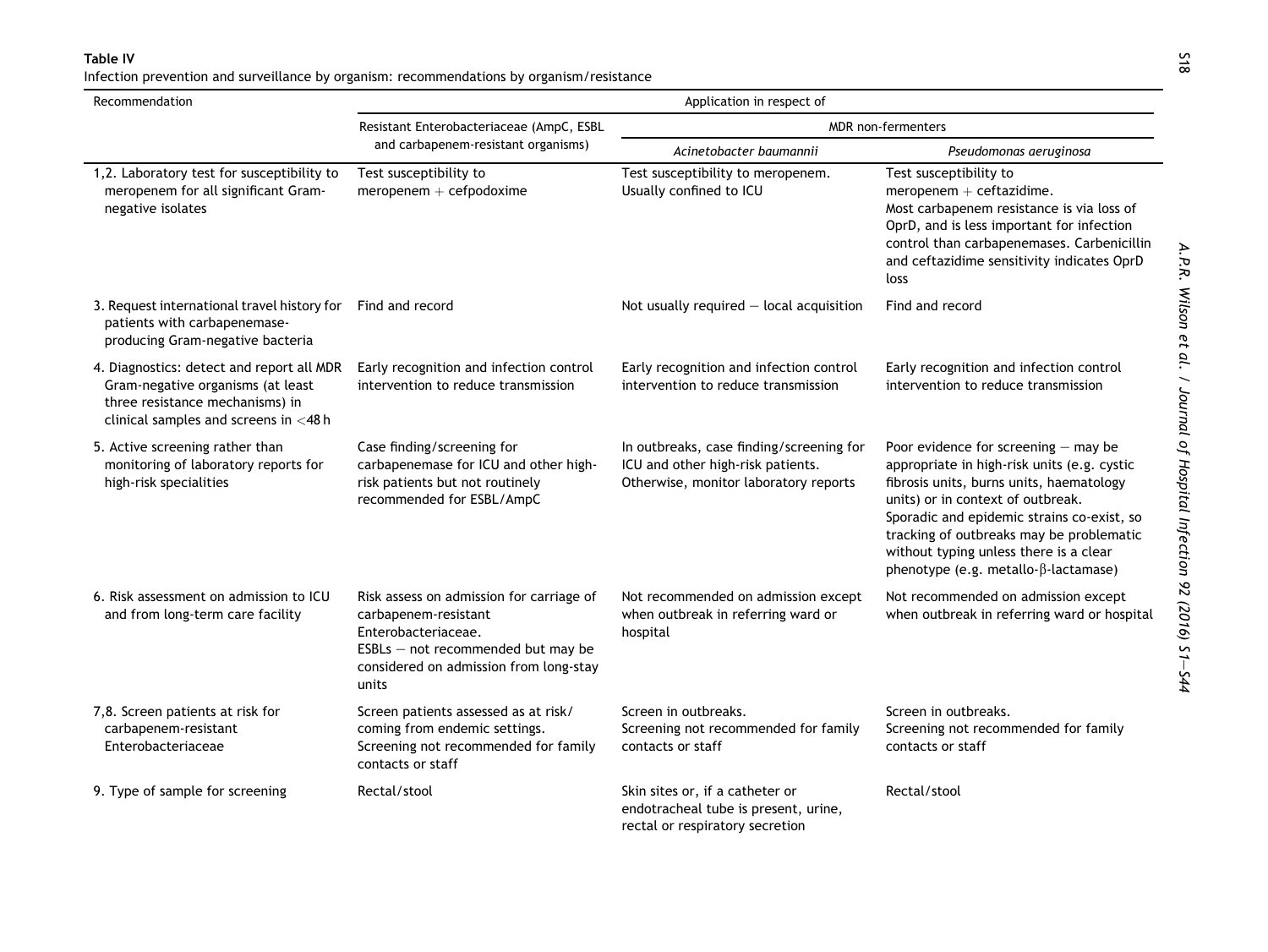**Table IV**

Infection prevention and surveillance by organism: recommendations by organism/resistance

| Recommendation | Application in respect of | | |
|---|---|---|---|
| | Resistant Enterobacteriaceae (AmpC, ESBL and carbapenem-resistant organisms) | MDR non-fermenters | |
| | | *Acinetobacter baumannii* | *Pseudomonas aeruginosa* |
| 1,2. Laboratory test for susceptibility to meropenem for all significant Gram-negative isolates | Test susceptibility to meropenem + cefpodoxime | Test susceptibility to meropenem. Usually confined to ICU | Test susceptibility to meropenem + ceftazidime. Most carbapenem resistance is via loss of OprD, and is less important for infection control than carbapenemases. Carbenicillin and ceftazidime sensitivity indicates OprD loss |
| 3. Request international travel history for patients with carbapenemase-producing Gram-negative bacteria | Find and record | Not usually required – local acquisition | Find and record |
| 4. Diagnostics: detect and report all MDR Gram-negative organisms (at least three resistance mechanisms) in clinical samples and screens in <48 h | Early recognition and infection control intervention to reduce transmission | Early recognition and infection control intervention to reduce transmission | Early recognition and infection control intervention to reduce transmission |
| 5. Active screening rather than monitoring of laboratory reports for high-risk specialities | Case finding/screening for carbapenemase for ICU and other high-risk patients but not routinely recommended for ESBL/AmpC | In outbreaks, case finding/screening for ICU and other high-risk patients. Otherwise, monitor laboratory reports | Poor evidence for screening – may be appropriate in high-risk units (e.g. cystic fibrosis units, burns units, haematology units) or in context of outbreak. Sporadic and epidemic strains co-exist, so tracking of outbreaks may be problematic without typing unless there is a clear phenotype (e.g. metallo-β-lactamase) |
| 6. Risk assessment on admission to ICU and from long-term care facility | Risk assess on admission for carriage of carbapenem-resistant Enterobacteriaceae. ESBLs – not recommended but may be considered on admission from long-stay units | Not recommended on admission except when outbreak in referring ward or hospital | Not recommended on admission except when outbreak in referring ward or hospital |
| 7,8. Screen patients at risk for carbapenem-resistant Enterobacteriaceae | Screen patients assessed as at risk/ coming from endemic settings. Screening not recommended for family contacts or staff | Screen in outbreaks. Screening not recommended for family contacts or staff | Screen in outbreaks. Screening not recommended for family contacts or staff |
| 9. Type of sample for screening | Rectal/stool | Skin sites or, if a catheter or endotracheal tube is present, urine, rectal or respiratory secretion | Rectal/stool |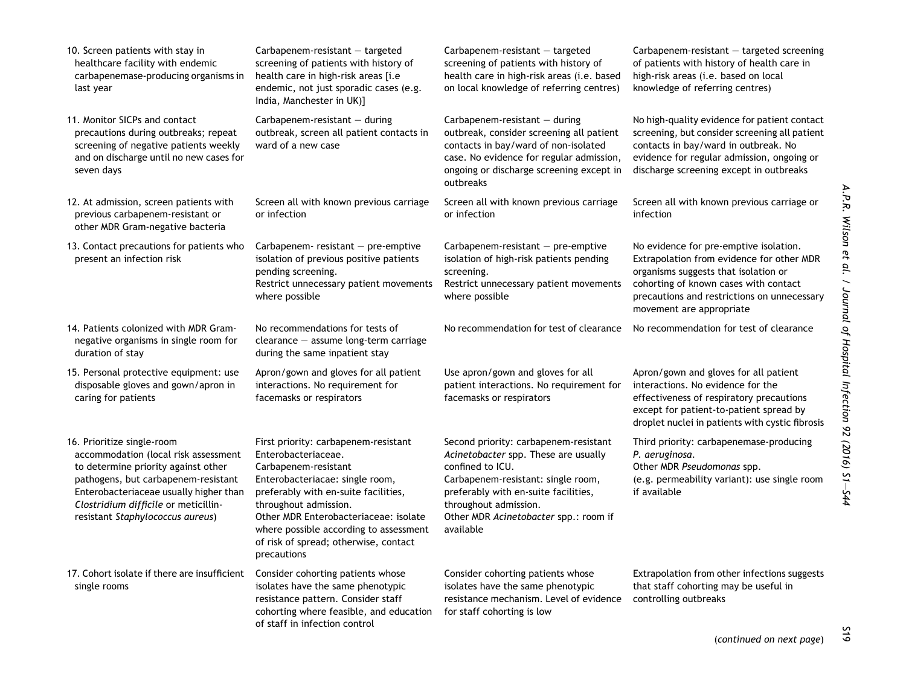| | | | |
|---|---|---|---|
| 10. Screen patients with stay in healthcare facility with endemic carbapenemase-producing organisms in last year | Carbapenem-resistant – targeted screening of patients with history of health care in high-risk areas [i.e endemic, not just sporadic cases (e.g. India, Manchester in UK)] | Carbapenem-resistant – targeted screening of patients with history of health care in high-risk areas (i.e. based on local knowledge of referring centres) | Carbapenem-resistant – targeted screening of patients with history of health care in high-risk areas (i.e. based on local knowledge of referring centres) |
| 11. Monitor SICPs and contact precautions during outbreaks; repeat screening of negative patients weekly and on discharge until no new cases for seven days | Carbapenem-resistant – during outbreak, screen all patient contacts in ward of a new case | Carbapenem-resistant – during outbreak, consider screening all patient contacts in bay/ward of non-isolated case. No evidence for regular admission, ongoing or discharge screening except in outbreaks | No high-quality evidence for patient contact screening, but consider screening all patient contacts in bay/ward in outbreak. No evidence for regular admission, ongoing or discharge screening except in outbreaks |
| 12. At admission, screen patients with previous carbapenem-resistant or other MDR Gram-negative bacteria | Screen all with known previous carriage or infection | Screen all with known previous carriage or infection | Screen all with known previous carriage or infection |
| 13. Contact precautions for patients who present an infection risk | Carbapenem- resistant – pre-emptive isolation of previous positive patients pending screening.<br>Restrict unnecessary patient movements where possible | Carbapenem-resistant – pre-emptive isolation of high-risk patients pending screening.<br>Restrict unnecessary patient movements where possible | No evidence for pre-emptive isolation. Extrapolation from evidence for other MDR organisms suggests that isolation or cohorting of known cases with contact precautions and restrictions on unnecessary movement are appropriate |
| 14. Patients colonized with MDR Gram-negative organisms in single room for duration of stay | No recommendations for tests of clearance – assume long-term carriage during the same inpatient stay | No recommendation for test of clearance | No recommendation for test of clearance |
| 15. Personal protective equipment: use disposable gloves and gown/apron in caring for patients | Apron/gown and gloves for all patient interactions. No requirement for facemasks or respirators | Use apron/gown and gloves for all patient interactions. No requirement for facemasks or respirators | Apron/gown and gloves for all patient interactions. No evidence for the effectiveness of respiratory precautions except for patient-to-patient spread by droplet nuclei in patients with cystic fibrosis |
| 16. Prioritize single-room accommodation (local risk assessment to determine priority against other pathogens, but carbapenem-resistant Enterobacteriaceae usually higher than *Clostridium difficile* or meticillin-resistant *Staphylococcus aureus*) | First priority: carbapenem-resistant Enterobacteriaceae.<br>Carbapenem-resistant Enterobacteriacae: single room, preferably with en-suite facilities, throughout admission.<br>Other MDR Enterobacteriaceae: isolate where possible according to assessment of risk of spread; otherwise, contact precautions | Second priority: carbapenem-resistant *Acinetobacter* spp. These are usually confined to ICU.<br>Carbapenem-resistant: single room, preferably with en-suite facilities, throughout admission.<br>Other MDR *Acinetobacter* spp.: room if available | Third priority: carbapenemase-producing *P. aeruginosa*.<br>Other MDR *Pseudomonas* spp.<br>(e.g. permeability variant): use single room if available |
| 17. Cohort isolate if there are insufficient single rooms | Consider cohorting patients whose isolates have the same phenotypic resistance pattern. Consider staff cohorting where feasible, and education of staff in infection control | Consider cohorting patients whose isolates have the same phenotypic resistance mechanism. Level of evidence for staff cohorting is low | Extrapolation from other infections suggests that staff cohorting may be useful in controlling outbreaks |

(*continued on next page*)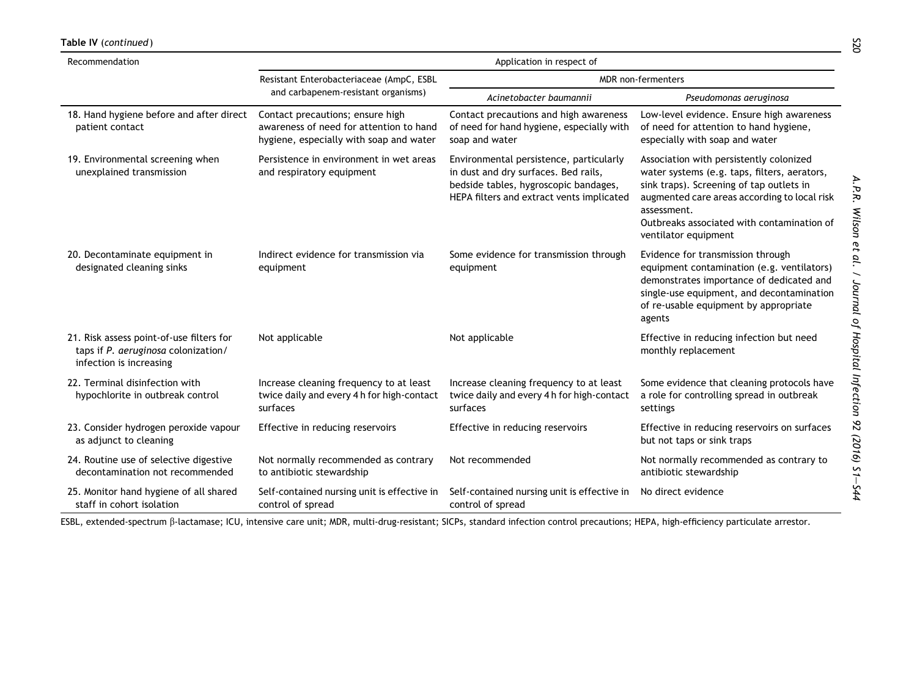**Table IV** (*continued*)

| Recommendation | Application in respect of | | |
|---|---|---|---|
| | Resistant Enterobacteriaceae (AmpC, ESBL and carbapenem-resistant organisms) | MDR non-fermenters | |
| | | *Acinetobacter baumannii* | *Pseudomonas aeruginosa* |
| 18. Hand hygiene before and after direct patient contact | Contact precautions; ensure high awareness of need for attention to hand hygiene, especially with soap and water | Contact precautions and high awareness of need for hand hygiene, especially with soap and water | Low-level evidence. Ensure high awareness of need for attention to hand hygiene, especially with soap and water |
| 19. Environmental screening when unexplained transmission | Persistence in environment in wet areas and respiratory equipment | Environmental persistence, particularly in dust and dry surfaces. Bed rails, bedside tables, hygroscopic bandages, HEPA filters and extract vents implicated | Association with persistently colonized water systems (e.g. taps, filters, aerators, sink traps). Screening of tap outlets in augmented care areas according to local risk assessment. Outbreaks associated with contamination of ventilator equipment |
| 20. Decontaminate equipment in designated cleaning sinks | Indirect evidence for transmission via equipment | Some evidence for transmission through equipment | Evidence for transmission through equipment contamination (e.g. ventilators) demonstrates importance of dedicated and single-use equipment, and decontamination of re-usable equipment by appropriate agents |
| 21. Risk assess point-of-use filters for taps if *P. aeruginosa* colonization/infection is increasing | Not applicable | Not applicable | Effective in reducing infection but need monthly replacement |
| 22. Terminal disinfection with hypochlorite in outbreak control | Increase cleaning frequency to at least twice daily and every 4 h for high-contact surfaces | Increase cleaning frequency to at least twice daily and every 4 h for high-contact surfaces | Some evidence that cleaning protocols have a role for controlling spread in outbreak settings |
| 23. Consider hydrogen peroxide vapour as adjunct to cleaning | Effective in reducing reservoirs | Effective in reducing reservoirs | Effective in reducing reservoirs on surfaces but not taps or sink traps |
| 24. Routine use of selective digestive decontamination not recommended | Not normally recommended as contrary to antibiotic stewardship | Not recommended | Not normally recommended as contrary to antibiotic stewardship |
| 25. Monitor hand hygiene of all shared staff in cohort isolation | Self-contained nursing unit is effective in control of spread | Self-contained nursing unit is effective in control of spread | No direct evidence |

ESBL, extended-spectrum β-lactamase; ICU, intensive care unit; MDR, multi-drug-resistant; SICPs, standard infection control precautions; HEPA, high-efficiency particulate arrestor.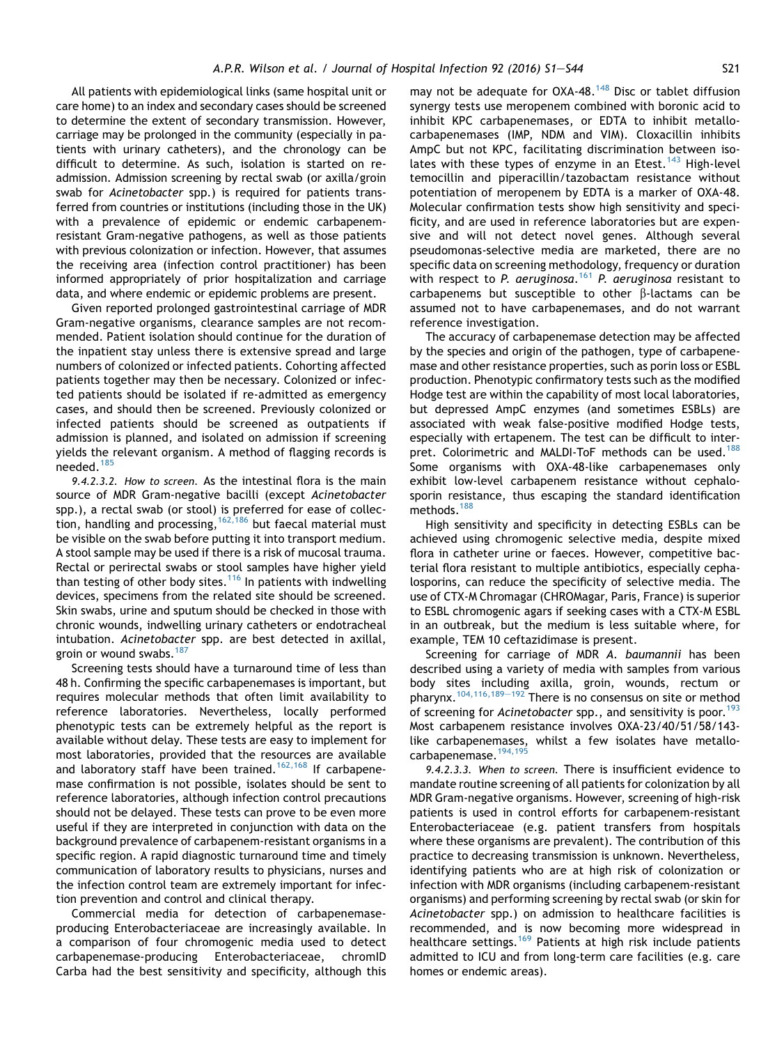All patients with epidemiological links (same hospital unit or care home) to an index and secondary cases should be screened to determine the extent of secondary transmission. However, carriage may be prolonged in the community (especially in patients with urinary catheters), and the chronology can be difficult to determine. As such, isolation is started on re-admission. Admission screening by rectal swab (or axilla/groin swab for *Acinetobacter* spp.) is required for patients transferred from countries or institutions (including those in the UK) with a prevalence of epidemic or endemic carbapenem-resistant Gram-negative pathogens, as well as those patients with previous colonization or infection. However, that assumes the receiving area (infection control practitioner) has been informed appropriately of prior hospitalization and carriage data, and where endemic or epidemic problems are present.

Given reported prolonged gastrointestinal carriage of MDR Gram-negative organisms, clearance samples are not recommended. Patient isolation should continue for the duration of the inpatient stay unless there is extensive spread and large numbers of colonized or infected patients. Cohorting affected patients together may then be necessary. Colonized or infected patients should be isolated if re-admitted as emergency cases, and should then be screened. Previously colonized or infected patients should be screened as outpatients if admission is planned, and isolated on admission if screening yields the relevant organism. A method of flagging records is needed.[185]

*9.4.2.3.2. How to screen.* As the intestinal flora is the main source of MDR Gram-negative bacilli (except *Acinetobacter* spp.), a rectal swab (or stool) is preferred for ease of collection, handling and processing,[162,186] but faecal material must be visible on the swab before putting it into transport medium. A stool sample may be used if there is a risk of mucosal trauma. Rectal or perirectal swabs or stool samples have higher yield than testing of other body sites.[116] In patients with indwelling devices, specimens from the related site should be screened. Skin swabs, urine and sputum should be checked in those with chronic wounds, indwelling urinary catheters or endotracheal intubation. *Acinetobacter* spp. are best detected in axillal, groin or wound swabs.[187]

Screening tests should have a turnaround time of less than 48 h. Confirming the specific carbapenemases is important, but requires molecular methods that often limit availability to reference laboratories. Nevertheless, locally performed phenotypic tests can be extremely helpful as the report is available without delay. These tests are easy to implement for most laboratories, provided that the resources are available and laboratory staff have been trained.[162,168] If carbapenemase confirmation is not possible, isolates should be sent to reference laboratories, although infection control precautions should not be delayed. These tests can prove to be even more useful if they are interpreted in conjunction with data on the background prevalence of carbapenem-resistant organisms in a specific region. A rapid diagnostic turnaround time and timely communication of laboratory results to physicians, nurses and the infection control team are extremely important for infection prevention and control and clinical therapy.

Commercial media for detection of carbapenemase-producing Enterobacteriaceae are increasingly available. In a comparison of four chromogenic media used to detect carbapenemase-producing Enterobacteriaceae, chromID Carba had the best sensitivity and specificity, although this may not be adequate for OXA-48.[148] Disc or tablet diffusion synergy tests use meropenem combined with boronic acid to inhibit KPC carbapenemases, or EDTA to inhibit metallo-carbapenemases (IMP, NDM and VIM). Cloxacillin inhibits AmpC but not KPC, facilitating discrimination between isolates with these types of enzyme in an Etest.[143] High-level temocillin and piperacillin/tazobactam resistance without potentiation of meropenem by EDTA is a marker of OXA-48. Molecular confirmation tests show high sensitivity and specificity, and are used in reference laboratories but are expensive and will not detect novel genes. Although several pseudomonas-selective media are marketed, there are no specific data on screening methodology, frequency or duration with respect to *P. aeruginosa*.[161] *P. aeruginosa* resistant to carbapenems but susceptible to other β-lactams can be assumed not to have carbapenemases, and do not warrant reference investigation.

The accuracy of carbapenemase detection may be affected by the species and origin of the pathogen, type of carbapenemase and other resistance properties, such as porin loss or ESBL production. Phenotypic confirmatory tests such as the modified Hodge test are within the capability of most local laboratories, but depressed AmpC enzymes (and sometimes ESBLs) are associated with weak false-positive modified Hodge tests, especially with ertapenem. The test can be difficult to interpret. Colorimetric and MALDI-ToF methods can be used.[188] Some organisms with OXA-48-like carbapenemases only exhibit low-level carbapenem resistance without cephalosporin resistance, thus escaping the standard identification methods.[188]

High sensitivity and specificity in detecting ESBLs can be achieved using chromogenic selective media, despite mixed flora in catheter urine or faeces. However, competitive bacterial flora resistant to multiple antibiotics, especially cephalosporins, can reduce the specificity of selective media. The use of CTX-M Chromagar (CHROMagar, Paris, France) is superior to ESBL chromogenic agars if seeking cases with a CTX-M ESBL in an outbreak, but the medium is less suitable where, for example, TEM 10 ceftazidimase is present.

Screening for carriage of MDR *A. baumannii* has been described using a variety of media with samples from various body sites including axilla, groin, wounds, rectum or pharynx.[104,116,189–192] There is no consensus on site or method of screening for *Acinetobacter* spp., and sensitivity is poor.[193] Most carbapenem resistance involves OXA-23/40/51/58/143-like carbapenemases, whilst a few isolates have metallo-carbapenemase.[194,195]

*9.4.2.3.3. When to screen.* There is insufficient evidence to mandate routine screening of all patients for colonization by all MDR Gram-negative organisms. However, screening of high-risk patients is used in control efforts for carbapenem-resistant Enterobacteriaceae (e.g. patient transfers from hospitals where these organisms are prevalent). The contribution of this practice to decreasing transmission is unknown. Nevertheless, identifying patients who are at high risk of colonization or infection with MDR organisms (including carbapenem-resistant organisms) and performing screening by rectal swab (or skin for *Acinetobacter* spp.) on admission to healthcare facilities is recommended, and is now becoming more widespread in healthcare settings.[169] Patients at high risk include patients admitted to ICU and from long-term care facilities (e.g. care homes or endemic areas).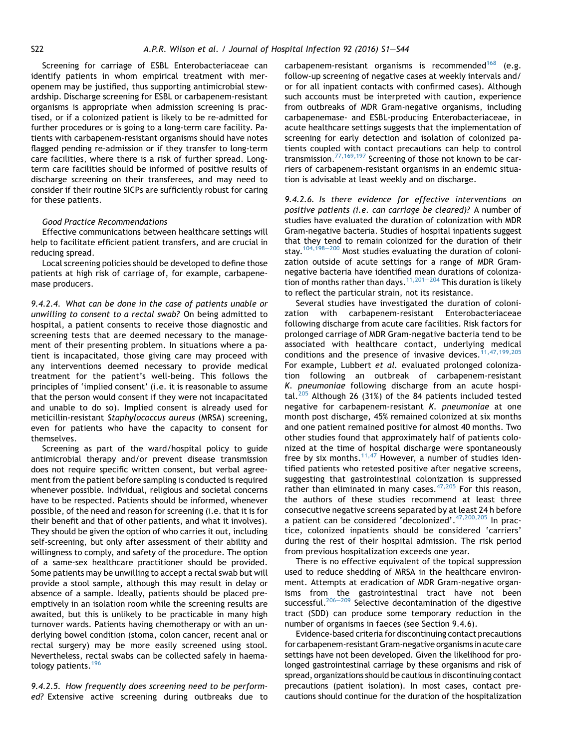Screening for carriage of ESBL Enterobacteriaceae can identify patients in whom empirical treatment with meropenem may be justified, thus supporting antimicrobial stewardship. Discharge screening for ESBL or carbapenem-resistant organisms is appropriate when admission screening is practised, or if a colonized patient is likely to be re-admitted for further procedures or is going to a long-term care facility. Patients with carbapenem-resistant organisms should have notes flagged pending re-admission or if they transfer to long-term care facilities, where there is a risk of further spread. Long-term care facilities should be informed of positive results of discharge screening on their transferees, and may need to consider if their routine SICPs are sufficiently robust for caring for these patients.

*Good Practice Recommendations*

Effective communications between healthcare settings will help to facilitate efficient patient transfers, and are crucial in reducing spread.

Local screening policies should be developed to define those patients at high risk of carriage of, for example, carbapenemase producers.

*9.4.2.4. What can be done in the case of patients unable or unwilling to consent to a rectal swab?* On being admitted to hospital, a patient consents to receive those diagnostic and screening tests that are deemed necessary to the management of their presenting problem. In situations where a patient is incapacitated, those giving care may proceed with any interventions deemed necessary to provide medical treatment for the patient's well-being. This follows the principles of 'implied consent' (i.e. it is reasonable to assume that the person would consent if they were not incapacitated and unable to do so). Implied consent is already used for meticillin-resistant *Staphylococcus aureus* (MRSA) screening, even for patients who have the capacity to consent for themselves.

Screening as part of the ward/hospital policy to guide antimicrobial therapy and/or prevent disease transmission does not require specific written consent, but verbal agreement from the patient before sampling is conducted is required whenever possible. Individual, religious and societal concerns have to be respected. Patients should be informed, whenever possible, of the need and reason for screening (i.e. that it is for their benefit and that of other patients, and what it involves). They should be given the option of who carries it out, including self-screening, but only after assessment of their ability and willingness to comply, and safety of the procedure. The option of a same-sex healthcare practitioner should be provided. Some patients may be unwilling to accept a rectal swab but will provide a stool sample, although this may result in delay or absence of a sample. Ideally, patients should be placed pre-emptively in an isolation room while the screening results are awaited, but this is unlikely to be practicable in many high turnover wards. Patients having chemotherapy or with an underlying bowel condition (stoma, colon cancer, recent anal or rectal surgery) may be more easily screened using stool. Nevertheless, rectal swabs can be collected safely in haematology patients.[196]

*9.4.2.5. How frequently does screening need to be performed?* Extensive active screening during outbreaks due to carbapenem-resistant organisms is recommended[168] (e.g. follow-up screening of negative cases at weekly intervals and/or for all inpatient contacts with confirmed cases). Although such accounts must be interpreted with caution, experience from outbreaks of MDR Gram-negative organisms, including carbapenemase- and ESBL-producing Enterobacteriaceae, in acute healthcare settings suggests that the implementation of screening for early detection and isolation of colonized patients coupled with contact precautions can help to control transmission.[77,169,197] Screening of those not known to be carriers of carbapenem-resistant organisms in an endemic situation is advisable at least weekly and on discharge.

*9.4.2.6. Is there evidence for effective interventions on positive patients (i.e. can carriage be cleared)?* A number of studies have evaluated the duration of colonization with MDR Gram-negative bacteria. Studies of hospital inpatients suggest that they tend to remain colonized for the duration of their stay.[104,198–200] Most studies evaluating the duration of colonization outside of acute settings for a range of MDR Gram-negative bacteria have identified mean durations of colonization of months rather than days.[11,201–204] This duration is likely to reflect the particular strain, not its resistance.

Several studies have investigated the duration of colonization with carbapenem-resistant Enterobacteriaceae following discharge from acute care facilities. Risk factors for prolonged carriage of MDR Gram-negative bacteria tend to be associated with healthcare contact, underlying medical conditions and the presence of invasive devices.[11,47,199,205] For example, Lubbert *et al.* evaluated prolonged colonization following an outbreak of carbapenem-resistant *K. pneumoniae* following discharge from an acute hospital.[205] Although 26 (31%) of the 84 patients included tested negative for carbapenem-resistant *K. pneumoniae* at one month post discharge, 45% remained colonized at six months and one patient remained positive for almost 40 months. Two other studies found that approximately half of patients colonized at the time of hospital discharge were spontaneously free by six months.[11,47] However, a number of studies identified patients who retested positive after negative screens, suggesting that gastrointestinal colonization is suppressed rather than eliminated in many cases.[47,205] For this reason, the authors of these studies recommend at least three consecutive negative screens separated by at least 24 h before a patient can be considered 'decolonized'.[47,200,205] In practice, colonized inpatients should be considered 'carriers' during the rest of their hospital admission. The risk period from previous hospitalization exceeds one year.

There is no effective equivalent of the topical suppression used to reduce shedding of MRSA in the healthcare environment. Attempts at eradication of MDR Gram-negative organisms from the gastrointestinal tract have not been successful.[206–209] Selective decontamination of the digestive tract (SDD) can produce some temporary reduction in the number of organisms in faeces (see Section 9.4.6).

Evidence-based criteria for discontinuing contact precautions for carbapenem-resistant Gram-negative organisms in acute care settings have not been developed. Given the likelihood for prolonged gastrointestinal carriage by these organisms and risk of spread, organizations should be cautious in discontinuing contact precautions (patient isolation). In most cases, contact precautions should continue for the duration of the hospitalization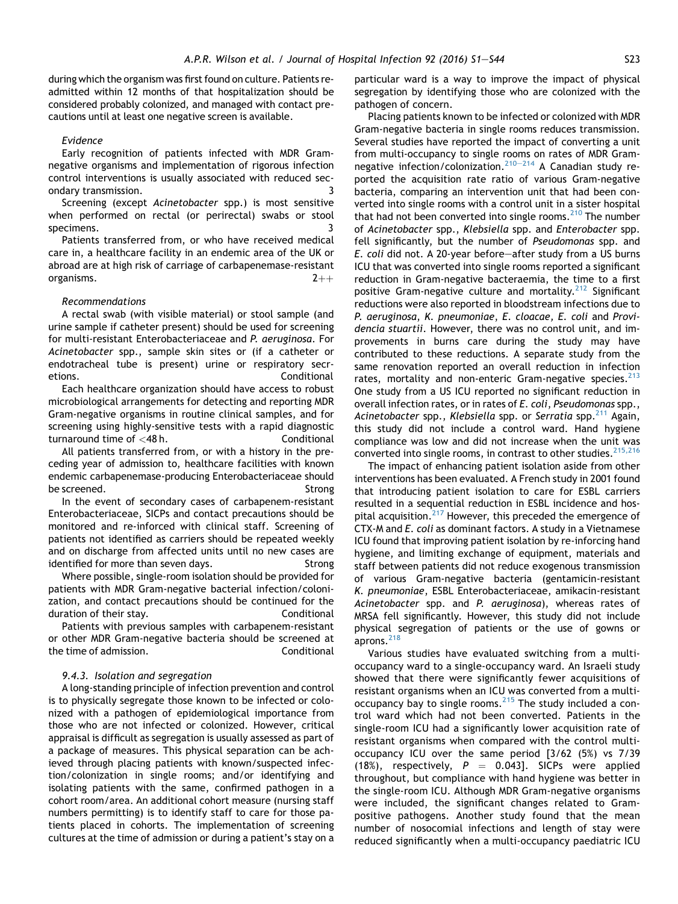during which the organism was first found on culture. Patients re-admitted within 12 months of that hospitalization should be considered probably colonized, and managed with contact precautions until at least one negative screen is available.

*Evidence*

Early recognition of patients infected with MDR Gram-negative organisms and implementation of rigorous infection control interventions is usually associated with reduced secondary transmission. 3

Screening (except *Acinetobacter* spp.) is most sensitive when performed on rectal (or perirectal) swabs or stool specimens. 3

Patients transferred from, or who have received medical care in, a healthcare facility in an endemic area of the UK or abroad are at high risk of carriage of carbapenemase-resistant organisms. 2++

*Recommendations*

A rectal swab (with visible material) or stool sample (and urine sample if catheter present) should be used for screening for multi-resistant Enterobacteriaceae and *P. aeruginosa*. For *Acinetobacter* spp., sample skin sites or (if a catheter or endotracheal tube is present) urine or respiratory secretions. Conditional

Each healthcare organization should have access to robust microbiological arrangements for detecting and reporting MDR Gram-negative organisms in routine clinical samples, and for screening using highly-sensitive tests with a rapid diagnostic turnaround time of <48 h. Conditional

All patients transferred from, or with a history in the preceding year of admission to, healthcare facilities with known endemic carbapenemase-producing Enterobacteriaceae should be screened. Strong

In the event of secondary cases of carbapenem-resistant Enterobacteriaceae, SICPs and contact precautions should be monitored and re-inforced with clinical staff. Screening of patients not identified as carriers should be repeated weekly and on discharge from affected units until no new cases are identified for more than seven days. Strong

Where possible, single-room isolation should be provided for patients with MDR Gram-negative bacterial infection/colonization, and contact precautions should be continued for the duration of their stay. Conditional

Patients with previous samples with carbapenem-resistant or other MDR Gram-negative bacteria should be screened at the time of admission. Conditional

### 9.4.3. Isolation and segregation

A long-standing principle of infection prevention and control is to physically segregate those known to be infected or colonized with a pathogen of epidemiological importance from those who are not infected or colonized. However, critical appraisal is difficult as segregation is usually assessed as part of a package of measures. This physical separation can be achieved through placing patients with known/suspected infection/colonization in single rooms; and/or identifying and isolating patients with the same, confirmed pathogen in a cohort room/area. An additional cohort measure (nursing staff numbers permitting) is to identify staff to care for those patients placed in cohorts. The implementation of screening cultures at the time of admission or during a patient's stay on a particular ward is a way to improve the impact of physical segregation by identifying those who are colonized with the pathogen of concern.

Placing patients known to be infected or colonized with MDR Gram-negative bacteria in single rooms reduces transmission. Several studies have reported the impact of converting a unit from multi-occupancy to single rooms on rates of MDR Gram-negative infection/colonization.[210–214] A Canadian study reported the acquisition rate ratio of various Gram-negative bacteria, comparing an intervention unit that had been converted into single rooms with a control unit in a sister hospital that had not been converted into single rooms.[210] The number of *Acinetobacter* spp., *Klebsiella* spp. and *Enterobacter* spp. fell significantly, but the number of *Pseudomonas* spp. and *E. coli* did not. A 20-year before–after study from a US burns ICU that was converted into single rooms reported a significant reduction in Gram-negative bacteraemia, the time to a first positive Gram-negative culture and mortality.[212] Significant reductions were also reported in bloodstream infections due to *P. aeruginosa*, *K. pneumoniae*, *E. cloacae*, *E. coli* and *Providencia stuartii*. However, there was no control unit, and improvements in burns care during the study may have contributed to these reductions. A separate study from the same renovation reported an overall reduction in infection rates, mortality and non-enteric Gram-negative species.[213] One study from a US ICU reported no significant reduction in overall infection rates, or in rates of *E. coli*, *Pseudomonas* spp., *Acinetobacter* spp., *Klebsiella* spp. or *Serratia* spp.[211] Again, this study did not include a control ward. Hand hygiene compliance was low and did not increase when the unit was converted into single rooms, in contrast to other studies.[215,216]

The impact of enhancing patient isolation aside from other interventions has been evaluated. A French study in 2001 found that introducing patient isolation to care for ESBL carriers resulted in a sequential reduction in ESBL incidence and hospital acquisition.[217] However, this preceded the emergence of CTX-M and *E. coli* as dominant factors. A study in a Vietnamese ICU found that improving patient isolation by re-inforcing hand hygiene, and limiting exchange of equipment, materials and staff between patients did not reduce exogenous transmission of various Gram-negative bacteria (gentamicin-resistant *K. pneumoniae*, ESBL Enterobacteriaceae, amikacin-resistant *Acinetobacter* spp. and *P. aeruginosa*), whereas rates of MRSA fell significantly. However, this study did not include physical segregation of patients or the use of gowns or aprons.[218]

Various studies have evaluated switching from a multi-occupancy ward to a single-occupancy ward. An Israeli study showed that there were significantly fewer acquisitions of resistant organisms when an ICU was converted from a multi-occupancy bay to single rooms.[215] The study included a control ward which had not been converted. Patients in the single-room ICU had a significantly lower acquisition rate of resistant organisms when compared with the control multi-occupancy ICU over the same period [3/62 (5%) vs 7/39 (18%), respectively, $P = 0.043$]. SICPs were applied throughout, but compliance with hand hygiene was better in the single-room ICU. Although MDR Gram-negative organisms were included, the significant changes related to Gram-positive pathogens. Another study found that the mean number of nosocomial infections and length of stay were reduced significantly when a multi-occupancy paediatric ICU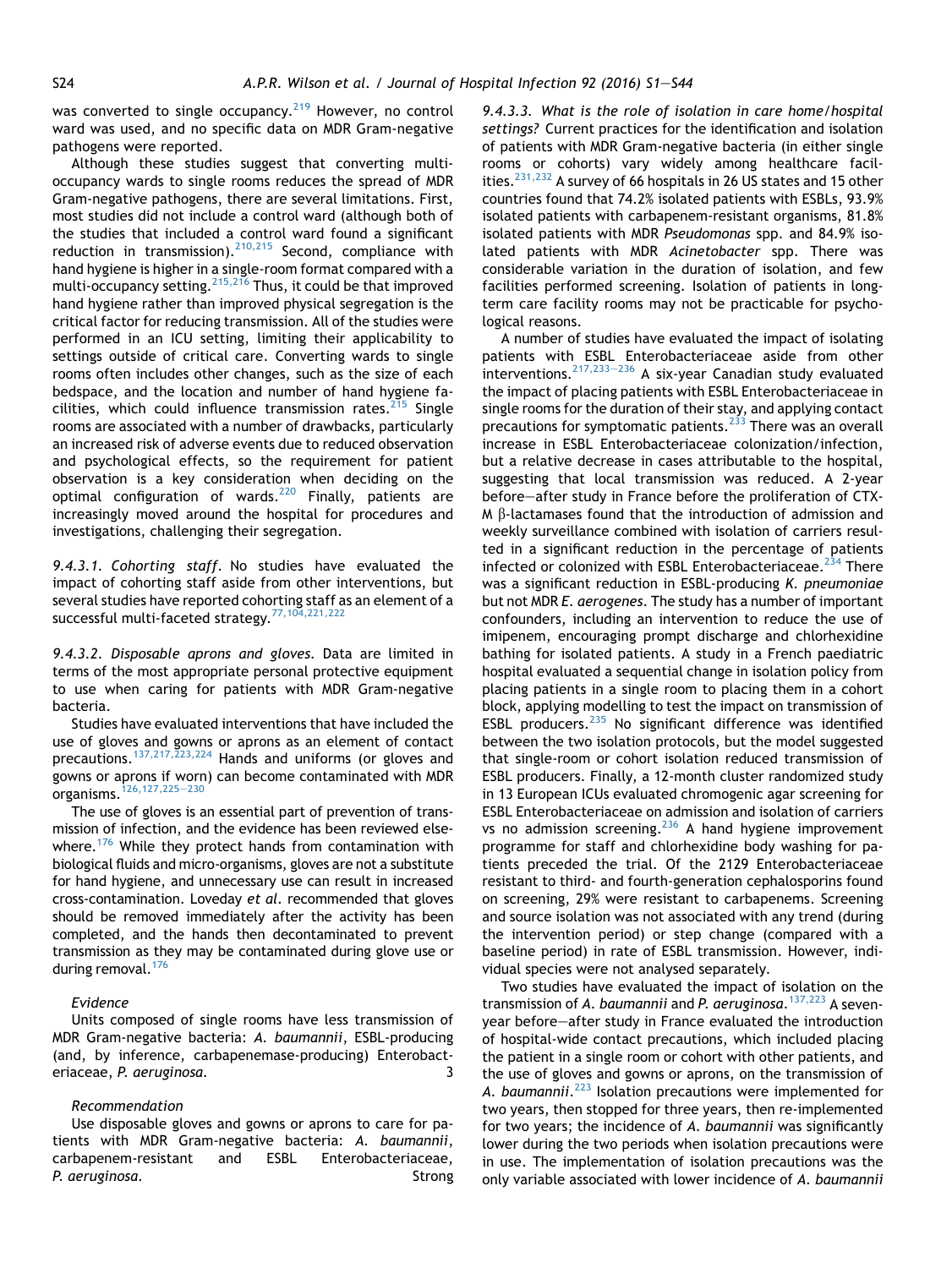was converted to single occupancy.[219] However, no control ward was used, and no specific data on MDR Gram-negative pathogens were reported.

Although these studies suggest that converting multi-occupancy wards to single rooms reduces the spread of MDR Gram-negative pathogens, there are several limitations. First, most studies did not include a control ward (although both of the studies that included a control ward found a significant reduction in transmission).[210,215] Second, compliance with hand hygiene is higher in a single-room format compared with a multi-occupancy setting.[215,216] Thus, it could be that improved hand hygiene rather than improved physical segregation is the critical factor for reducing transmission. All of the studies were performed in an ICU setting, limiting their applicability to settings outside of critical care. Converting wards to single rooms often includes other changes, such as the size of each bedspace, and the location and number of hand hygiene facilities, which could influence transmission rates.[215] Single rooms are associated with a number of drawbacks, particularly an increased risk of adverse events due to reduced observation and psychological effects, so the requirement for patient observation is a key consideration when deciding on the optimal configuration of wards.[220] Finally, patients are increasingly moved around the hospital for procedures and investigations, challenging their segregation.

*9.4.3.1. Cohorting staff*. No studies have evaluated the impact of cohorting staff aside from other interventions, but several studies have reported cohorting staff as an element of a successful multi-faceted strategy.[77,104,221,222]

*9.4.3.2. Disposable aprons and gloves*. Data are limited in terms of the most appropriate personal protective equipment to use when caring for patients with MDR Gram-negative bacteria.

Studies have evaluated interventions that have included the use of gloves and gowns or aprons as an element of contact precautions.[137,217,223,224] Hands and uniforms (or gloves and gowns or aprons if worn) can become contaminated with MDR organisms.[126,127,225–230]

The use of gloves is an essential part of prevention of transmission of infection, and the evidence has been reviewed elsewhere.[176] While they protect hands from contamination with biological fluids and micro-organisms, gloves are not a substitute for hand hygiene, and unnecessary use can result in increased cross-contamination. Loveday *et al*. recommended that gloves should be removed immediately after the activity has been completed, and the hands then decontaminated to prevent transmission as they may be contaminated during glove use or during removal.[176]

*Evidence*

Units composed of single rooms have less transmission of MDR Gram-negative bacteria: *A. baumannii*, ESBL-producing (and, by inference, carbapenemase-producing) Enterobacteriaceae, *P. aeruginosa*. 3

*Recommendation*

Use disposable gloves and gowns or aprons to care for patients with MDR Gram-negative bacteria: *A. baumannii*, carbapenem-resistant and ESBL Enterobacteriaceae, *P. aeruginosa*. Strong

*9.4.3.3. What is the role of isolation in care home/hospital settings?* Current practices for the identification and isolation of patients with MDR Gram-negative bacteria (in either single rooms or cohorts) vary widely among healthcare facilities.[231,232] A survey of 66 hospitals in 26 US states and 15 other countries found that 74.2% isolated patients with ESBLs, 93.9% isolated patients with carbapenem-resistant organisms, 81.8% isolated patients with MDR *Pseudomonas* spp. and 84.9% isolated patients with MDR *Acinetobacter* spp. There was considerable variation in the duration of isolation, and few facilities performed screening. Isolation of patients in long-term care facility rooms may not be practicable for psychological reasons.

A number of studies have evaluated the impact of isolating patients with ESBL Enterobacteriaceae aside from other interventions.[217,233–236] A six-year Canadian study evaluated the impact of placing patients with ESBL Enterobacteriaceae in single rooms for the duration of their stay, and applying contact precautions for symptomatic patients.[233] There was an overall increase in ESBL Enterobacteriaceae colonization/infection, but a relative decrease in cases attributable to the hospital, suggesting that local transmission was reduced. A 2-year before–after study in France before the proliferation of CTX-M β-lactamases found that the introduction of admission and weekly surveillance combined with isolation of carriers resulted in a significant reduction in the percentage of patients infected or colonized with ESBL Enterobacteriaceae.[234] There was a significant reduction in ESBL-producing *K. pneumoniae* but not MDR *E. aerogenes*. The study has a number of important confounders, including an intervention to reduce the use of imipenem, encouraging prompt discharge and chlorhexidine bathing for isolated patients. A study in a French paediatric hospital evaluated a sequential change in isolation policy from placing patients in a single room to placing them in a cohort block, applying modelling to test the impact on transmission of ESBL producers.[235] No significant difference was identified between the two isolation protocols, but the model suggested that single-room or cohort isolation reduced transmission of ESBL producers. Finally, a 12-month cluster randomized study in 13 European ICUs evaluated chromogenic agar screening for ESBL Enterobacteriaceae on admission and isolation of carriers vs no admission screening.[236] A hand hygiene improvement programme for staff and chlorhexidine body washing for patients preceded the trial. Of the 2129 Enterobacteriaceae resistant to third- and fourth-generation cephalosporins found on screening, 29% were resistant to carbapenems. Screening and source isolation was not associated with any trend (during the intervention period) or step change (compared with a baseline period) in rate of ESBL transmission. However, individual species were not analysed separately.

Two studies have evaluated the impact of isolation on the transmission of *A. baumannii* and *P. aeruginosa*.[137,223] A seven-year before–after study in France evaluated the introduction of hospital-wide contact precautions, which included placing the patient in a single room or cohort with other patients, and the use of gloves and gowns or aprons, on the transmission of *A. baumannii*.[223] Isolation precautions were implemented for two years, then stopped for three years, then re-implemented for two years; the incidence of *A. baumannii* was significantly lower during the two periods when isolation precautions were in use. The implementation of isolation precautions was the only variable associated with lower incidence of *A. baumannii*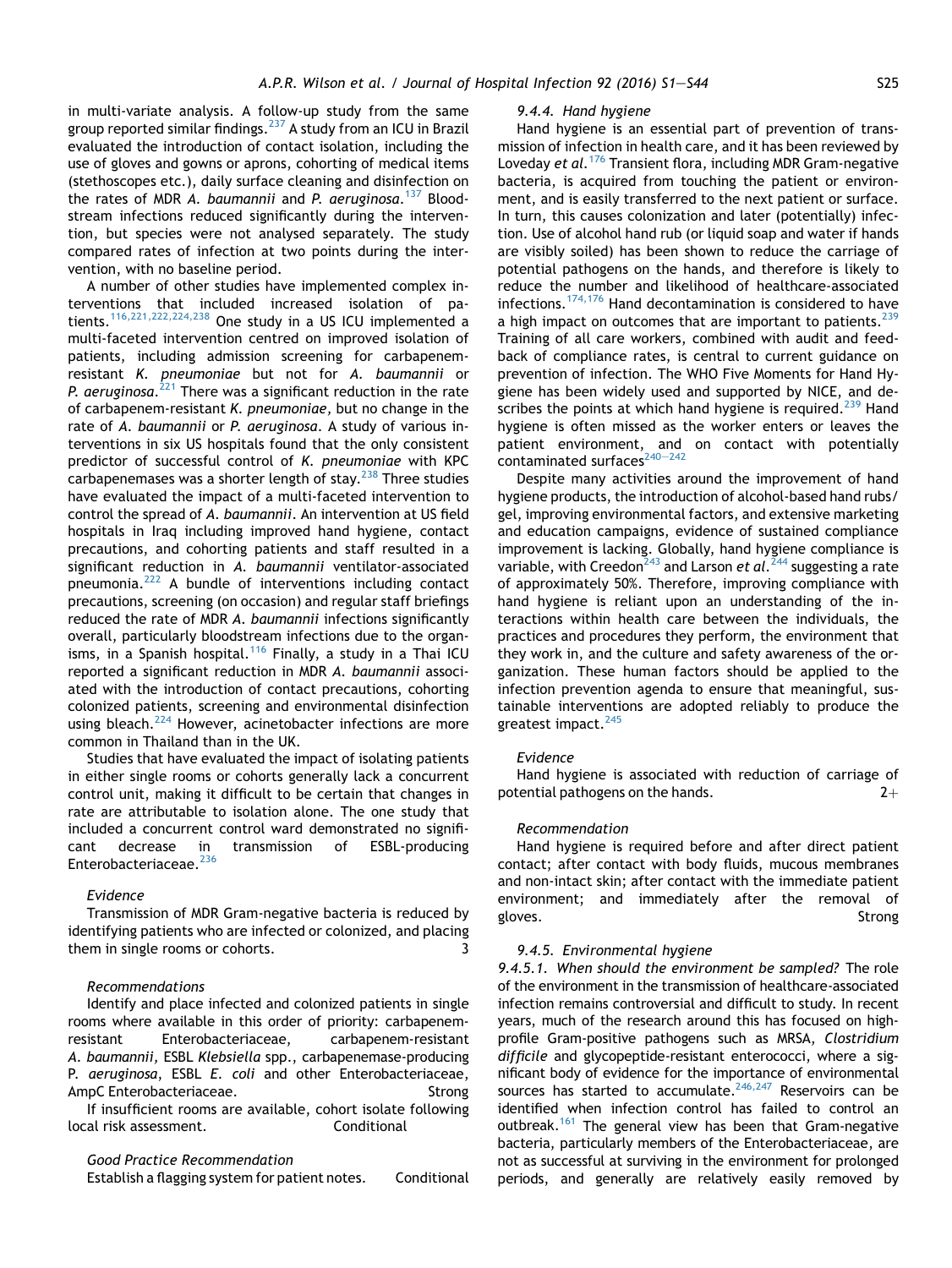in multi-variate analysis. A follow-up study from the same group reported similar findings.[237] A study from an ICU in Brazil evaluated the introduction of contact isolation, including the use of gloves and gowns or aprons, cohorting of medical items (stethoscopes etc.), daily surface cleaning and disinfection on the rates of MDR *A. baumannii* and *P. aeruginosa*.[137] Bloodstream infections reduced significantly during the intervention, but species were not analysed separately. The study compared rates of infection at two points during the intervention, with no baseline period.

A number of other studies have implemented complex interventions that included increased isolation of patients.[116,221,222,224,238] One study in a US ICU implemented a multi-faceted intervention centred on improved isolation of patients, including admission screening for carbapenem-resistant *K. pneumoniae* but not for *A. baumannii* or *P. aeruginosa*.[221] There was a significant reduction in the rate of carbapenem-resistant *K. pneumoniae*, but no change in the rate of *A. baumannii* or *P. aeruginosa*. A study of various interventions in six US hospitals found that the only consistent predictor of successful control of *K. pneumoniae* with KPC carbapenemases was a shorter length of stay.[238] Three studies have evaluated the impact of a multi-faceted intervention to control the spread of *A. baumannii*. An intervention at US field hospitals in Iraq including improved hand hygiene, contact precautions, and cohorting patients and staff resulted in a significant reduction in *A. baumannii* ventilator-associated pneumonia.[222] A bundle of interventions including contact precautions, screening (on occasion) and regular staff briefings reduced the rate of MDR *A. baumannii* infections significantly overall, particularly bloodstream infections due to the organisms, in a Spanish hospital.[116] Finally, a study in a Thai ICU reported a significant reduction in MDR *A. baumannii* associated with the introduction of contact precautions, cohorting colonized patients, screening and environmental disinfection using bleach.[224] However, acinetobacter infections are more common in Thailand than in the UK.

Studies that have evaluated the impact of isolating patients in either single rooms or cohorts generally lack a concurrent control unit, making it difficult to be certain that changes in rate are attributable to isolation alone. The one study that included a concurrent control ward demonstrated no significant decrease in transmission of ESBL-producing Enterobacteriaceae.[236]

*Evidence*

Transmission of MDR Gram-negative bacteria is reduced by identifying patients who are infected or colonized, and placing them in single rooms or cohorts. 3

*Recommendations*

Identify and place infected and colonized patients in single rooms where available in this order of priority: carbapenem-resistant Enterobacteriaceae, carbapenem-resistant *A. baumannii*, ESBL *Klebsiella* spp., carbapenemase-producing P. *aeruginosa*, ESBL *E. coli* and other Enterobacteriaceae, AmpC Enterobacteriaceae. Strong

If insufficient rooms are available, cohort isolate following local risk assessment. Conditional

*Good Practice Recommendation*

Establish a flagging system for patient notes. Conditional

#### *9.4.4. Hand hygiene*

Hand hygiene is an essential part of prevention of transmission of infection in health care, and it has been reviewed by Loveday *et al.*[176] Transient flora, including MDR Gram-negative bacteria, is acquired from touching the patient or environment, and is easily transferred to the next patient or surface. In turn, this causes colonization and later (potentially) infection. Use of alcohol hand rub (or liquid soap and water if hands are visibly soiled) has been shown to reduce the carriage of potential pathogens on the hands, and therefore is likely to reduce the number and likelihood of healthcare-associated infections.[174,176] Hand decontamination is considered to have a high impact on outcomes that are important to patients.[239] Training of all care workers, combined with audit and feedback of compliance rates, is central to current guidance on prevention of infection. The WHO Five Moments for Hand Hygiene has been widely used and supported by NICE, and describes the points at which hand hygiene is required.[239] Hand hygiene is often missed as the worker enters or leaves the patient environment, and on contact with potentially contaminated surfaces[240–242]

Despite many activities around the improvement of hand hygiene products, the introduction of alcohol-based hand rubs/gel, improving environmental factors, and extensive marketing and education campaigns, evidence of sustained compliance improvement is lacking. Globally, hand hygiene compliance is variable, with Creedon[243] and Larson *et al.*[244] suggesting a rate of approximately 50%. Therefore, improving compliance with hand hygiene is reliant upon an understanding of the interactions within health care between the individuals, the practices and procedures they perform, the environment that they work in, and the culture and safety awareness of the organization. These human factors should be applied to the infection prevention agenda to ensure that meaningful, sustainable interventions are adopted reliably to produce the greatest impact.[245]

*Evidence*

Hand hygiene is associated with reduction of carriage of potential pathogens on the hands. 2+

*Recommendation*

Hand hygiene is required before and after direct patient contact; after contact with body fluids, mucous membranes and non-intact skin; after contact with the immediate patient environment; and immediately after the removal of gloves. Strong

#### *9.4.5. Environmental hygiene*

*9.4.5.1. When should the environment be sampled?* The role of the environment in the transmission of healthcare-associated infection remains controversial and difficult to study. In recent years, much of the research around this has focused on high-profile Gram-positive pathogens such as MRSA, *Clostridium difficile* and glycopeptide-resistant enterococci, where a significant body of evidence for the importance of environmental sources has started to accumulate.[246,247] Reservoirs can be identified when infection control has failed to control an outbreak.[161] The general view has been that Gram-negative bacteria, particularly members of the Enterobacteriaceae, are not as successful at surviving in the environment for prolonged periods, and generally are relatively easily removed by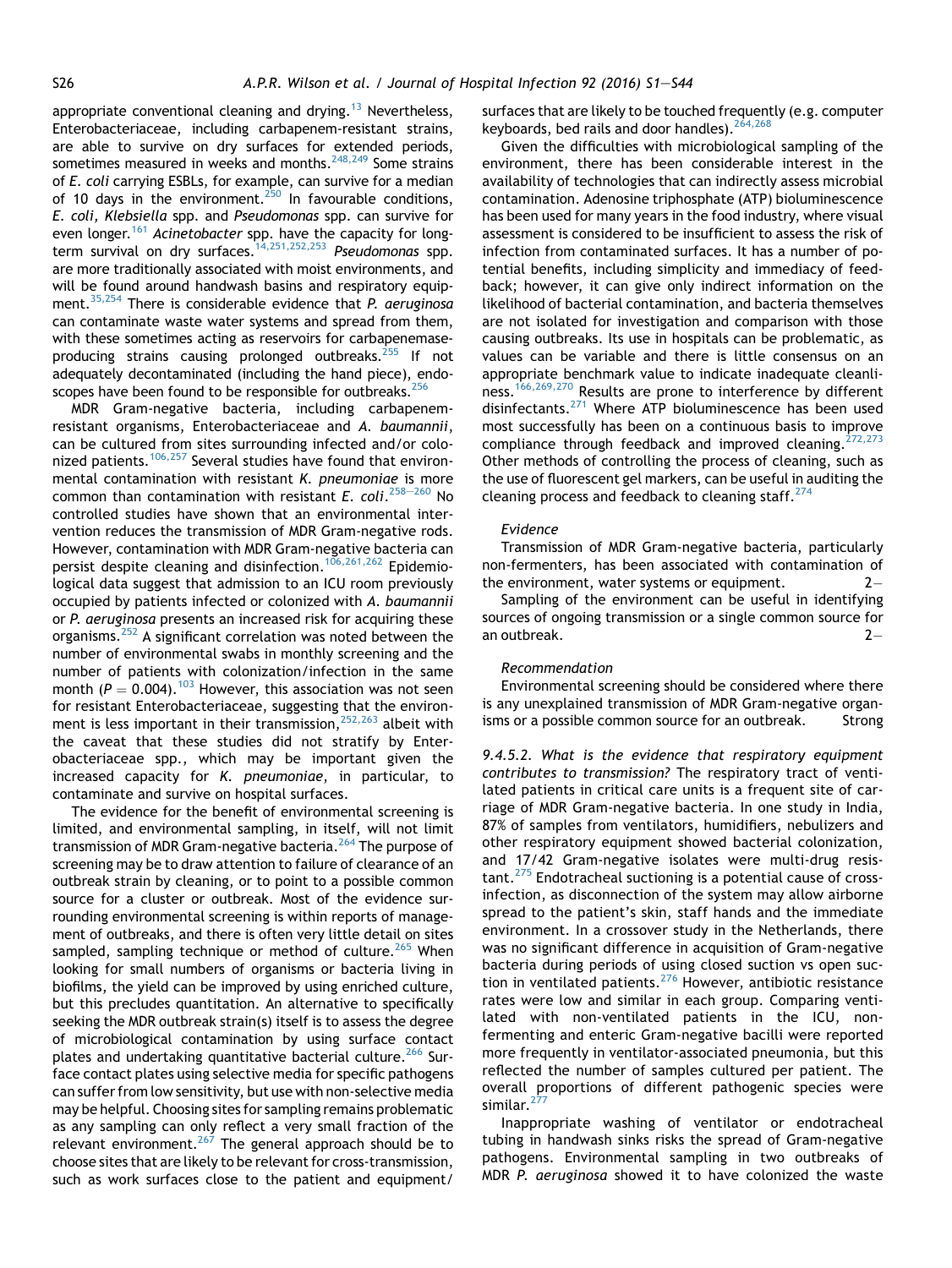appropriate conventional cleaning and drying.[13] Nevertheless, Enterobacteriaceae, including carbapenem-resistant strains, are able to survive on dry surfaces for extended periods, sometimes measured in weeks and months.[248,249] Some strains of *E. coli* carrying ESBLs, for example, can survive for a median of 10 days in the environment.[250] In favourable conditions, *E. coli, Klebsiella* spp. and *Pseudomonas* spp. can survive for even longer.[161] *Acinetobacter* spp. have the capacity for long-term survival on dry surfaces.[14,251,252,253] *Pseudomonas* spp. are more traditionally associated with moist environments, and will be found around handwash basins and respiratory equipment.[35,254] There is considerable evidence that *P. aeruginosa* can contaminate waste water systems and spread from them, with these sometimes acting as reservoirs for carbapenemase-producing strains causing prolonged outbreaks.[255] If not adequately decontaminated (including the hand piece), endoscopes have been found to be responsible for outbreaks.[256]

MDR Gram-negative bacteria, including carbapenem-resistant organisms, Enterobacteriaceae and *A. baumannii*, can be cultured from sites surrounding infected and/or colonized patients.[106,257] Several studies have found that environmental contamination with resistant *K. pneumoniae* is more common than contamination with resistant *E. coli*.[258–260] No controlled studies have shown that an environmental intervention reduces the transmission of MDR Gram-negative rods. However, contamination with MDR Gram-negative bacteria can persist despite cleaning and disinfection.[106,261,262] Epidemiological data suggest that admission to an ICU room previously occupied by patients infected or colonized with *A. baumannii* or *P. aeruginosa* presents an increased risk for acquiring these organisms.[252] A significant correlation was noted between the number of environmental swabs in monthly screening and the number of patients with colonization/infection in the same month ($P = 0.004$).[103] However, this association was not seen for resistant Enterobacteriaceae, suggesting that the environment is less important in their transmission,[252,263] albeit with the caveat that these studies did not stratify by Enterobacteriaceae spp., which may be important given the increased capacity for *K. pneumoniae*, in particular, to contaminate and survive on hospital surfaces.

The evidence for the benefit of environmental screening is limited, and environmental sampling, in itself, will not limit transmission of MDR Gram-negative bacteria.[264] The purpose of screening may be to draw attention to failure of clearance of an outbreak strain by cleaning, or to point to a possible common source for a cluster or outbreak. Most of the evidence surrounding environmental screening is within reports of management of outbreaks, and there is often very little detail on sites sampled, sampling technique or method of culture.[265] When looking for small numbers of organisms or bacteria living in biofilms, the yield can be improved by using enriched culture, but this precludes quantitation. An alternative to specifically seeking the MDR outbreak strain(s) itself is to assess the degree of microbiological contamination by using surface contact plates and undertaking quantitative bacterial culture.[266] Surface contact plates using selective media for specific pathogens can suffer from low sensitivity, but use with non-selective media may be helpful. Choosing sites for sampling remains problematic as any sampling can only reflect a very small fraction of the relevant environment.[267] The general approach should be to choose sites that are likely to be relevant for cross-transmission, such as work surfaces close to the patient and equipment/surfaces that are likely to be touched frequently (e.g. computer keyboards, bed rails and door handles).[264,268]

Given the difficulties with microbiological sampling of the environment, there has been considerable interest in the availability of technologies that can indirectly assess microbial contamination. Adenosine triphosphate (ATP) bioluminescence has been used for many years in the food industry, where visual assessment is considered to be insufficient to assess the risk of infection from contaminated surfaces. It has a number of potential benefits, including simplicity and immediacy of feedback; however, it can give only indirect information on the likelihood of bacterial contamination, and bacteria themselves are not isolated for investigation and comparison with those causing outbreaks. Its use in hospitals can be problematic, as values can be variable and there is little consensus on an appropriate benchmark value to indicate inadequate cleanliness.[166,269,270] Results are prone to interference by different disinfectants.[271] Where ATP bioluminescence has been used most successfully has been on a continuous basis to improve compliance through feedback and improved cleaning.[272,273] Other methods of controlling the process of cleaning, such as the use of fluorescent gel markers, can be useful in auditing the cleaning process and feedback to cleaning staff.[274]

*Evidence*

Transmission of MDR Gram-negative bacteria, particularly non-fermenters, has been associated with contamination of the environment, water systems or equipment. 2−

Sampling of the environment can be useful in identifying sources of ongoing transmission or a single common source for an outbreak. 2−

*Recommendation*

Environmental screening should be considered where there is any unexplained transmission of MDR Gram-negative organisms or a possible common source for an outbreak. Strong

*9.4.5.2. What is the evidence that respiratory equipment contributes to transmission?* The respiratory tract of ventilated patients in critical care units is a frequent site of carriage of MDR Gram-negative bacteria. In one study in India, 87% of samples from ventilators, humidifiers, nebulizers and other respiratory equipment showed bacterial colonization, and 17/42 Gram-negative isolates were multi-drug resistant.[275] Endotracheal suctioning is a potential cause of cross-infection, as disconnection of the system may allow airborne spread to the patient's skin, staff hands and the immediate environment. In a crossover study in the Netherlands, there was no significant difference in acquisition of Gram-negative bacteria during periods of using closed suction vs open suction in ventilated patients.[276] However, antibiotic resistance rates were low and similar in each group. Comparing ventilated with non-ventilated patients in the ICU, non-fermenting and enteric Gram-negative bacilli were reported more frequently in ventilator-associated pneumonia, but this reflected the number of samples cultured per patient. The overall proportions of different pathogenic species were similar.[277]

Inappropriate washing of ventilator or endotracheal tubing in handwash sinks risks the spread of Gram-negative pathogens. Environmental sampling in two outbreaks of MDR *P. aeruginosa* showed it to have colonized the waste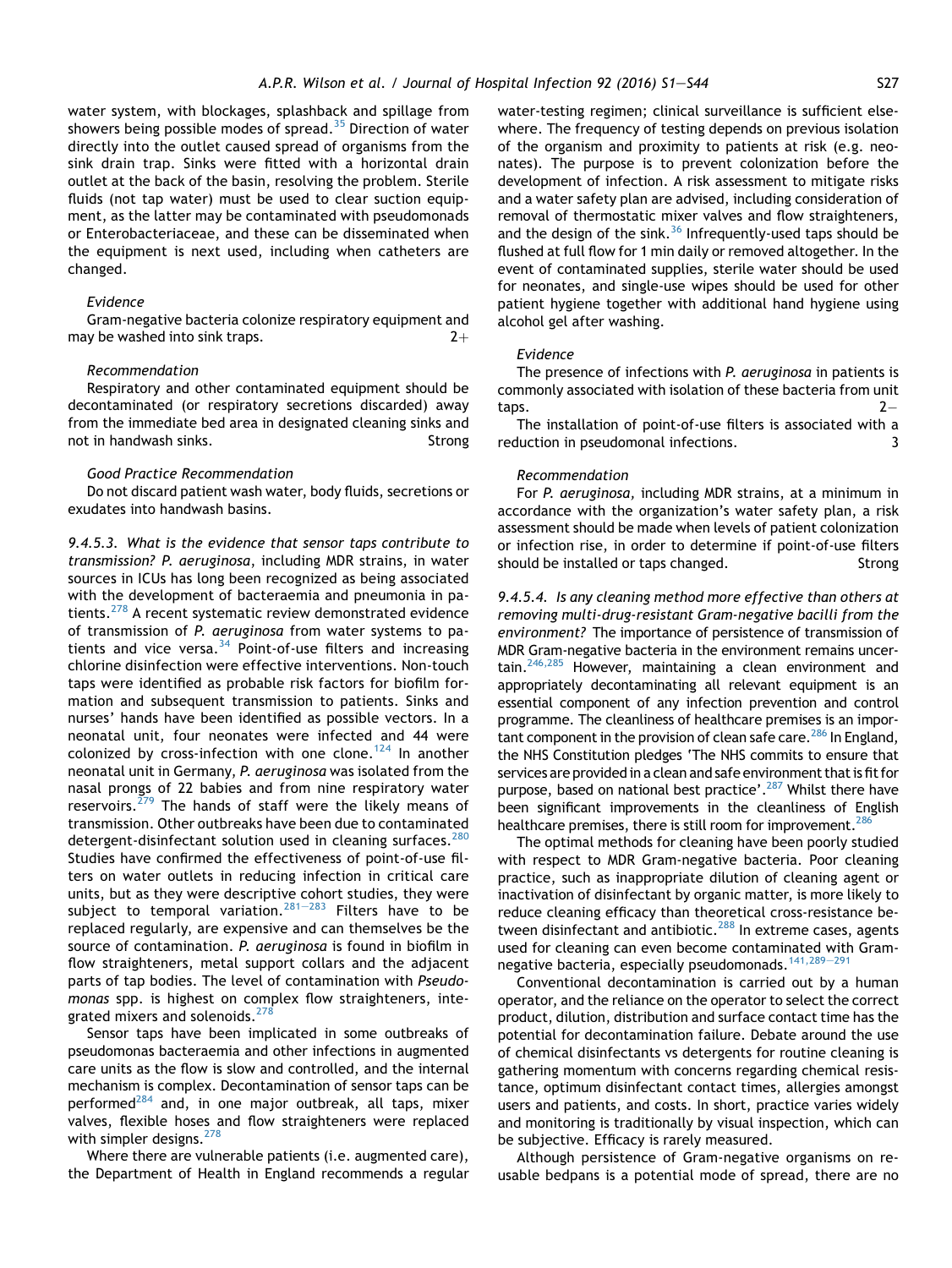water system, with blockages, splashback and spillage from showers being possible modes of spread.[35] Direction of water directly into the outlet caused spread of organisms from the sink drain trap. Sinks were fitted with a horizontal drain outlet at the back of the basin, resolving the problem. Sterile fluids (not tap water) must be used to clear suction equipment, as the latter may be contaminated with pseudomonads or Enterobacteriaceae, and these can be disseminated when the equipment is next used, including when catheters are changed.

*Evidence*

Gram-negative bacteria colonize respiratory equipment and may be washed into sink traps. 2+

*Recommendation*

Respiratory and other contaminated equipment should be decontaminated (or respiratory secretions discarded) away from the immediate bed area in designated cleaning sinks and not in handwash sinks. Strong

*Good Practice Recommendation*

Do not discard patient wash water, body fluids, secretions or exudates into handwash basins.

*9.4.5.3. What is the evidence that sensor taps contribute to transmission?* *P. aeruginosa*, including MDR strains, in water sources in ICUs has long been recognized as being associated with the development of bacteraemia and pneumonia in patients.[278] A recent systematic review demonstrated evidence of transmission of *P. aeruginosa* from water systems to patients and vice versa.[34] Point-of-use filters and increasing chlorine disinfection were effective interventions. Non-touch taps were identified as probable risk factors for biofilm formation and subsequent transmission to patients. Sinks and nurses' hands have been identified as possible vectors. In a neonatal unit, four neonates were infected and 44 were colonized by cross-infection with one clone.[124] In another neonatal unit in Germany, *P. aeruginosa* was isolated from the nasal prongs of 22 babies and from nine respiratory water reservoirs.[279] The hands of staff were the likely means of transmission. Other outbreaks have been due to contaminated detergent-disinfectant solution used in cleaning surfaces.[280] Studies have confirmed the effectiveness of point-of-use filters on water outlets in reducing infection in critical care units, but as they were descriptive cohort studies, they were subject to temporal variation.[281–283] Filters have to be replaced regularly, are expensive and can themselves be the source of contamination. *P. aeruginosa* is found in biofilm in flow straighteners, metal support collars and the adjacent parts of tap bodies. The level of contamination with *Pseudomonas* spp. is highest on complex flow straighteners, integrated mixers and solenoids.[278]

Sensor taps have been implicated in some outbreaks of pseudomonas bacteraemia and other infections in augmented care units as the flow is slow and controlled, and the internal mechanism is complex. Decontamination of sensor taps can be performed[284] and, in one major outbreak, all taps, mixer valves, flexible hoses and flow straighteners were replaced with simpler designs.[278]

Where there are vulnerable patients (i.e. augmented care), the Department of Health in England recommends a regular water-testing regimen; clinical surveillance is sufficient elsewhere. The frequency of testing depends on previous isolation of the organism and proximity to patients at risk (e.g. neonates). The purpose is to prevent colonization before the development of infection. A risk assessment to mitigate risks and a water safety plan are advised, including consideration of removal of thermostatic mixer valves and flow straighteners, and the design of the sink.[36] Infrequently-used taps should be flushed at full flow for 1 min daily or removed altogether. In the event of contaminated supplies, sterile water should be used for neonates, and single-use wipes should be used for other patient hygiene together with additional hand hygiene using alcohol gel after washing.

*Evidence*

The presence of infections with *P. aeruginosa* in patients is commonly associated with isolation of these bacteria from unit taps. 2−

The installation of point-of-use filters is associated with a reduction in pseudomonal infections. 3

*Recommendation*

For *P. aeruginosa*, including MDR strains, at a minimum in accordance with the organization's water safety plan, a risk assessment should be made when levels of patient colonization or infection rise, in order to determine if point-of-use filters should be installed or taps changed. Strong

*9.4.5.4. Is any cleaning method more effective than others at removing multi-drug-resistant Gram-negative bacilli from the environment?* The importance of persistence of transmission of MDR Gram-negative bacteria in the environment remains uncertain.[246,285] However, maintaining a clean environment and appropriately decontaminating all relevant equipment is an essential component of any infection prevention and control programme. The cleanliness of healthcare premises is an important component in the provision of clean safe care.[286] In England, the NHS Constitution pledges 'The NHS commits to ensure that services are provided in a clean and safe environment that is fit for purpose, based on national best practice'.[287] Whilst there have been significant improvements in the cleanliness of English healthcare premises, there is still room for improvement.[286]

The optimal methods for cleaning have been poorly studied with respect to MDR Gram-negative bacteria. Poor cleaning practice, such as inappropriate dilution of cleaning agent or inactivation of disinfectant by organic matter, is more likely to reduce cleaning efficacy than theoretical cross-resistance between disinfectant and antibiotic.[288] In extreme cases, agents used for cleaning can even become contaminated with Gram-negative bacteria, especially pseudomonads.[141,289–291]

Conventional decontamination is carried out by a human operator, and the reliance on the operator to select the correct product, dilution, distribution and surface contact time has the potential for decontamination failure. Debate around the use of chemical disinfectants vs detergents for routine cleaning is gathering momentum with concerns regarding chemical resistance, optimum disinfectant contact times, allergies amongst users and patients, and costs. In short, practice varies widely and monitoring is traditionally by visual inspection, which can be subjective. Efficacy is rarely measured.

Although persistence of Gram-negative organisms on reusable bedpans is a potential mode of spread, there are no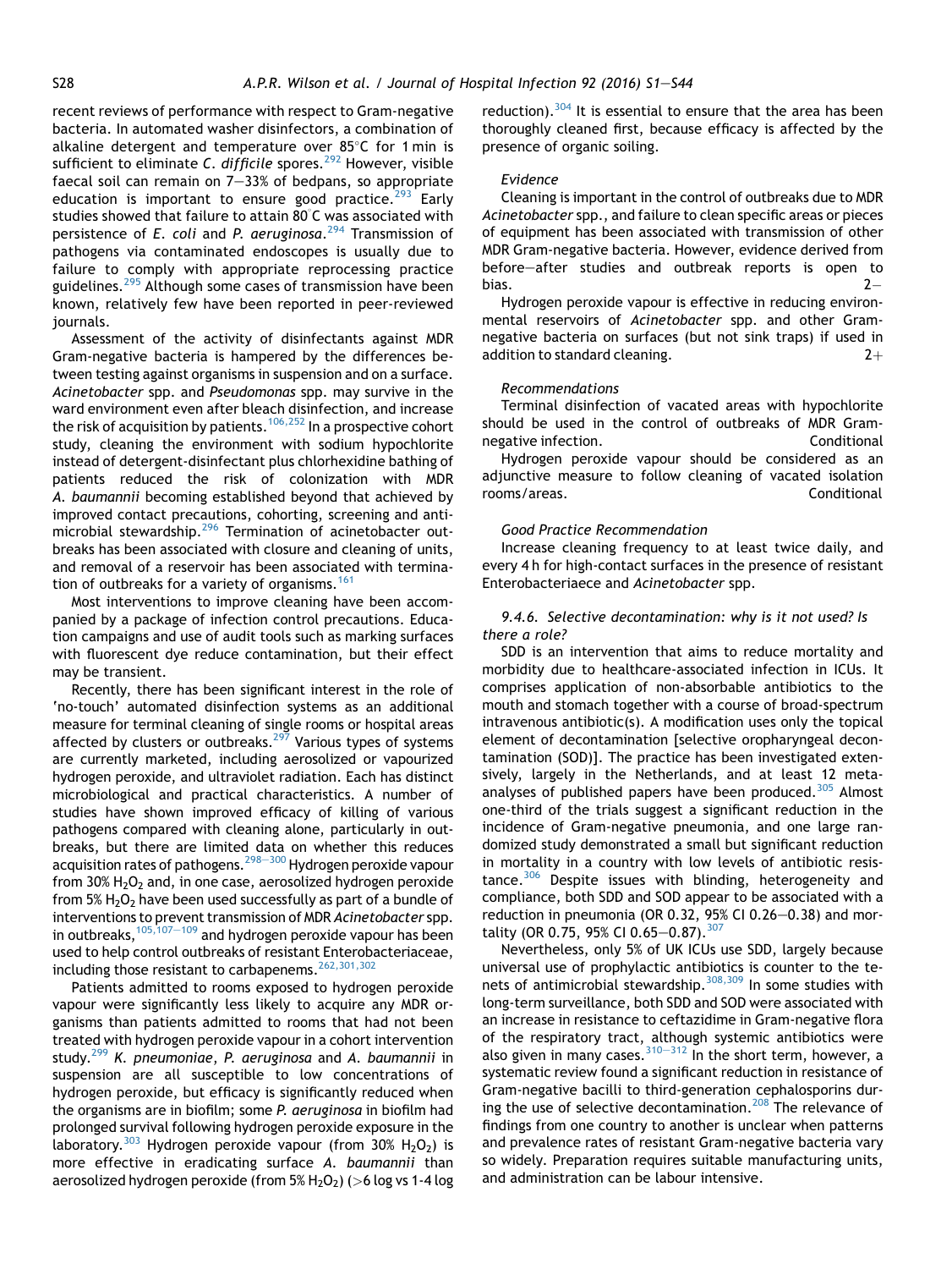recent reviews of performance with respect to Gram-negative bacteria. In automated washer disinfectors, a combination of alkaline detergent and temperature over 85°C for 1 min is sufficient to eliminate *C. difficile* spores.[292] However, visible faecal soil can remain on 7–33% of bedpans, so appropriate education is important to ensure good practice.[293] Early studies showed that failure to attain 80°C was associated with persistence of *E. coli* and *P. aeruginosa*.[294] Transmission of pathogens via contaminated endoscopes is usually due to failure to comply with appropriate reprocessing practice guidelines.[295] Although some cases of transmission have been known, relatively few have been reported in peer-reviewed journals.

Assessment of the activity of disinfectants against MDR Gram-negative bacteria is hampered by the differences between testing against organisms in suspension and on a surface. *Acinetobacter* spp. and *Pseudomonas* spp. may survive in the ward environment even after bleach disinfection, and increase the risk of acquisition by patients.[106,252] In a prospective cohort study, cleaning the environment with sodium hypochlorite instead of detergent-disinfectant plus chlorhexidine bathing of patients reduced the risk of colonization with MDR *A. baumannii* becoming established beyond that achieved by improved contact precautions, cohorting, screening and antimicrobial stewardship.[296] Termination of acinetobacter outbreaks has been associated with closure and cleaning of units, and removal of a reservoir has been associated with termination of outbreaks for a variety of organisms.[161]

Most interventions to improve cleaning have been accompanied by a package of infection control precautions. Education campaigns and use of audit tools such as marking surfaces with fluorescent dye reduce contamination, but their effect may be transient.

Recently, there has been significant interest in the role of 'no-touch' automated disinfection systems as an additional measure for terminal cleaning of single rooms or hospital areas affected by clusters or outbreaks.[297] Various types of systems are currently marketed, including aerosolized or vaporized hydrogen peroxide, and ultraviolet radiation. Each has distinct microbiological and practical characteristics. A number of studies have shown improved efficacy of killing of various pathogens compared with cleaning alone, particularly in outbreaks, but there are limited data on whether this reduces acquisition rates of pathogens.[298–300] Hydrogen peroxide vapour from 30% $H_2O_2$ and, in one case, aerosolized hydrogen peroxide from 5% $H_2O_2$ have been used successfully as part of a bundle of interventions to prevent transmission of MDR *Acinetobacter* spp. in outbreaks,[105,107–109] and hydrogen peroxide vapour has been used to help control outbreaks of resistant Enterobacteriaceae, including those resistant to carbapenems.[262,301,302]

Patients admitted to rooms exposed to hydrogen peroxide vapour were significantly less likely to acquire any MDR organisms than patients admitted to rooms that had not been treated with hydrogen peroxide vapour in a cohort intervention study.[299] *K. pneumoniae, P. aeruginosa* and *A. baumannii* in suspension are all susceptible to low concentrations of hydrogen peroxide, but efficacy is significantly reduced when the organisms are in biofilm; some *P. aeruginosa* in biofilm had prolonged survival following hydrogen peroxide exposure in the laboratory.[303] Hydrogen peroxide vapour (from 30% $H_2O_2$) is more effective in eradicating surface *A. baumannii* than aerosolized hydrogen peroxide (from 5% $H_2O_2$) (>6 log vs 1-4 log reduction).[304] It is essential to ensure that the area has been thoroughly cleaned first, because efficacy is affected by the presence of organic soiling.

*Evidence*

Cleaning is important in the control of outbreaks due to MDR *Acinetobacter* spp., and failure to clean specific areas or pieces of equipment has been associated with transmission of other MDR Gram-negative bacteria. However, evidence derived from before–after studies and outbreak reports is open to bias. 2−

Hydrogen peroxide vapour is effective in reducing environmental reservoirs of *Acinetobacter* spp. and other Gram-negative bacteria on surfaces (but not sink traps) if used in addition to standard cleaning. 2+

*Recommendations*

Terminal disinfection of vacated areas with hypochlorite should be used in the control of outbreaks of MDR Gram-negative infection. Conditional

Hydrogen peroxide vapour should be considered as an adjunctive measure to follow cleaning of vacated isolation rooms/areas. Conditional

*Good Practice Recommendation*

Increase cleaning frequency to at least twice daily, and every 4 h for high-contact surfaces in the presence of resistant Enterobacteriaece and *Acinetobacter* spp.

### *9.4.6. Selective decontamination: why is it not used? Is there a role?*

SDD is an intervention that aims to reduce mortality and morbidity due to healthcare-associated infection in ICUs. It comprises application of non-absorbable antibiotics to the mouth and stomach together with a course of broad-spectrum intravenous antibiotic(s). A modification uses only the topical element of decontamination [selective oropharyngeal decontamination (SOD)]. The practice has been investigated extensively, largely in the Netherlands, and at least 12 meta-analyses of published papers have been produced.[305] Almost one-third of the trials suggest a significant reduction in the incidence of Gram-negative pneumonia, and one large randomized study demonstrated a small but significant reduction in mortality in a country with low levels of antibiotic resistance.[306] Despite issues with blinding, heterogeneity and compliance, both SDD and SOD appear to be associated with a reduction in pneumonia (OR 0.32, 95% CI 0.26–0.38) and mortality (OR 0.75, 95% CI 0.65–0.87).[307]

Nevertheless, only 5% of UK ICUs use SDD, largely because universal use of prophylactic antibiotics is counter to the tenets of antimicrobial stewardship.[308,309] In some studies with long-term surveillance, both SDD and SOD were associated with an increase in resistance to ceftazidime in Gram-negative flora of the respiratory tract, although systemic antibiotics were also given in many cases.[310–312] In the short term, however, a systematic review found a significant reduction in resistance of Gram-negative bacilli to third-generation cephalosporins during the use of selective decontamination.[208] The relevance of findings from one country to another is unclear when patterns and prevalence rates of resistant Gram-negative bacteria vary so widely. Preparation requires suitable manufacturing units, and administration can be labour intensive.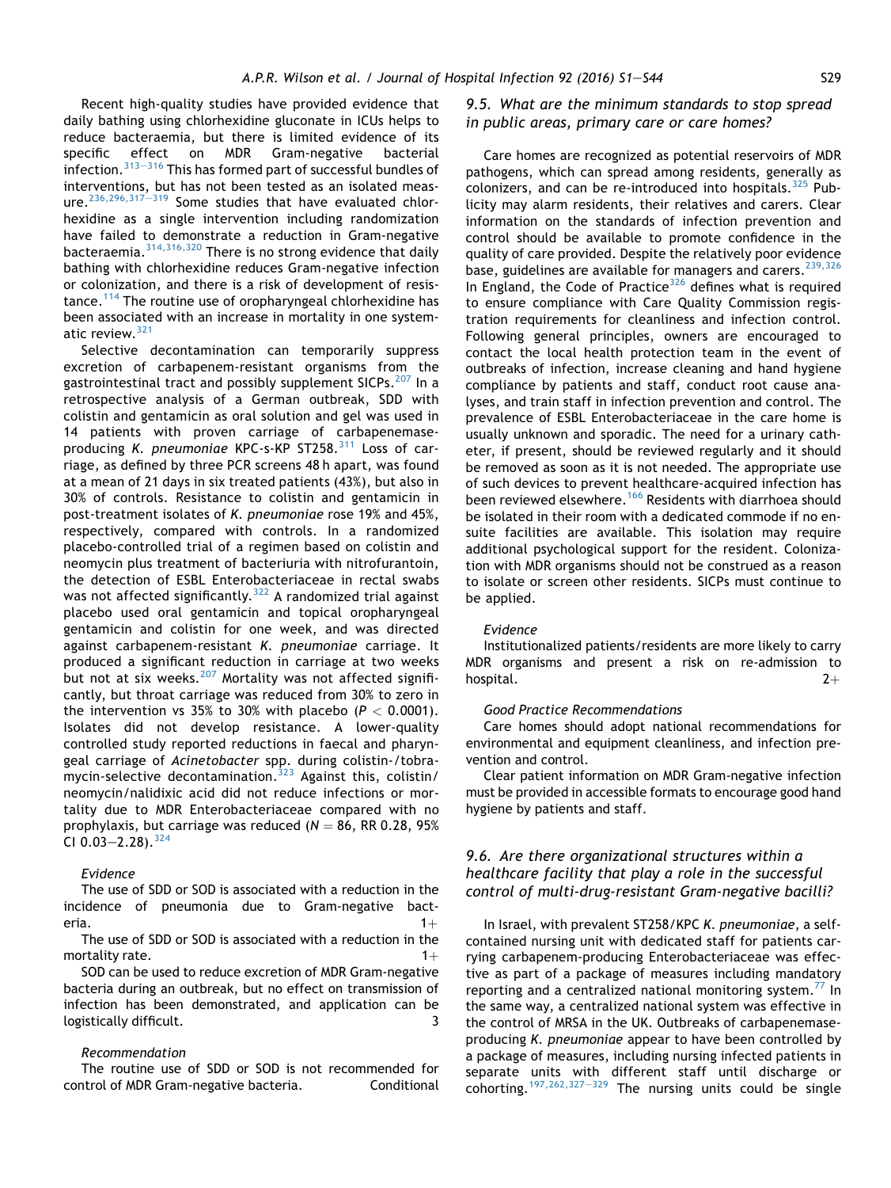Recent high-quality studies have provided evidence that daily bathing using chlorhexidine gluconate in ICUs helps to reduce bacteraemia, but there is limited evidence of its specific effect on MDR Gram-negative bacterial infection.[313–316] This has formed part of successful bundles of interventions, but has not been tested as an isolated measure.[236,296,317–319] Some studies that have evaluated chlorhexidine as a single intervention including randomization have failed to demonstrate a reduction in Gram-negative bacteraemia.[314,316,320] There is no strong evidence that daily bathing with chlorhexidine reduces Gram-negative infection or colonization, and there is a risk of development of resistance.[114] The routine use of oropharyngeal chlorhexidine has been associated with an increase in mortality in one systematic review.[321]

Selective decontamination can temporarily suppress excretion of carbapenem-resistant organisms from the gastrointestinal tract and possibly supplement SICPs.[207] In a retrospective analysis of a German outbreak, SDD with colistin and gentamicin as oral solution and gel was used in 14 patients with proven carriage of carbapenemase-producing *K. pneumoniae* KPC-s-KP ST258.[311] Loss of carriage, as defined by three PCR screens 48 h apart, was found at a mean of 21 days in six treated patients (43%), but also in 30% of controls. Resistance to colistin and gentamicin in post-treatment isolates of *K. pneumoniae* rose 19% and 45%, respectively, compared with controls. In a randomized placebo-controlled trial of a regimen based on colistin and neomycin plus treatment of bacteriuria with nitrofurantoin, the detection of ESBL Enterobacteriaceae in rectal swabs was not affected significantly.[322] A randomized trial against placebo used oral gentamicin and topical oropharyngeal gentamicin and colistin for one week, and was directed against carbapenem-resistant *K. pneumoniae* carriage. It produced a significant reduction in carriage at two weeks but not at six weeks.[207] Mortality was not affected significantly, but throat carriage was reduced from 30% to zero in the intervention vs 35% to 30% with placebo ($P < 0.0001$). Isolates did not develop resistance. A lower-quality controlled study reported reductions in faecal and pharyngeal carriage of *Acinetobacter* spp. during colistin-/tobramycin-selective decontamination.[323] Against this, colistin/neomycin/nalidixic acid did not reduce infections or mortality due to MDR Enterobacteriaceae compared with no prophylaxis, but carriage was reduced ($N = 86$, RR 0.28, 95% CI 0.03–2.28).[324]

*Evidence*

The use of SDD or SOD is associated with a reduction in the incidence of pneumonia due to Gram-negative bacteria. 1+

The use of SDD or SOD is associated with a reduction in the mortality rate. 1+

SOD can be used to reduce excretion of MDR Gram-negative bacteria during an outbreak, but no effect on transmission of infection has been demonstrated, and application can be logistically difficult. 3

*Recommendation*

The routine use of SDD or SOD is not recommended for control of MDR Gram-negative bacteria. Conditional

### 9.5. What are the minimum standards to stop spread in public areas, primary care or care homes?

Care homes are recognized as potential reservoirs of MDR pathogens, which can spread among residents, generally as colonizers, and can be re-introduced into hospitals.[325] Publicity may alarm residents, their relatives and carers. Clear information on the standards of infection prevention and control should be available to promote confidence in the quality of care provided. Despite the relatively poor evidence base, guidelines are available for managers and carers.[239,326] In England, the Code of Practice[326] defines what is required to ensure compliance with Care Quality Commission registration requirements for cleanliness and infection control. Following general principles, owners are encouraged to contact the local health protection team in the event of outbreaks of infection, increase cleaning and hand hygiene compliance by patients and staff, conduct root cause analyses, and train staff in infection prevention and control. The prevalence of ESBL Enterobacteriaceae in the care home is usually unknown and sporadic. The need for a urinary catheter, if present, should be reviewed regularly and it should be removed as soon as it is not needed. The appropriate use of such devices to prevent healthcare-acquired infection has been reviewed elsewhere.[166] Residents with diarrhoea should be isolated in their room with a dedicated commode if no en-suite facilities are available. This isolation may require additional psychological support for the resident. Colonization with MDR organisms should not be construed as a reason to isolate or screen other residents. SICPs must continue to be applied.

*Evidence*

Institutionalized patients/residents are more likely to carry MDR organisms and present a risk on re-admission to hospital. 2+

*Good Practice Recommendations*

Care homes should adopt national recommendations for environmental and equipment cleanliness, and infection prevention and control.

Clear patient information on MDR Gram-negative infection must be provided in accessible formats to encourage good hand hygiene by patients and staff.

### 9.6. Are there organizational structures within a healthcare facility that play a role in the successful control of multi-drug-resistant Gram-negative bacilli?

In Israel, with prevalent ST258/KPC *K. pneumoniae*, a self-contained nursing unit with dedicated staff for patients carrying carbapenem-producing Enterobacteriaceae was effective as part of a package of measures including mandatory reporting and a centralized national monitoring system.[77] In the same way, a centralized national system was effective in the control of MRSA in the UK. Outbreaks of carbapenemase-producing *K. pneumoniae* appear to have been controlled by a package of measures, including nursing infected patients in separate units with different staff until discharge or cohorting.[197,262,327–329] The nursing units could be single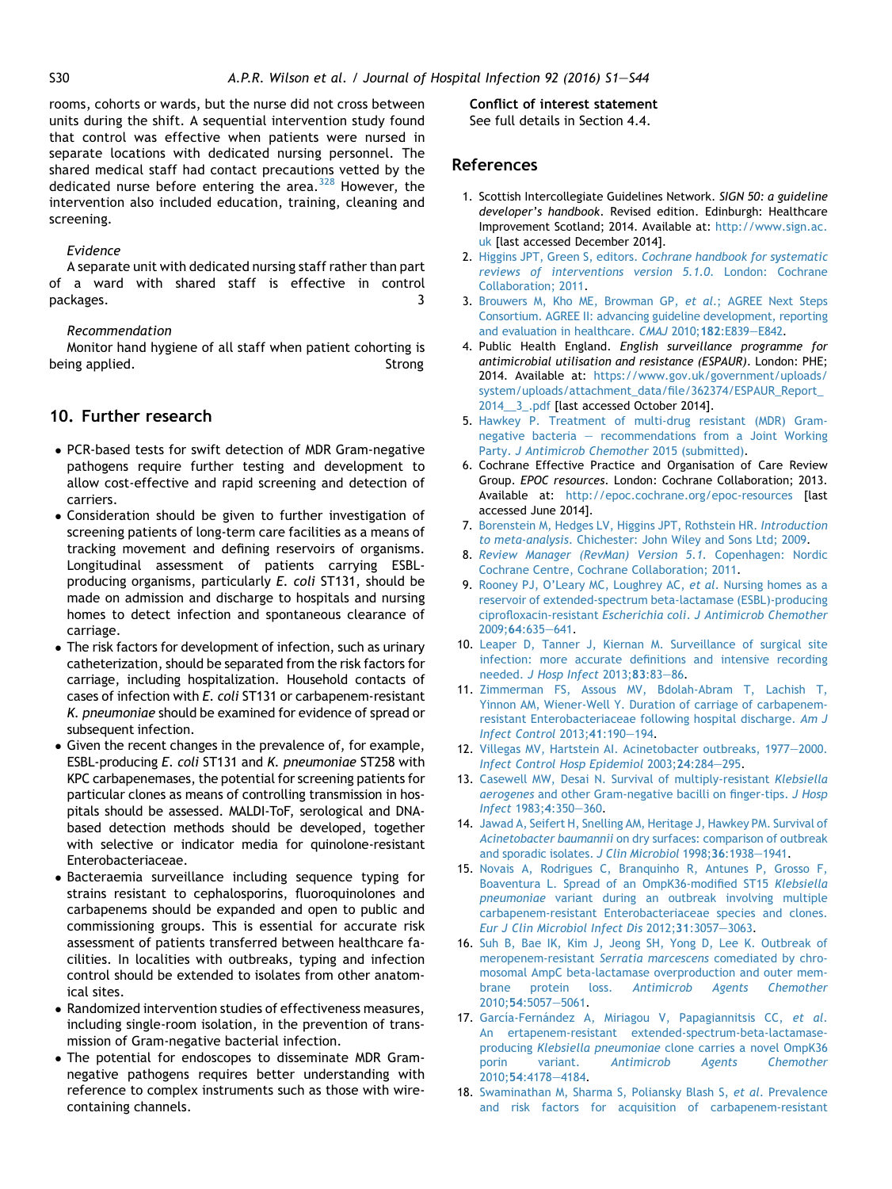rooms, cohorts or wards, but the nurse did not cross between units during the shift. A sequential intervention study found that control was effective when patients were nursed in separate locations with dedicated nursing personnel. The shared medical staff had contact precautions vetted by the dedicated nurse before entering the area.[328] However, the intervention also included education, training, cleaning and screening.

*Evidence*

A separate unit with dedicated nursing staff rather than part of a ward with shared staff is effective in control packages. 3

*Recommendation*

Monitor hand hygiene of all staff when patient cohorting is being applied. Strong

## 10. Further research

- PCR-based tests for swift detection of MDR Gram-negative pathogens require further testing and development to allow cost-effective and rapid screening and detection of carriers.
- Consideration should be given to further investigation of screening patients of long-term care facilities as a means of tracking movement and defining reservoirs of organisms. Longitudinal assessment of patients carrying ESBL-producing organisms, particularly *E. coli* ST131, should be made on admission and discharge to hospitals and nursing homes to detect infection and spontaneous clearance of carriage.
- The risk factors for development of infection, such as urinary catheterization, should be separated from the risk factors for carriage, including hospitalization. Household contacts of cases of infection with *E. coli* ST131 or carbapenem-resistant *K. pneumoniae* should be examined for evidence of spread or subsequent infection.
- Given the recent changes in the prevalence of, for example, ESBL-producing *E. coli* ST131 and *K. pneumoniae* ST258 with KPC carbapenemases, the potential for screening patients for particular clones as means of controlling transmission in hospitals should be assessed. MALDI-ToF, serological and DNA-based detection methods should be developed, together with selective or indicator media for quinolone-resistant Enterobacteriaceae.
- Bacteraemia surveillance including sequence typing for strains resistant to cephalosporins, fluoroquinolones and carbapenems should be expanded and open to public and commissioning groups. This is essential for accurate risk assessment of patients transferred between healthcare facilities. In localities with outbreaks, typing and infection control should be extended to isolates from other anatomical sites.
- Randomized intervention studies of effectiveness measures, including single-room isolation, in the prevention of transmission of Gram-negative bacterial infection.
- The potential for endoscopes to disseminate MDR Gram-negative pathogens requires better understanding with reference to complex instruments such as those with wire-containing channels.

**Conflict of interest statement**

See full details in Section 4.4.

## References

1. Scottish Intercollegiate Guidelines Network. *SIGN 50: a guideline developer's handbook*. Revised edition. Edinburgh: Healthcare Improvement Scotland; 2014. Available at: http://www.sign.ac.uk [last accessed December 2014].
2. Higgins JPT, Green S, editors. *Cochrane handbook for systematic reviews of interventions version 5.1.0*. London: Cochrane Collaboration; 2011.
3. Brouwers M, Kho ME, Browman GP, *et al.*; AGREE Next Steps Consortium. AGREE II: advancing guideline development, reporting and evaluation in healthcare. *CMAJ* 2010;**182**:E839–E842.
4. Public Health England. *English surveillance programme for antimicrobial utilisation and resistance (ESPAUR)*. London: PHE; 2014. Available at: https://www.gov.uk/government/uploads/system/uploads/attachment_data/file/362374/ESPAUR_Report_2014__3_.pdf [last accessed October 2014].
5. Hawkey P. Treatment of multi-drug resistant (MDR) Gram-negative bacteria – recommendations from a Joint Working Party. *J Antimicrob Chemother* 2015 (submitted).
6. Cochrane Effective Practice and Organisation of Care Review Group. *EPOC resources*. London: Cochrane Collaboration; 2013. Available at: http://epoc.cochrane.org/epoc-resources [last accessed June 2014].
7. Borenstein M, Hedges LV, Higgins JPT, Rothstein HR. *Introduction to meta-analysis*. Chichester: John Wiley and Sons Ltd; 2009.
8. *Review Manager (RevMan) Version 5.1*. Copenhagen: Nordic Cochrane Centre, Cochrane Collaboration; 2011.
9. Rooney PJ, O'Leary MC, Loughrey AC, *et al*. Nursing homes as a reservoir of extended-spectrum beta-lactamase (ESBL)-producing ciprofloxacin-resistant *Escherichia coli*. *J Antimicrob Chemother* 2009;**64**:635–641.
10. Leaper D, Tanner J, Kiernan M. Surveillance of surgical site infection: more accurate definitions and intensive recording needed. *J Hosp Infect* 2013;**83**:83–86.
11. Zimmerman FS, Assous MV, Bdolah-Abram T, Lachish T, Yinnon AM, Wiener-Well Y. Duration of carriage of carbapenem-resistant Enterobacteriaceae following hospital discharge. *Am J Infect Control* 2013;**41**:190–194.
12. Villegas MV, Hartstein AI. Acinetobacter outbreaks, 1977–2000. *Infect Control Hosp Epidemiol* 2003;**24**:284–295.
13. Casewell MW, Desai N. Survival of multiply-resistant *Klebsiella aerogenes* and other Gram-negative bacilli on finger-tips. *J Hosp Infect* 1983;**4**:350–360.
14. Jawad A, Seifert H, Snelling AM, Heritage J, Hawkey PM. Survival of *Acinetobacter baumannii* on dry surfaces: comparison of outbreak and sporadic isolates. *J Clin Microbiol* 1998;**36**:1938–1941.
15. Novais A, Rodrigues C, Branquinho R, Antunes P, Grosso F, Boaventura L. Spread of an OmpK36-modified ST15 *Klebsiella pneumoniae* variant during an outbreak involving multiple carbapenem-resistant Enterobacteriaceae species and clones. *Eur J Clin Microbiol Infect Dis* 2012;**31**:3057–3063.
16. Suh B, Bae IK, Kim J, Jeong SH, Yong D, Lee K. Outbreak of meropenem-resistant *Serratia marcescens* comediated by chromosomal AmpC beta-lactamase overproduction and outer membrane protein loss. *Antimicrob Agents Chemother* 2010;**54**:5057–5061.
17. García-Fernández A, Miriagou V, Papagiannitsis CC, *et al*. An ertapenem-resistant extended-spectrum-beta-lactamase-producing *Klebsiella pneumoniae* clone carries a novel OmpK36 porin variant. *Antimicrob Agents Chemother* 2010;**54**:4178–4184.
18. Swaminathan M, Sharma S, Poliansky Blash S, *et al*. Prevalence and risk factors for acquisition of carbapenem-resistant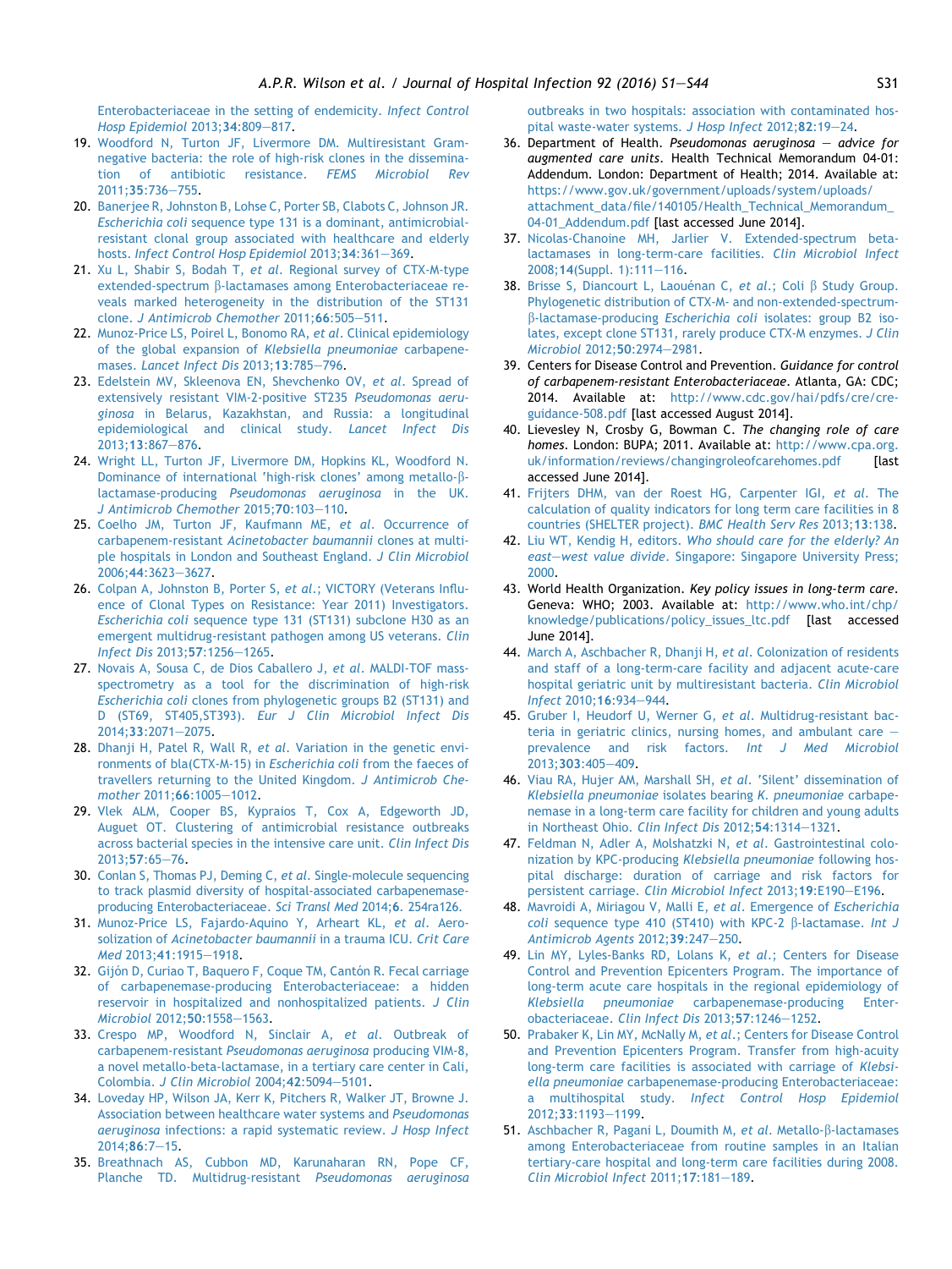Enterobacteriaceae in the setting of endemicity. *Infect Control Hosp Epidemiol* 2013;**34**:809–817.

19. Woodford N, Turton JF, Livermore DM. Multiresistant Gram-negative bacteria: the role of high-risk clones in the dissemination of antibiotic resistance. *FEMS Microbiol Rev* 2011;**35**:736–755.
20. Banerjee R, Johnston B, Lohse C, Porter SB, Clabots C, Johnson JR. *Escherichia coli* sequence type 131 is a dominant, antimicrobial-resistant clonal group associated with healthcare and elderly hosts. *Infect Control Hosp Epidemiol* 2013;**34**:361–369.
21. Xu L, Shabir S, Bodah T, *et al*. Regional survey of CTX-M-type extended-spectrum β-lactamases among Enterobacteriaceae reveals marked heterogeneity in the distribution of the ST131 clone. *J Antimicrob Chemother* 2011;**66**:505–511.
22. Munoz-Price LS, Poirel L, Bonomo RA, *et al*. Clinical epidemiology of the global expansion of *Klebsiella pneumoniae* carbapenemases. *Lancet Infect Dis* 2013;**13**:785–796.
23. Edelstein MV, Skleenova EN, Shevchenko OV, *et al*. Spread of extensively resistant VIM-2-positive ST235 *Pseudomonas aeruginosa* in Belarus, Kazakhstan, and Russia: a longitudinal epidemiological and clinical study. *Lancet Infect Dis* 2013;**13**:867–876.
24. Wright LL, Turton JF, Livermore DM, Hopkins KL, Woodford N. Dominance of international 'high-risk clones' among metallo-β-lactamase-producing *Pseudomonas aeruginosa* in the UK. *J Antimicrob Chemother* 2015;**70**:103–110.
25. Coelho JM, Turton JF, Kaufmann ME, *et al*. Occurrence of carbapenem-resistant *Acinetobacter baumannii* clones at multiple hospitals in London and Southeast England. *J Clin Microbiol* 2006;**44**:3623–3627.
26. Colpan A, Johnston B, Porter S, *et al*.; VICTORY (Veterans Influence of Clonal Types on Resistance: Year 2011) Investigators. *Escherichia coli* sequence type 131 (ST131) subclone H30 as an emergent multidrug-resistant pathogen among US veterans. *Clin Infect Dis* 2013;**57**:1256–1265.
27. Novais A, Sousa C, de Dios Caballero J, *et al*. MALDI-TOF mass-spectrometry as a tool for the discrimination of high-risk *Escherichia coli* clones from phylogenetic groups B2 (ST131) and D (ST69, ST405,ST393). *Eur J Clin Microbiol Infect Dis* 2014;**33**:2071–2075.
28. Dhanji H, Patel R, Wall R, *et al*. Variation in the genetic environments of bla(CTX-M-15) in *Escherichia coli* from the faeces of travellers returning to the United Kingdom. *J Antimicrob Chemother* 2011;**66**:1005–1012.
29. Vlek ALM, Cooper BS, Kypraios T, Cox A, Edgeworth JD, Auguet OT. Clustering of antimicrobial resistance outbreaks across bacterial species in the intensive care unit. *Clin Infect Dis* 2013;**57**:65–76.
30. Conlan S, Thomas PJ, Deming C, *et al*. Single-molecule sequencing to track plasmid diversity of hospital-associated carbapenemase-producing Enterobacteriaceae. *Sci Transl Med* 2014;**6**. 254ra126.
31. Munoz-Price LS, Fajardo-Aquino Y, Arheart KL, *et al*. Aerosolization of *Acinetobacter baumannii* in a trauma ICU. *Crit Care Med* 2013;**41**:1915–1918.
32. Gijón D, Curiao T, Baquero F, Coque TM, Cantón R. Fecal carriage of carbapenemase-producing Enterobacteriaceae: a hidden reservoir in hospitalized and nonhospitalized patients. *J Clin Microbiol* 2012;**50**:1558–1563.
33. Crespo MP, Woodford N, Sinclair A, *et al*. Outbreak of carbapenem-resistant *Pseudomonas aeruginosa* producing VIM-8, a novel metallo-beta-lactamase, in a tertiary care center in Cali, Colombia. *J Clin Microbiol* 2004;**42**:5094–5101.
34. Loveday HP, Wilson JA, Kerr K, Pitchers R, Walker JT, Browne J. Association between healthcare water systems and *Pseudomonas aeruginosa* infections: a rapid systematic review. *J Hosp Infect* 2014;**86**:7–15.
35. Breathnach AS, Cubbon MD, Karunaharan RN, Pope CF, Planche TD. Multidrug-resistant *Pseudomonas aeruginosa* outbreaks in two hospitals: association with contaminated hospital waste-water systems. *J Hosp Infect* 2012;**82**:19–24.
36. Department of Health. *Pseudomonas aeruginosa — advice for augmented care units*. Health Technical Memorandum 04-01: Addendum. London: Department of Health; 2014. Available at: https://www.gov.uk/government/uploads/system/uploads/attachment_data/file/140105/Health_Technical_Memorandum_04-01_Addendum.pdf [last accessed June 2014].
37. Nicolas-Chanoine MH, Jarlier V. Extended-spectrum beta-lactamases in long-term-care facilities. *Clin Microbiol Infect* 2008;**14**(Suppl. 1):111–116.
38. Brisse S, Diancourt L, Laouénan C, *et al*.; Coli β Study Group. Phylogenetic distribution of CTX-M- and non-extended-spectrum-β-lactamase-producing *Escherichia coli* isolates: group B2 isolates, except clone ST131, rarely produce CTX-M enzymes. *J Clin Microbiol* 2012;**50**:2974–2981.
39. Centers for Disease Control and Prevention. *Guidance for control of carbapenem-resistant Enterobacteriaceae*. Atlanta, GA: CDC; 2014. Available at: http://www.cdc.gov/hai/pdfs/cre/cre-guidance-508.pdf [last accessed August 2014].
40. Lievesley N, Crosby G, Bowman C. *The changing role of care homes*. London: BUPA; 2011. Available at: http://www.cpa.org.uk/information/reviews/changingroleofcarehomes.pdf [last accessed June 2014].
41. Frijters DHM, van der Roest HG, Carpenter IGI, *et al*. The calculation of quality indicators for long term care facilities in 8 countries (SHELTER project). *BMC Health Serv Res* 2013;**13**:138.
42. Liu WT, Kendig H, editors. *Who should care for the elderly? An east–west value divide*. Singapore: Singapore University Press; 2000.
43. World Health Organization. *Key policy issues in long-term care*. Geneva: WHO; 2003. Available at: http://www.who.int/chp/knowledge/publications/policy_issues_ltc.pdf [last accessed June 2014].
44. March A, Aschbacher R, Dhanji H, *et al*. Colonization of residents and staff of a long-term-care facility and adjacent acute-care hospital geriatric unit by multiresistant bacteria. *Clin Microbiol Infect* 2010;**16**:934–944.
45. Gruber I, Heudorf U, Werner G, *et al*. Multidrug-resistant bacteria in geriatric clinics, nursing homes, and ambulant care — prevalence and risk factors. *Int J Med Microbiol* 2013;**303**:405–409.
46. Viau RA, Hujer AM, Marshall SH, *et al*. 'Silent' dissemination of *Klebsiella pneumoniae* isolates bearing *K. pneumoniae* carbapenemase in a long-term care facility for children and young adults in Northeast Ohio. *Clin Infect Dis* 2012;**54**:1314–1321.
47. Feldman N, Adler A, Molshatzki N, *et al*. Gastrointestinal colonization by KPC-producing *Klebsiella pneumoniae* following hospital discharge: duration of carriage and risk factors for persistent carriage. *Clin Microbiol Infect* 2013;**19**:E190–E196.
48. Mavroidi A, Miriagou V, Malli E, *et al*. Emergence of *Escherichia coli* sequence type 410 (ST410) with KPC-2 β-lactamase. *Int J Antimicrob Agents* 2012;**39**:247–250.
49. Lin MY, Lyles-Banks RD, Lolans K, *et al*.; Centers for Disease Control and Prevention Epicenters Program. The importance of long-term acute care hospitals in the regional epidemiology of *Klebsiella pneumoniae* carbapenemase-producing Enterobacteriaceae. *Clin Infect Dis* 2013;**57**:1246–1252.
50. Prabaker K, Lin MY, McNally M, *et al*.; Centers for Disease Control and Prevention Epicenters Program. Transfer from high-acuity long-term care facilities is associated with carriage of *Klebsiella pneumoniae* carbapenemase-producing Enterobacteriaceae: a multihospital study. *Infect Control Hosp Epidemiol* 2012;**33**:1193–1199.
51. Aschbacher R, Pagani L, Doumith M, *et al*. Metallo-β-lactamases among Enterobacteriaceae from routine samples in an Italian tertiary-care hospital and long-term care facilities during 2008. *Clin Microbiol Infect* 2011;**17**:181–189.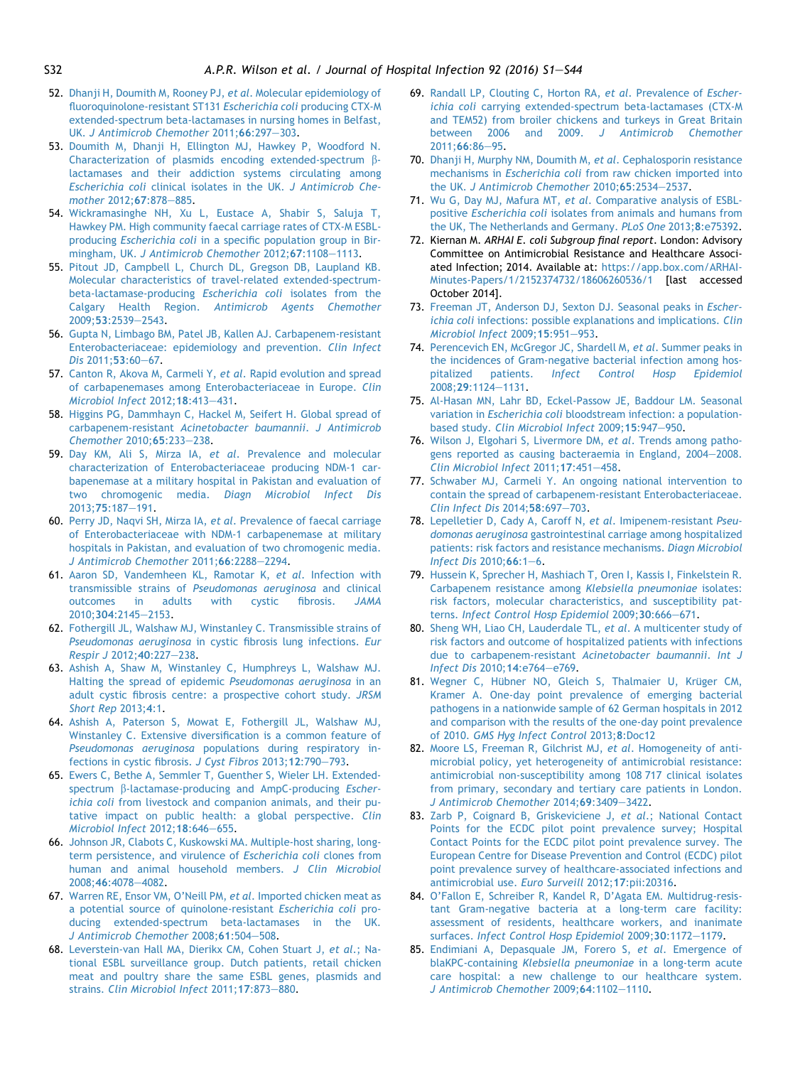52. Dhanji H, Doumith M, Rooney PJ, *et al*. Molecular epidemiology of fluoroquinolone-resistant ST131 *Escherichia coli* producing CTX-M extended-spectrum beta-lactamases in nursing homes in Belfast, UK. *J Antimicrob Chemother* 2011;**66**:297–303.
53. Doumith M, Dhanji H, Ellington MJ, Hawkey P, Woodford N. Characterization of plasmids encoding extended-spectrum β-lactamases and their addiction systems circulating among *Escherichia coli* clinical isolates in the UK. *J Antimicrob Chemother* 2012;**67**:878–885.
54. Wickramasinghe NH, Xu L, Eustace A, Shabir S, Saluja T, Hawkey PM. High community faecal carriage rates of CTX-M ESBL-producing *Escherichia coli* in a specific population group in Birmingham, UK. *J Antimicrob Chemother* 2012;**67**:1108–1113.
55. Pitout JD, Campbell L, Church DL, Gregson DB, Laupland KB. Molecular characteristics of travel-related extended-spectrum-beta-lactamase-producing *Escherichia coli* isolates from the Calgary Health Region. *Antimicrob Agents Chemother* 2009;**53**:2539–2543.
56. Gupta N, Limbago BM, Patel JB, Kallen AJ. Carbapenem-resistant Enterobacteriaceae: epidemiology and prevention. *Clin Infect Dis* 2011;**53**:60–67.
57. Canton R, Akova M, Carmeli Y, *et al*. Rapid evolution and spread of carbapenemases among Enterobacteriaceae in Europe. *Clin Microbiol Infect* 2012;**18**:413–431.
58. Higgins PG, Dammhayn C, Hackel M, Seifert H. Global spread of carbapenem-resistant *Acinetobacter baumannii*. *J Antimicrob Chemother* 2010;**65**:233–238.
59. Day KM, Ali S, Mirza IA, *et al*. Prevalence and molecular characterization of Enterobacteriaceae producing NDM-1 carbapenemase at a military hospital in Pakistan and evaluation of two chromogenic media. *Diagn Microbiol Infect Dis* 2013;**75**:187–191.
60. Perry JD, Naqvi SH, Mirza IA, *et al*. Prevalence of faecal carriage of Enterobacteriaceae with NDM-1 carbapenemase at military hospitals in Pakistan, and evaluation of two chromogenic media. *J Antimicrob Chemother* 2011;**66**:2288–2294.
61. Aaron SD, Vandemheen KL, Ramotar K, *et al*. Infection with transmissible strains of *Pseudomonas aeruginosa* and clinical outcomes in adults with cystic fibrosis. *JAMA* 2010;**304**:2145–2153.
62. Fothergill JL, Walshaw MJ, Winstanley C. Transmissible strains of *Pseudomonas aeruginosa* in cystic fibrosis lung infections. *Eur Respir J* 2012;**40**:227–238.
63. Ashish A, Shaw M, Winstanley C, Humphreys L, Walshaw MJ. Halting the spread of epidemic *Pseudomonas aeruginosa* in an adult cystic fibrosis centre: a prospective cohort study. *JRSM Short Rep* 2013;**4**:1.
64. Ashish A, Paterson S, Mowat E, Fothergill JL, Walshaw MJ, Winstanley C. Extensive diversification is a common feature of *Pseudomonas aeruginosa* populations during respiratory infections in cystic fibrosis. *J Cyst Fibros* 2013;**12**:790–793.
65. Ewers C, Bethe A, Semmler T, Guenther S, Wieler LH. Extended-spectrum β-lactamase-producing and AmpC-producing *Escherichia coli* from livestock and companion animals, and their putative impact on public health: a global perspective. *Clin Microbiol Infect* 2012;**18**:646–655.
66. Johnson JR, Clabots C, Kuskowski MA. Multiple-host sharing, long-term persistence, and virulence of *Escherichia coli* clones from human and animal household members. *J Clin Microbiol* 2008;**46**:4078–4082.
67. Warren RE, Ensor VM, O'Neill PM, *et al*. Imported chicken meat as a potential source of quinolone-resistant *Escherichia coli* producing extended-spectrum beta-lactamases in the UK. *J Antimicrob Chemother* 2008;**61**:504–508.
68. Leverstein-van Hall MA, Dierikx CM, Cohen Stuart J, *et al*.; National ESBL surveillance group. Dutch patients, retail chicken meat and poultry share the same ESBL genes, plasmids and strains. *Clin Microbiol Infect* 2011;**17**:873–880.
69. Randall LP, Clouting C, Horton RA, *et al*. Prevalence of *Escherichia coli* carrying extended-spectrum beta-lactamases (CTX-M and TEM52) from broiler chickens and turkeys in Great Britain between 2006 and 2009. *J Antimicrob Chemother* 2011;**66**:86–95.
70. Dhanji H, Murphy NM, Doumith M, *et al*. Cephalosporin resistance mechanisms in *Escherichia coli* from raw chicken imported into the UK. *J Antimicrob Chemother* 2010;**65**:2534–2537.
71. Wu G, Day MJ, Mafura MT, *et al*. Comparative analysis of ESBL-positive *Escherichia coli* isolates from animals and humans from the UK, The Netherlands and Germany. *PLoS One* 2013;**8**:e75392.
72. Kiernan M. *ARHAI E. coli Subgroup final report*. London: Advisory Committee on Antimicrobial Resistance and Healthcare Associated Infection; 2014. Available at: https://app.box.com/ARHAI-Minutes-Papers/1/2152374732/18606260536/1 [last accessed October 2014].
73. Freeman JT, Anderson DJ, Sexton DJ. Seasonal peaks in *Escherichia coli* infections: possible explanations and implications. *Clin Microbiol Infect* 2009;**15**:951–953.
74. Perencevich EN, McGregor JC, Shardell M, *et al*. Summer peaks in the incidences of Gram-negative bacterial infection among hospitalized patients. *Infect Control Hosp Epidemiol* 2008;**29**:1124–1131.
75. Al-Hasan MN, Lahr BD, Eckel-Passow JE, Baddour LM. Seasonal variation in *Escherichia coli* bloodstream infection: a population-based study. *Clin Microbiol Infect* 2009;**15**:947–950.
76. Wilson J, Elgohari S, Livermore DM, *et al*. Trends among pathogens reported as causing bacteraemia in England, 2004–2008. *Clin Microbiol Infect* 2011;**17**:451–458.
77. Schwaber MJ, Carmeli Y. An ongoing national intervention to contain the spread of carbapenem-resistant Enterobacteriaceae. *Clin Infect Dis* 2014;**58**:697–703.
78. Lepelletier D, Cady A, Caroff N, *et al*. Imipenem-resistant *Pseudomonas aeruginosa* gastrointestinal carriage among hospitalized patients: risk factors and resistance mechanisms. *Diagn Microbiol Infect Dis* 2010;**66**:1–6.
79. Hussein K, Sprecher H, Mashiach T, Oren I, Kassis I, Finkelstein R. Carbapenem resistance among *Klebsiella pneumoniae* isolates: risk factors, molecular characteristics, and susceptibility patterns. *Infect Control Hosp Epidemiol* 2009;**30**:666–671.
80. Sheng WH, Liao CH, Lauderdale TL, *et al*. A multicenter study of risk factors and outcome of hospitalized patients with infections due to carbapenem-resistant *Acinetobacter baumannii*. *Int J Infect Dis* 2010;**14**:e764–e769.
81. Wegner C, Hübner NO, Gleich S, Thalmaier U, Krüger CM, Kramer A. One-day point prevalence of emerging bacterial pathogens in a nationwide sample of 62 German hospitals in 2012 and comparison with the results of the one-day point prevalence of 2010. *GMS Hyg Infect Control* 2013;**8**:Doc12
82. Moore LS, Freeman R, Gilchrist MJ, *et al*. Homogeneity of antimicrobial policy, yet heterogeneity of antimicrobial resistance: antimicrobial non-susceptibility among 108 717 clinical isolates from primary, secondary and tertiary care patients in London. *J Antimicrob Chemother* 2014;**69**:3409–3422.
83. Zarb P, Coignard B, Griskeviciene J, *et al*.; National Contact Points for the ECDC pilot point prevalence survey; Hospital Contact Points for the ECDC pilot point prevalence survey. The European Centre for Disease Prevention and Control (ECDC) pilot point prevalence survey of healthcare-associated infections and antimicrobial use. *Euro Surveill* 2012;**17**:pii:20316.
84. O'Fallon E, Schreiber R, Kandel R, D'Agata EM. Multidrug-resistant Gram-negative bacteria at a long-term care facility: assessment of residents, healthcare workers, and inanimate surfaces. *Infect Control Hosp Epidemiol* 2009;**30**:1172–1179.
85. Endimiani A, Depasquale JM, Forero S, *et al*. Emergence of blaKPC-containing *Klebsiella pneumoniae* in a long-term acute care hospital: a new challenge to our healthcare system. *J Antimicrob Chemother* 2009;**64**:1102–1110.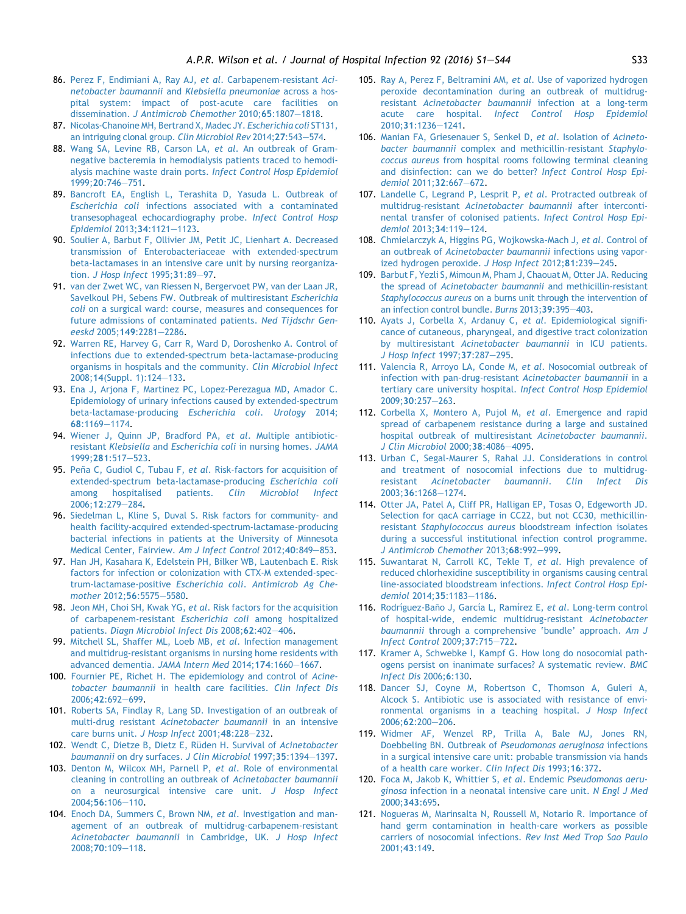86. Perez F, Endimiani A, Ray AJ, *et al*. Carbapenem-resistant *Acinetobacter baumannii* and *Klebsiella pneumoniae* across a hospital system: impact of post-acute care facilities on dissemination. *J Antimicrob Chemother* 2010;**65**:1807–1818.
87. Nicolas-Chanoine MH, Bertrand X, Madec JY. *Escherichia coli* ST131, an intriguing clonal group. *Clin Microbiol Rev* 2014;**27**:543–574.
88. Wang SA, Levine RB, Carson LA, *et al*. An outbreak of Gram-negative bacteremia in hemodialysis patients traced to hemodialysis machine waste drain ports. *Infect Control Hosp Epidemiol* 1999;**20**:746–751.
89. Bancroft EA, English L, Terashita D, Yasuda L. Outbreak of *Escherichia coli* infections associated with a contaminated transesophageal echocardiography probe. *Infect Control Hosp Epidemiol* 2013;**34**:1121–1123.
90. Soulier A, Barbut F, Ollivier JM, Petit JC, Lienhart A. Decreased transmission of Enterobacteriaceae with extended-spectrum beta-lactamases in an intensive care unit by nursing reorganization. *J Hosp Infect* 1995;**31**:89–97.
91. van der Zwet WC, van Riessen N, Bergervoet PW, van der Laan JR, Savelkoul PH, Sebens FW. Outbreak of multiresistant *Escherichia coli* on a surgical ward: course, measures and consequences for future admissions of contaminated patients. *Ned Tijdschr Geneeskd* 2005;**149**:2281–2286.
92. Warren RE, Harvey G, Carr R, Ward D, Doroshenko A. Control of infections due to extended-spectrum beta-lactamase-producing organisms in hospitals and the community. *Clin Microbiol Infect* 2008;**14**(Suppl. 1):124–133.
93. Ena J, Arjona F, Martinez PC, Lopez-Perezagua MD, Amador C. Epidemiology of urinary infections caused by extended-spectrum beta-lactamase-producing *Escherichia coli*. *Urology* 2014;**68**:1169–1174.
94. Wiener J, Quinn JP, Bradford PA, *et al*. Multiple antibiotic-resistant *Klebsiella* and *Escherichia coli* in nursing homes. *JAMA* 1999;**281**:517–523.
95. Peña C, Gudiol C, Tubau F, *et al*. Risk-factors for acquisition of extended-spectrum beta-lactamase-producing *Escherichia coli* among hospitalised patients. *Clin Microbiol Infect* 2006;**12**:279–284.
96. Siedelman L, Kline S, Duval S. Risk factors for community- and health facility-acquired extended-spectrum-lactamase-producing bacterial infections in patients at the University of Minnesota Medical Center, Fairview. *Am J Infect Control* 2012;**40**:849–853.
97. Han JH, Kasahara K, Edelstein PH, Bilker WB, Lautenbach E. Risk factors for infection or colonization with CTX-M extended-spectrum-lactamase-positive *Escherichia coli*. *Antimicrob Ag Chemother* 2012;**56**:5575–5580.
98. Jeon MH, Choi SH, Kwak YG, *et al*. Risk factors for the acquisition of carbapenem-resistant *Escherichia coli* among hospitalized patients. *Diagn Microbiol Infect Dis* 2008;**62**:402–406.
99. Mitchell SL, Shaffer ML, Loeb MB, *et al*. Infection management and multidrug-resistant organisms in nursing home residents with advanced dementia. *JAMA Intern Med* 2014;**174**:1660–1667.
100. Fournier PE, Richet H. The epidemiology and control of *Acinetobacter baumannii* in health care facilities. *Clin Infect Dis* 2006;**42**:692–699.
101. Roberts SA, Findlay R, Lang SD. Investigation of an outbreak of multi-drug resistant *Acinetobacter baumannii* in an intensive care burns unit. *J Hosp Infect* 2001;**48**:228–232.
102. Wendt C, Dietze B, Dietz E, Rüden H. Survival of *Acinetobacter baumannii* on dry surfaces. *J Clin Microbiol* 1997;**35**:1394–1397.
103. Denton M, Wilcox MH, Parnell P, *et al*. Role of environmental cleaning in controlling an outbreak of *Acinetobacter baumannii* on a neurosurgical intensive care unit. *J Hosp Infect* 2004;**56**:106–110.
104. Enoch DA, Summers C, Brown NM, *et al*. Investigation and management of an outbreak of multidrug-carbapenem-resistant *Acinetobacter baumannii* in Cambridge, UK. *J Hosp Infect* 2008;**70**:109–118.
105. Ray A, Perez F, Beltramini AM, *et al*. Use of vaporized hydrogen peroxide decontamination during an outbreak of multidrug-resistant *Acinetobacter baumannii* infection at a long-term acute care hospital. *Infect Control Hosp Epidemiol* 2010;**31**:1236–1241.
106. Manian FA, Griesenauer S, Senkel D, *et al*. Isolation of *Acinetobacter baumannii* complex and methicillin-resistant *Staphylococcus aureus* from hospital rooms following terminal cleaning and disinfection: can we do better? *Infect Control Hosp Epidemiol* 2011;**32**:667–672.
107. Landelle C, Legrand P, Lesprit P, *et al*. Protracted outbreak of multidrug-resistant *Acinetobacter baumannii* after intercontinental transfer of colonised patients. *Infect Control Hosp Epidemiol* 2013;**34**:119–124.
108. Chmielarczyk A, Higgins PG, Wojkowska-Mach J, *et al*. Control of an outbreak of *Acinetobacter baumannii* infections using vaporized hydrogen peroxide. *J Hosp Infect* 2012;**81**:239–245.
109. Barbut F, Yezli S, Mimoun M, Pham J, Chaouat M, Otter JA. Reducing the spread of *Acinetobacter baumannii* and methicillin-resistant *Staphylococcus aureus* on a burns unit through the intervention of an infection control bundle. *Burns* 2013;**39**:395–403.
110. Ayats J, Corbella X, Ardanuy C, *et al*. Epidemiological significance of cutaneous, pharyngeal, and digestive tract colonization by multiresistant *Acinetobacter baumannii* in ICU patients. *J Hosp Infect* 1997;**37**:287–295.
111. Valencia R, Arroyo LA, Conde M, *et al*. Nosocomial outbreak of infection with pan-drug-resistant *Acinetobacter baumannii* in a tertiary care university hospital. *Infect Control Hosp Epidemiol* 2009;**30**:257–263.
112. Corbella X, Montero A, Pujol M, *et al*. Emergence and rapid spread of carbapenem resistance during a large and sustained hospital outbreak of multiresistant *Acinetobacter baumannii*. *J Clin Microbiol* 2000;**38**:4086–4095.
113. Urban C, Segal-Maurer S, Rahal JJ. Considerations in control and treatment of nosocomial infections due to multidrug-resistant *Acinetobacter baumannii*. *Clin Infect Dis* 2003;**36**:1268–1274.
114. Otter JA, Patel A, Cliff PR, Halligan EP, Tosas O, Edgeworth JD. Selection for qacA carriage in CC22, but not CC30, methicillin-resistant *Staphylococcus aureus* bloodstream infection isolates during a successful institutional infection control programme. *J Antimicrob Chemother* 2013;**68**:992–999.
115. Suwantarat N, Carroll KC, Tekle T, *et al*. High prevalence of reduced chlorhexidine susceptibility in organisms causing central line-associated bloodstream infections. *Infect Control Hosp Epidemiol* 2014;**35**:1183–1186.
116. Rodríguez-Baño J, García L, Ramírez E, *et al*. Long-term control of hospital-wide, endemic multidrug-resistant *Acinetobacter baumannii* through a comprehensive 'bundle' approach. *Am J Infect Control* 2009;**37**:715–722.
117. Kramer A, Schwebke I, Kampf G. How long do nosocomial pathogens persist on inanimate surfaces? A systematic review. *BMC Infect Dis* 2006;**6**:130.
118. Dancer SJ, Coyne M, Robertson C, Thomson A, Guleri A, Alcock S. Antibiotic use is associated with resistance of environmental organisms in a teaching hospital. *J Hosp Infect* 2006;**62**:200–206.
119. Widmer AF, Wenzel RP, Trilla A, Bale MJ, Jones RN, Doebbeling BN. Outbreak of *Pseudomonas aeruginosa* infections in a surgical intensive care unit: probable transmission via hands of a health care worker. *Clin Infect Dis* 1993;**16**:372.
120. Foca M, Jakob K, Whittier S, *et al*. Endemic *Pseudomonas aeruginosa* infection in a neonatal intensive care unit. *N Engl J Med* 2000;**343**:695.
121. Nogueras M, Marinsalta N, Roussell M, Notario R. Importance of hand germ contamination in health-care workers as possible carriers of nosocomial infections. *Rev Inst Med Trop Sao Paulo* 2001;**43**:149.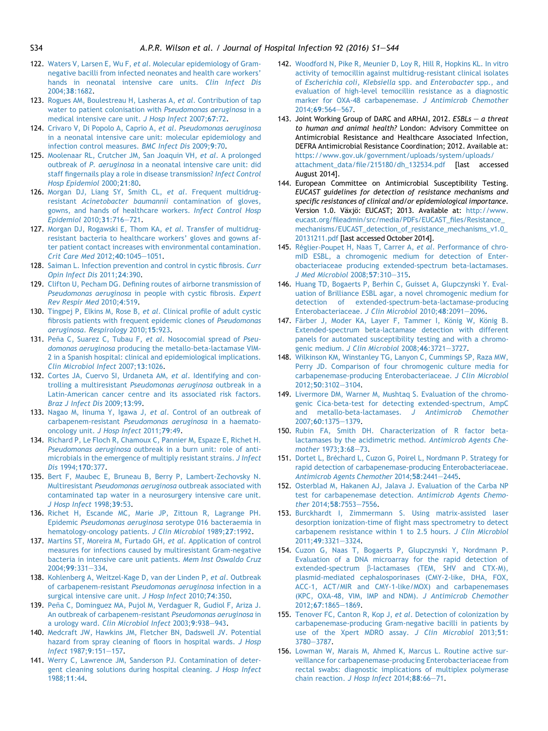122. Waters V, Larsen E, Wu F, *et al*. Molecular epidemiology of Gram-negative bacilli from infected neonates and health care workers' hands in neonatal intensive care units. *Clin Infect Dis* 2004;**38**:1682.
123. Rogues AM, Boulestreau H, Lasheras A, *et al*. Contribution of tap water to patient colonisation with *Pseudomonas aeruginosa* in a medical intensive care unit. *J Hosp Infect* 2007;**67**:72.
124. Crivaro V, Di Popolo A, Caprio A, *et al*. *Pseudomonas aeruginosa* in a neonatal intensive care unit: molecular epidemiology and infection control measures. *BMC Infect Dis* 2009;**9**:70.
125. Moolenaar RL, Crutcher JM, San Joaquin VH, *et al*. A prolonged outbreak of *P. aeruginosa* in a neonatal intensive care unit: did staff fingernails play a role in disease transmission? *Infect Control Hosp Epidemiol* 2000;**21**:80.
126. Morgan DJ, Liang SY, Smith CL, *et al*. Frequent multidrug-resistant *Acinetobacter baumannii* contamination of gloves, gowns, and hands of healthcare workers. *Infect Control Hosp Epidemiol* 2010;**31**:716–721.
127. Morgan DJ, Rogawski E, Thom KA, *et al*. Transfer of multidrug-resistant bacteria to healthcare workers' gloves and gowns after patient contact increases with environmental contamination. *Crit Care Med* 2012;**40**:1045–1051.
128. Saiman L. Infection prevention and control in cystic fibrosis. *Curr Opin Infect Dis* 2011;**24**:390.
129. Clifton U, Pecham DG. Defining routes of airborne transmission of *Pseudomonas aeruginosa* in people with cystic fibrosis. *Expert Rev Respir Med* 2010;**4**:519.
130. Tingpej P, Elkins M, Rose B, *et al*. Clinical profile of adult cystic fibrosis patients with frequent epidemic clones of *Pseudomonas aeruginosa*. *Respirology* 2010;**15**:923.
131. Peña C, Suarez C, Tubau F, *et al*. Nosocomial spread of *Pseudomonas aeruginosa* producing the metallo-beta-lactamase VIM-2 in a Spanish hospital: clinical and epidemiological implications. *Clin Microbiol Infect* 2007;**13**:1026.
132. Cortes JA, Cuervo SI, Urdaneta AM, *et al*. Identifying and controlling a multiresistant *Pseudomonas aeruginosa* outbreak in a Latin-American cancer centre and its associated risk factors. *Braz J Infect Dis* 2009;**13**:99.
133. Nagao M, Iinuma Y, Igawa J, *et al*. Control of an outbreak of carbapenem-resistant *Pseudomonas aeruginosa* in a haemato-oncology unit. *J Hosp Infect* 2011;**79**:49.
134. Richard P, Le Floch R, Chamoux C, Pannier M, Espaze E, Richet H. *Pseudomonas aeruginosa* outbreak in a burn unit: role of antimicrobials in the emergence of multiply resistant strains. *J Infect Dis* 1994;**170**:377.
135. Bert F, Maubec E, Bruneau B, Berry P, Lambert-Zechovsky N. Multiresistant *Pseudomonas aeruginosa* outbreak associated with contaminated tap water in a neurosurgery intensive care unit. *J Hosp Infect* 1998;**39**:53.
136. Richet H, Escande MC, Marie JP, Zittoun R, Lagrange PH. Epidemic *Pseudomonas aeruginosa* serotype 016 bacteraemia in hematology-oncology patients. *J Clin Microbiol* 1989;**27**:1992.
137. Martins ST, Moreira M, Furtado GH, *et al*. Application of control measures for infections caused by multiresistant Gram-negative bacteria in intensive care unit patients. *Mem Inst Oswaldo Cruz* 2004;**99**:331–334.
138. Kohlenberg A, Weitzel-Kage D, van der Linden P, *et al*. Outbreak of carbapenem-resistant *Pseudomonas aeruginosa* infection in a surgical intensive care unit. *J Hosp Infect* 2010;**74**:350.
139. Peña C, Dominguez MA, Pujol M, Verdaguer R, Gudiol F, Ariza J. An outbreak of carbapenem-resistant *Pseudomonas aeruginosa* in a urology ward. *Clin Microbiol Infect* 2003;**9**:938–943.
140. Medcraft JW, Hawkins JM, Fletcher BN, Dadswell JV. Potential hazard from spray cleaning of floors in hospital wards. *J Hosp Infect* 1987;**9**:151–157.
141. Werry C, Lawrence JM, Sanderson PJ. Contamination of detergent cleaning solutions during hospital cleaning. *J Hosp Infect* 1988;**11**:44.
142. Woodford N, Pike R, Meunier D, Loy R, Hill R, Hopkins KL. In vitro activity of temocillin against multidrug-resistant clinical isolates of *Escherichia coli, Klebsiella* spp. and *Enterobacter* spp., and evaluation of high-level temocillin resistance as a diagnostic marker for OXA-48 carbapenemase. *J Antimicrob Chemother* 2014;**69**:564–567.
143. Joint Working Group of DARC and ARHAI, 2012. *ESBLs — a threat to human and animal health?* London: Advisory Committee on Antimicrobial Resistance and Healthcare Associated Infection, DEFRA Antimicrobial Resistance Coordination; 2012. Available at: https://www.gov.uk/government/uploads/system/uploads/attachment_data/file/215180/dh_132534.pdf [last accessed August 2014].
144. European Committee on Antimicrobial Susceptibility Testing. *EUCAST guidelines for detection of resistance mechanisms and specific resistances of clinical and/or epidemiological importance*. Version 1.0. Växjö: EUCAST; 2013. Available at: http://www.eucast.org/fileadmin/src/media/PDFs/EUCAST_files/Resistance_mechanisms/EUCAST_detection_of_resistance_mechanisms_v1.0_20131211.pdf [last accessed October 2014].
145. Réglier-Poupet H, Naas T, Carrer A, *et al*. Performance of chromID ESBL, a chromogenic medium for detection of Enterobacteriaceae producing extended-spectrum beta-lactamases. *J Med Microbiol* 2008;**57**:310–315.
146. Huang TD, Bogaerts P, Berhin C, Guisset A, Glupczynski Y. Evaluation of Brilliance ESBL agar, a novel chromogenic medium for detection of extended-spectrum-beta-lactamase-producing Enterobacteriaceae. *J Clin Microbiol* 2010;**48**:2091–2096.
147. Färber J, Moder KA, Layer F, Tammer I, König W, König B. Extended-spectrum beta-lactamase detection with different panels for automated susceptibility testing and with a chromogenic medium. *J Clin Microbiol* 2008;**46**:3721–3727.
148. Wilkinson KM, Winstanley TG, Lanyon C, Cummings SP, Raza MW, Perry JD. Comparison of four chromogenic culture media for carbapenemase-producing Enterobacteriaceae. *J Clin Microbiol* 2012;**50**:3102–3104.
149. Livermore DM, Warner M, Mushtaq S. Evaluation of the chromogenic Cica-beta-test for detecting extended-spectrum, AmpC and metallo-beta-lactamases. *J Antimicrob Chemother* 2007;**60**:1375–1379.
150. Rubin FA, Smith DH. Characterization of R factor beta-lactamases by the acidimetric method. *Antimicrob Agents Chemother* 1973;**3**:68–73.
151. Dortet L, Bréchard L, Cuzon G, Poirel L, Nordmann P. Strategy for rapid detection of carbapenemase-producing Enterobacteriaceae. *Antimicrob Agents Chemother* 2014;**58**:2441–2445.
152. Osterblad M, Hakanen AJ, Jalava J. Evaluation of the Carba NP test for carbapenemase detection. *Antimicrob Agents Chemother* 2014;**58**:7553–7556.
153. Burckhardt I, Zimmermann S. Using matrix-assisted laser desorption ionization-time of flight mass spectrometry to detect carbapenem resistance within 1 to 2.5 hours. *J Clin Microbiol* 2011;**49**:3321–3324.
154. Cuzon G, Naas T, Bogaerts P, Glupczynski Y, Nordmann P. Evaluation of a DNA microarray for the rapid detection of extended-spectrum β-lactamases (TEM, SHV and CTX-M), plasmid-mediated cephalosporinases (CMY-2-like, DHA, FOX, ACC-1, ACT/MIR and CMY-1-like/MOX) and carbapenemases (KPC, OXA-48, VIM, IMP and NDM). *J Antimicrob Chemother* 2012;**67**:1865–1869.
155. Tenover FC, Canton R, Kop J, *et al*. Detection of colonization by carbapenemase-producing Gram-negative bacilli in patients by use of the Xpert MDRO assay. *J Clin Microbiol* 2013;**51**:3780–3787.
156. Lowman W, Marais M, Ahmed K, Marcus L. Routine active surveillance for carbapenemase-producing Enterobacteriaceae from rectal swabs: diagnostic implications of multiplex polymerase chain reaction. *J Hosp Infect* 2014;**88**:66–71.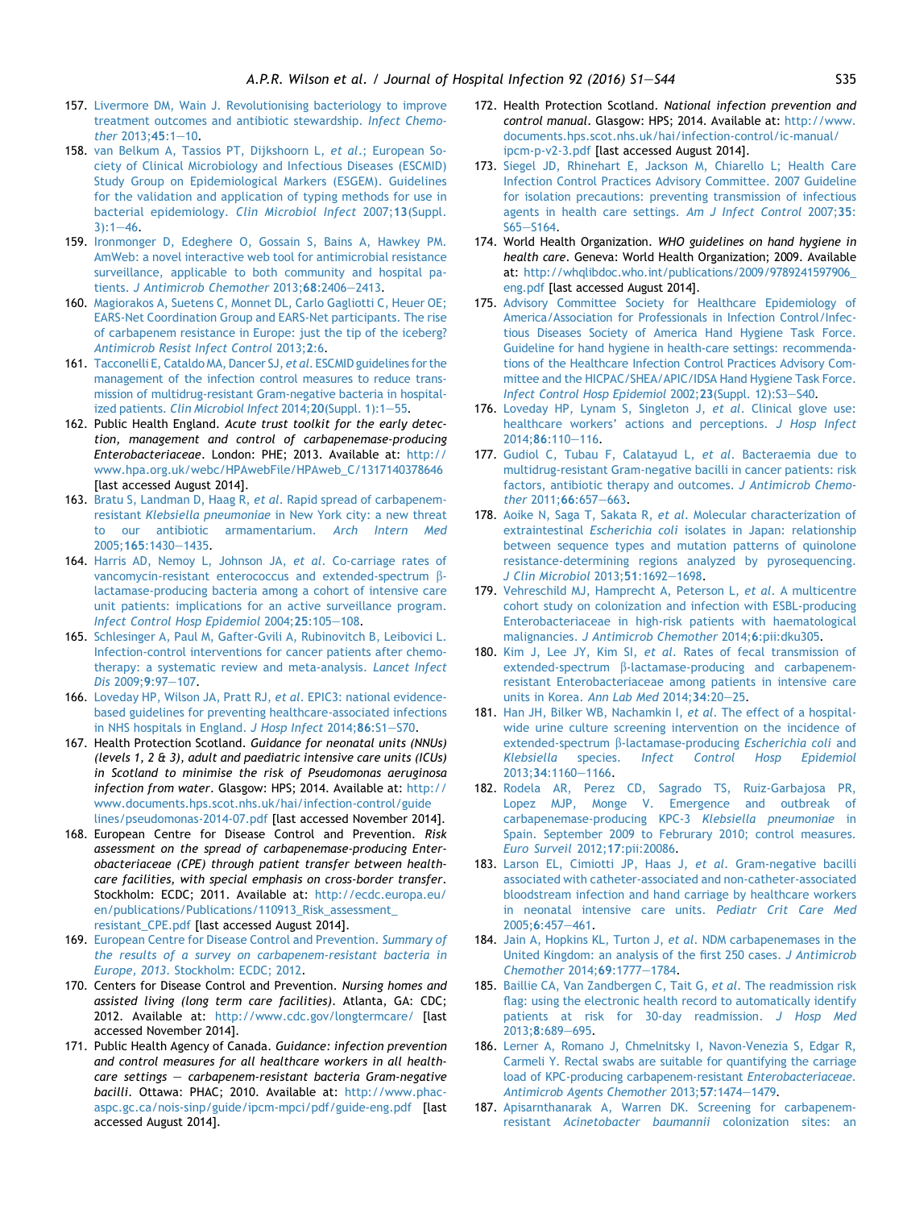157. Livermore DM, Wain J. Revolutionising bacteriology to improve treatment outcomes and antibiotic stewardship. *Infect Chemother* 2013;**45**:1–10.
158. van Belkum A, Tassios PT, Dijkshoorn L, *et al*.; European Society of Clinical Microbiology and Infectious Diseases (ESCMID) Study Group on Epidemiological Markers (ESGEM). Guidelines for the validation and application of typing methods for use in bacterial epidemiology. *Clin Microbiol Infect* 2007;**13**(Suppl. 3):1–46.
159. Ironmonger D, Edeghere O, Gossain S, Bains A, Hawkey PM. AmWeb: a novel interactive web tool for antimicrobial resistance surveillance, applicable to both community and hospital patients. *J Antimicrob Chemother* 2013;**68**:2406–2413.
160. Magiorakos A, Suetens C, Monnet DL, Carlo Gagliotti C, Heuer OE; EARS-Net Coordination Group and EARS-Net participants. The rise of carbapenem resistance in Europe: just the tip of the iceberg? *Antimicrob Resist Infect Control* 2013;**2**:6.
161. Tacconelli E, Cataldo MA, Dancer SJ, *et al*. ESCMID guidelines for the management of the infection control measures to reduce transmission of multidrug-resistant Gram-negative bacteria in hospitalized patients. *Clin Microbiol Infect* 2014;**20**(Suppl. 1):1–55.
162. Public Health England. *Acute trust toolkit for the early detection, management and control of carbapenemase-producing Enterobacteriaceae*. London: PHE; 2013. Available at: http://www.hpa.org.uk/webc/HPAwebFile/HPAweb_C/1317140378646 [last accessed August 2014].
163. Bratu S, Landman D, Haag R, *et al*. Rapid spread of carbapenem-resistant *Klebsiella pneumoniae* in New York city: a new threat to our antibiotic armamentarium. *Arch Intern Med* 2005;**165**:1430–1435.
164. Harris AD, Nemoy L, Johnson JA, *et al*. Co-carriage rates of vancomycin-resistant enterococcus and extended-spectrum β-lactamase-producing bacteria among a cohort of intensive care unit patients: implications for an active surveillance program. *Infect Control Hosp Epidemiol* 2004;**25**:105–108.
165. Schlesinger A, Paul M, Gafter-Gvili A, Rubinovitch B, Leibovici L. Infection-control interventions for cancer patients after chemotherapy: a systematic review and meta-analysis. *Lancet Infect Dis* 2009;**9**:97–107.
166. Loveday HP, Wilson JA, Pratt RJ, *et al*. EPIC3: national evidence-based guidelines for preventing healthcare-associated infections in NHS hospitals in England. *J Hosp Infect* 2014;**86**:S1–S70.
167. Health Protection Scotland. *Guidance for neonatal units (NNUs) (levels 1, 2 & 3), adult and paediatric intensive care units (ICUs) in Scotland to minimise the risk of Pseudomonas aeruginosa infection from water*. Glasgow: HPS; 2014. Available at: http://www.documents.hps.scot.nhs.uk/hai/infection-control/guidelines/pseudomonas-2014-07.pdf [last accessed November 2014].
168. European Centre for Disease Control and Prevention. *Risk assessment on the spread of carbapenemase-producing Enterobacteriaceae (CPE) through patient transfer between healthcare facilities, with special emphasis on cross-border transfer*. Stockholm: ECDC; 2011. Available at: http://ecdc.europa.eu/en/publications/Publications/110913_Risk_assessment_resistant_CPE.pdf [last accessed August 2014].
169. European Centre for Disease Control and Prevention. *Summary of the results of a survey on carbapenem-resistant bacteria in Europe, 2013*. Stockholm: ECDC; 2012.
170. Centers for Disease Control and Prevention. *Nursing homes and assisted living (long term care facilities)*. Atlanta, GA: CDC; 2012. Available at: http://www.cdc.gov/longtermcare/ [last accessed November 2014].
171. Public Health Agency of Canada. *Guidance: infection prevention and control measures for all healthcare workers in all healthcare settings – carbapenem-resistant bacteria Gram-negative bacilli*. Ottawa: PHAC; 2010. Available at: http://www.phac-aspc.gc.ca/nois-sinp/guide/ipcm-mpci/pdf/guide-eng.pdf [last accessed August 2014].
172. Health Protection Scotland. *National infection prevention and control manual*. Glasgow: HPS; 2014. Available at: http://www.documents.hps.scot.nhs.uk/hai/infection-control/ic-manual/ipcm-p-v2-3.pdf [last accessed August 2014].
173. Siegel JD, Rhinehart E, Jackson M, Chiarello L; Health Care Infection Control Practices Advisory Committee. 2007 Guideline for isolation precautions: preventing transmission of infectious agents in health care settings. *Am J Infect Control* 2007;**35**:S65–S164.
174. World Health Organization. *WHO guidelines on hand hygiene in health care*. Geneva: World Health Organization; 2009. Available at: http://whqlibdoc.who.int/publications/2009/9789241597906_eng.pdf [last accessed August 2014].
175. Advisory Committee Society for Healthcare Epidemiology of America/Association for Professionals in Infection Control/Infectious Diseases Society of America Hand Hygiene Task Force. Guideline for hand hygiene in health-care settings: recommendations of the Healthcare Infection Control Practices Advisory Committee and the HICPAC/SHEA/APIC/IDSA Hand Hygiene Task Force. *Infect Control Hosp Epidemiol* 2002;**23**(Suppl. 12):S3–S40.
176. Loveday HP, Lynam S, Singleton J, *et al*. Clinical glove use: healthcare workers' actions and perceptions. *J Hosp Infect* 2014;**86**:110–116.
177. Gudiol C, Tubau F, Calatayud L, *et al*. Bacteraemia due to multidrug-resistant Gram-negative bacilli in cancer patients: risk factors, antibiotic therapy and outcomes. *J Antimicrob Chemother* 2011;**66**:657–663.
178. Aoike N, Saga T, Sakata R, *et al*. Molecular characterization of extraintestinal *Escherichia coli* isolates in Japan: relationship between sequence types and mutation patterns of quinolone resistance-determining regions analyzed by pyrosequencing. *J Clin Microbiol* 2013;**51**:1692–1698.
179. Vehreschild MJ, Hamprecht A, Peterson L, *et al*. A multicentre cohort study on colonization and infection with ESBL-producing Enterobacteriaceae in high-risk patients with haematological malignancies. *J Antimicrob Chemother* 2014;**6**:pii:dku305.
180. Kim J, Lee JY, Kim SI, *et al*. Rates of fecal transmission of extended-spectrum β-lactamase-producing and carbapenem-resistant Enterobacteriaceae among patients in intensive care units in Korea. *Ann Lab Med* 2014;**34**:20–25.
181. Han JH, Bilker WB, Nachamkin I, *et al*. The effect of a hospital-wide urine culture screening intervention on the incidence of extended-spectrum β-lactamase-producing *Escherichia coli* and *Klebsiella* species. *Infect Control Hosp Epidemiol* 2013;**34**:1160–1166.
182. Rodela AR, Perez CD, Sagrado TS, Ruiz-Garbajosa PR, Lopez MJP, Monge V. Emergence and outbreak of carbapenemase-producing KPC-3 *Klebsiella pneumoniae* in Spain. September 2009 to Februrary 2010; control measures. *Euro Surveil* 2012;**17**:pii:20086.
183. Larson EL, Cimiotti JP, Haas J, *et al*. Gram-negative bacilli associated with catheter-associated and non-catheter-associated bloodstream infection and hand carriage by healthcare workers in neonatal intensive care units. *Pediatr Crit Care Med* 2005;**6**:457–461.
184. Jain A, Hopkins KL, Turton J, *et al*. NDM carbapenemases in the United Kingdom: an analysis of the first 250 cases. *J Antimicrob Chemother* 2014;**69**:1777–1784.
185. Baillie CA, Van Zandbergen C, Tait G, *et al*. The readmission risk flag: using the electronic health record to automatically identify patients at risk for 30-day readmission. *J Hosp Med* 2013;**8**:689–695.
186. Lerner A, Romano J, Chmelnitsky I, Navon-Venezia S, Edgar R, Carmeli Y. Rectal swabs are suitable for quantifying the carriage load of KPC-producing carbapenem-resistant *Enterobacteriaceae*. *Antimicrob Agents Chemother* 2013;**57**:1474–1479.
187. Apisarnthanarak A, Warren DK. Screening for carbapenem-resistant *Acinetobacter baumannii* colonization sites: an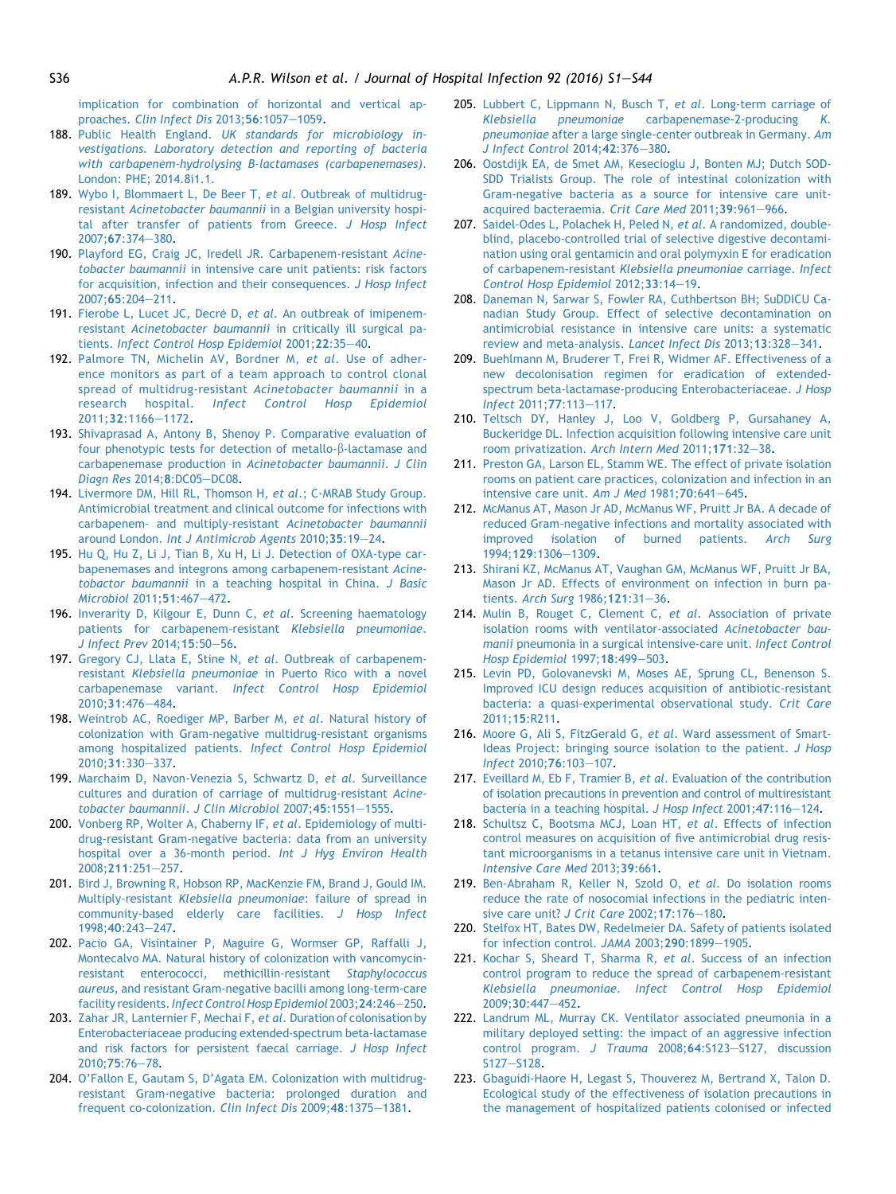implication for combination of horizontal and vertical approaches. *Clin Infect Dis* 2013;**56**:1057–1059.

188. Public Health England. *UK standards for microbiology investigations. Laboratory detection and reporting of bacteria with carbapenem-hydrolysing B-lactamases (carbapenemases)*. London: PHE; 2014.8i1.1.
189. Wybo I, Blommaert L, De Beer T, *et al*. Outbreak of multidrug-resistant *Acinetobacter baumannii* in a Belgian university hospital after transfer of patients from Greece. *J Hosp Infect* 2007;**67**:374–380.
190. Playford EG, Craig JC, Iredell JR. Carbapenem-resistant *Acinetobacter baumannii* in intensive care unit patients: risk factors for acquisition, infection and their consequences. *J Hosp Infect* 2007;**65**:204–211.
191. Fierobe L, Lucet JC, Decré D, *et al*. An outbreak of imipenem-resistant *Acinetobacter baumannii* in critically ill surgical patients. *Infect Control Hosp Epidemiol* 2001;**22**:35–40.
192. Palmore TN, Michelin AV, Bordner M, *et al*. Use of adherence monitors as part of a team approach to control clonal spread of multidrug-resistant *Acinetobacter baumannii* in a research hospital. *Infect Control Hosp Epidemiol* 2011;**32**:1166–1172.
193. Shivaprasad A, Antony B, Shenoy P. Comparative evaluation of four phenotypic tests for detection of metallo-β-lactamase and carbapenemase production in *Acinetobacter baumannii*. *J Clin Diagn Res* 2014;**8**:DC05–DC08.
194. Livermore DM, Hill RL, Thomson H, *et al*.; C-MRAB Study Group. Antimicrobial treatment and clinical outcome for infections with carbapenem- and multiply-resistant *Acinetobacter baumannii* around London. *Int J Antimicrob Agents* 2010;**35**:19–24.
195. Hu Q, Hu Z, Li J, Tian B, Xu H, Li J. Detection of OXA-type carbapenemases and integrons among carbapenem-resistant *Acinetobacter baumannii* in a teaching hospital in China. *J Basic Microbiol* 2011;**51**:467–472.
196. Inverarity D, Kilgour E, Dunn C, *et al*. Screening haematology patients for carbapenem-resistant *Klebsiella pneumoniae*. *J Infect Prev* 2014;**15**:50–56.
197. Gregory CJ, Llata E, Stine N, *et al*. Outbreak of carbapenem-resistant *Klebsiella pneumoniae* in Puerto Rico with a novel carbapenemase variant. *Infect Control Hosp Epidemiol* 2010;**31**:476–484.
198. Weintrob AC, Roediger MP, Barber M, *et al*. Natural history of colonization with Gram-negative multidrug-resistant organisms among hospitalized patients. *Infect Control Hosp Epidemiol* 2010;**31**:330–337.
199. Marchaim D, Navon-Venezia S, Schwartz D, *et al*. Surveillance cultures and duration of carriage of multidrug-resistant *Acinetobacter baumannii*. *J Clin Microbiol* 2007;**45**:1551–1555.
200. Vonberg RP, Wolter A, Chaberny IF, *et al*. Epidemiology of multi-drug-resistant Gram-negative bacteria: data from an university hospital over a 36-month period. *Int J Hyg Environ Health* 2008;**211**:251–257.
201. Bird J, Browning R, Hobson RP, MacKenzie FM, Brand J, Gould IM. Multiply-resistant *Klebsiella pneumoniae*: failure of spread in community-based elderly care facilities. *J Hosp Infect* 1998;**40**:243–247.
202. Pacio GA, Visintainer P, Maguire G, Wormser GP, Raffalli J, Montecalvo MA. Natural history of colonization with vancomycin-resistant enterococci, methicillin-resistant *Staphylococcus aureus*, and resistant Gram-negative bacilli among long-term-care facility residents. *Infect Control Hosp Epidemiol* 2003;**24**:246–250.
203. Zahar JR, Lanternier F, Mechai F, *et al*. Duration of colonisation by Enterobacteriaceae producing extended-spectrum beta-lactamase and risk factors for persistent faecal carriage. *J Hosp Infect* 2010;**75**:76–78.
204. O'Fallon E, Gautam S, D'Agata EM. Colonization with multidrug-resistant Gram-negative bacteria: prolonged duration and frequent co-colonization. *Clin Infect Dis* 2009;**48**:1375–1381.
205. Lubbert C, Lippmann N, Busch T, *et al*. Long-term carriage of *Klebsiella pneumoniae* carbapenemase-2-producing *K. pneumoniae* after a large single-center outbreak in Germany. *Am J Infect Control* 2014;**42**:376–380.
206. Oostdijk EA, de Smet AM, Kesecioglu J, Bonten MJ; Dutch SOD-SDD Trialists Group. The role of intestinal colonization with Gram-negative bacteria as a source for intensive care unit-acquired bacteraemia. *Crit Care Med* 2011;**39**:961–966.
207. Saidel-Odes L, Polachek H, Peled N, *et al*. A randomized, double-blind, placebo-controlled trial of selective digestive decontamination using oral gentamicin and oral polymyxin E for eradication of carbapenem-resistant *Klebsiella pneumoniae* carriage. *Infect Control Hosp Epidemiol* 2012;**33**:14–19.
208. Daneman N, Sarwar S, Fowler RA, Cuthbertson BH; SuDDICU Canadian Study Group. Effect of selective decontamination on antimicrobial resistance in intensive care units: a systematic review and meta-analysis. *Lancet Infect Dis* 2013;**13**:328–341.
209. Buehlmann M, Bruderer T, Frei R, Widmer AF. Effectiveness of a new decolonisation regimen for eradication of extended-spectrum beta-lactamase-producing Enterobacteriaceae. *J Hosp Infect* 2011;**77**:113–117.
210. Teltsch DY, Hanley J, Loo V, Goldberg P, Gursahaney A, Buckeridge DL. Infection acquisition following intensive care unit room privatization. *Arch Intern Med* 2011;**171**:32–38.
211. Preston GA, Larson EL, Stamm WE. The effect of private isolation rooms on patient care practices, colonization and infection in an intensive care unit. *Am J Med* 1981;**70**:641–645.
212. McManus AT, Mason Jr AD, McManus WF, Pruitt Jr BA. A decade of reduced Gram-negative infections and mortality associated with improved isolation of burned patients. *Arch Surg* 1994;**129**:1306–1309.
213. Shirani KZ, McManus AT, Vaughan GM, McManus WF, Pruitt Jr BA, Mason Jr AD. Effects of environment on infection in burn patients. *Arch Surg* 1986;**121**:31–36.
214. Mulin B, Rouget C, Clement C, *et al*. Association of private isolation rooms with ventilator-associated *Acinetobacter baumanii* pneumonia in a surgical intensive-care unit. *Infect Control Hosp Epidemiol* 1997;**18**:499–503.
215. Levin PD, Golovanevski M, Moses AE, Sprung CL, Benenson S. Improved ICU design reduces acquisition of antibiotic-resistant bacteria: a quasi-experimental observational study. *Crit Care* 2011;**15**:R211.
216. Moore G, Ali S, FitzGerald G, *et al*. Ward assessment of SmartIdeas Project: bringing source isolation to the patient. *J Hosp Infect* 2010;**76**:103–107.
217. Eveillard M, Eb F, Tramier B, *et al*. Evaluation of the contribution of isolation precautions in prevention and control of multiresistant bacteria in a teaching hospital. *J Hosp Infect* 2001;**47**:116–124.
218. Schultsz C, Bootsma MCJ, Loan HT, *et al*. Effects of infection control measures on acquisition of five antimicrobial drug resistant microorganisms in a tetanus intensive care unit in Vietnam. *Intensive Care Med* 2013;**39**:661.
219. Ben-Abraham R, Keller N, Szold O, *et al*. Do isolation rooms reduce the rate of nosocomial infections in the pediatric intensive care unit? *J Crit Care* 2002;**17**:176–180.
220. Stelfox HT, Bates DW, Redelmeier DA. Safety of patients isolated for infection control. *JAMA* 2003;**290**:1899–1905.
221. Kochar S, Sheard T, Sharma R, *et al*. Success of an infection control program to reduce the spread of carbapenem-resistant *Klebsiella pneumoniae*. *Infect Control Hosp Epidemiol* 2009;**30**:447–452.
222. Landrum ML, Murray CK. Ventilator associated pneumonia in a military deployed setting: the impact of an aggressive infection control program. *J Trauma* 2008;**64**:S123–S127, discussion S127–S128.
223. Gbaguidi-Haore H, Legast S, Thouverez M, Bertrand X, Talon D. Ecological study of the effectiveness of isolation precautions in the management of hospitalized patients colonised or infected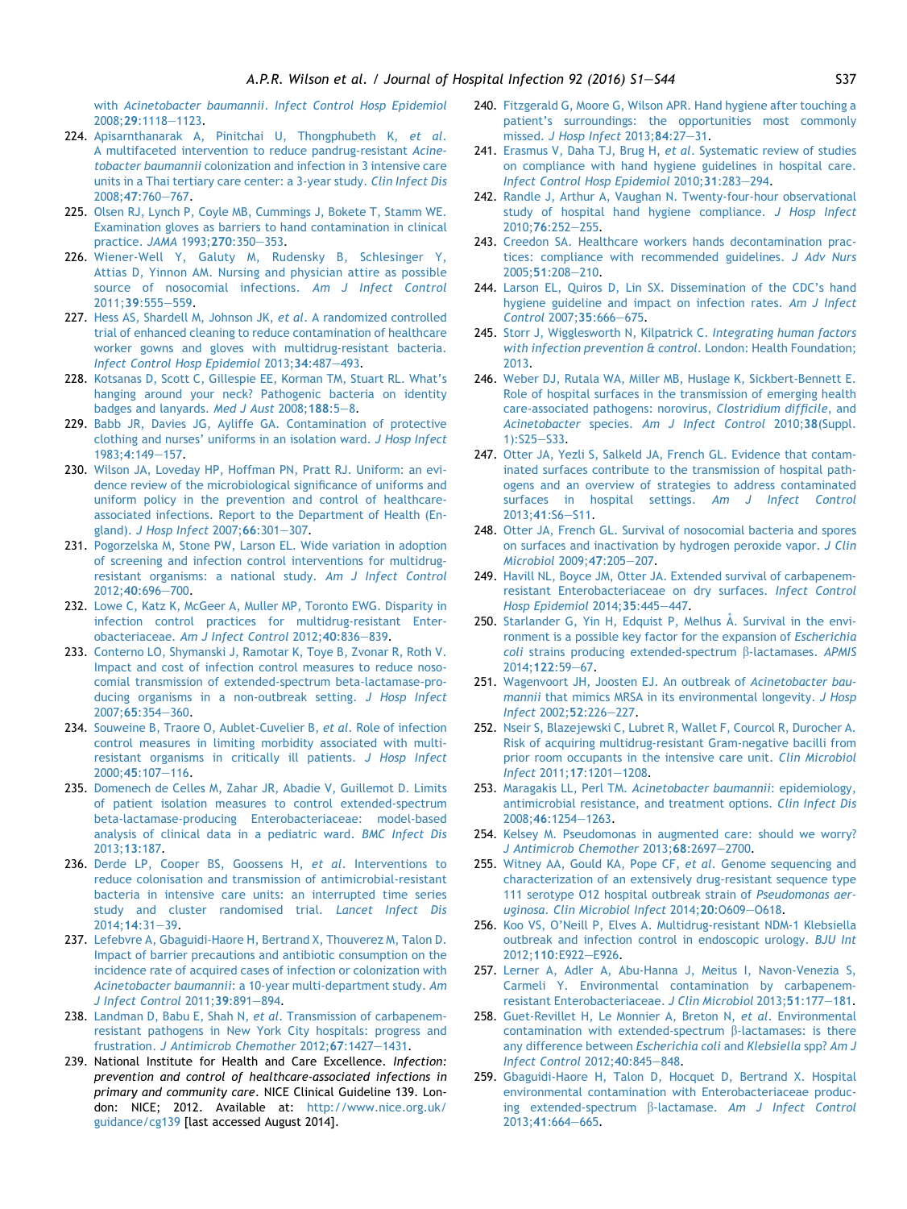with *Acinetobacter baumannii*. *Infect Control Hosp Epidemiol* 2008;**29**:1118–1123.

224. Apisarnthanarak A, Pinitchai U, Thongphubeth K, *et al*. A multifaceted intervention to reduce pandrug-resistant *Acinetobacter baumannii* colonization and infection in 3 intensive care units in a Thai tertiary care center: a 3-year study. *Clin Infect Dis* 2008;**47**:760–767.
225. Olsen RJ, Lynch P, Coyle MB, Cummings J, Bokete T, Stamm WE. Examination gloves as barriers to hand contamination in clinical practice. *JAMA* 1993;**270**:350–353.
226. Wiener-Well Y, Galuty M, Rudensky B, Schlesinger Y, Attias D, Yinnon AM. Nursing and physician attire as possible source of nosocomial infections. *Am J Infect Control* 2011;**39**:555–559.
227. Hess AS, Shardell M, Johnson JK, *et al*. A randomized controlled trial of enhanced cleaning to reduce contamination of healthcare worker gowns and gloves with multidrug-resistant bacteria. *Infect Control Hosp Epidemiol* 2013;**34**:487–493.
228. Kotsanas D, Scott C, Gillespie EE, Korman TM, Stuart RL. What's hanging around your neck? Pathogenic bacteria on identity badges and lanyards. *Med J Aust* 2008;**188**:5–8.
229. Babb JR, Davies JG, Ayliffe GA. Contamination of protective clothing and nurses' uniforms in an isolation ward. *J Hosp Infect* 1983;**4**:149–157.
230. Wilson JA, Loveday HP, Hoffman PN, Pratt RJ. Uniform: an evidence review of the microbiological significance of uniforms and uniform policy in the prevention and control of healthcare-associated infections. Report to the Department of Health (England). *J Hosp Infect* 2007;**66**:301–307.
231. Pogorzelska M, Stone PW, Larson EL. Wide variation in adoption of screening and infection control interventions for multidrug-resistant organisms: a national study. *Am J Infect Control* 2012;**40**:696–700.
232. Lowe C, Katz K, McGeer A, Muller MP, Toronto EWG. Disparity in infection control practices for multidrug-resistant Enterobacteriaceae. *Am J Infect Control* 2012;**40**:836–839.
233. Conterno LO, Shymanski J, Ramotar K, Toye B, Zvonar R, Roth V. Impact and cost of infection control measures to reduce nosocomial transmission of extended-spectrum beta-lactamase-producing organisms in a non-outbreak setting. *J Hosp Infect* 2007;**65**:354–360.
234. Souweine B, Traore O, Aublet-Cuvelier B, *et al*. Role of infection control measures in limiting morbidity associated with multi-resistant organisms in critically ill patients. *J Hosp Infect* 2000;**45**:107–116.
235. Domenech de Celles M, Zahar JR, Abadie V, Guillemot D. Limits of patient isolation measures to control extended-spectrum beta-lactamase-producing Enterobacteriaceae: model-based analysis of clinical data in a pediatric ward. *BMC Infect Dis* 2013;**13**:187.
236. Derde LP, Cooper BS, Goossens H, *et al*. Interventions to reduce colonisation and transmission of antimicrobial-resistant bacteria in intensive care units: an interrupted time series study and cluster randomised trial. *Lancet Infect Dis* 2014;**14**:31–39.
237. Lefebvre A, Gbaguidi-Haore H, Bertrand X, Thouverez M, Talon D. Impact of barrier precautions and antibiotic consumption on the incidence rate of acquired cases of infection or colonization with *Acinetobacter baumannii*: a 10-year multi-department study. *Am J Infect Control* 2011;**39**:891–894.
238. Landman D, Babu E, Shah N, *et al*. Transmission of carbapenem-resistant pathogens in New York City hospitals: progress and frustration. *J Antimicrob Chemother* 2012;**67**:1427–1431.
239. National Institute for Health and Care Excellence. *Infection: prevention and control of healthcare-associated infections in primary and community care*. NICE Clinical Guideline 139. London: NICE; 2012. Available at: http://www.nice.org.uk/guidance/cg139 [last accessed August 2014].
240. Fitzgerald G, Moore G, Wilson APR. Hand hygiene after touching a patient's surroundings: the opportunities most commonly missed. *J Hosp Infect* 2013;**84**:27–31.
241. Erasmus V, Daha TJ, Brug H, *et al*. Systematic review of studies on compliance with hand hygiene guidelines in hospital care. *Infect Control Hosp Epidemiol* 2010;**31**:283–294.
242. Randle J, Arthur A, Vaughan N. Twenty-four-hour observational study of hospital hand hygiene compliance. *J Hosp Infect* 2010;**76**:252–255.
243. Creedon SA. Healthcare workers hands decontamination practices: compliance with recommended guidelines. *J Adv Nurs* 2005;**51**:208–210.
244. Larson EL, Quiros D, Lin SX. Dissemination of the CDC's hand hygiene guideline and impact on infection rates. *Am J Infect Control* 2007;**35**:666–675.
245. Storr J, Wigglesworth N, Kilpatrick C. *Integrating human factors with infection prevention & control*. London: Health Foundation; 2013.
246. Weber DJ, Rutala WA, Miller MB, Huslage K, Sickbert-Bennett E. Role of hospital surfaces in the transmission of emerging health care-associated pathogens: norovirus, *Clostridium difficile*, and *Acinetobacter* species. *Am J Infect Control* 2010;**38**(Suppl. 1):S25–S33.
247. Otter JA, Yezli S, Salkeld JA, French GL. Evidence that contaminated surfaces contribute to the transmission of hospital pathogens and an overview of strategies to address contaminated surfaces in hospital settings. *Am J Infect Control* 2013;**41**:S6–S11.
248. Otter JA, French GL. Survival of nosocomial bacteria and spores on surfaces and inactivation by hydrogen peroxide vapor. *J Clin Microbiol* 2009;**47**:205–207.
249. Havill NL, Boyce JM, Otter JA. Extended survival of carbapenem-resistant Enterobacteriaceae on dry surfaces. *Infect Control Hosp Epidemiol* 2014;**35**:445–447.
250. Starlander G, Yin H, Edquist P, Melhus Å. Survival in the environment is a possible key factor for the expansion of *Escherichia coli* strains producing extended-spectrum β-lactamases. *APMIS* 2014;**122**:59–67.
251. Wagenvoort JH, Joosten EJ. An outbreak of *Acinetobacter baumannii* that mimics MRSA in its environmental longevity. *J Hosp Infect* 2002;**52**:226–227.
252. Nseir S, Blazejewski C, Lubret R, Wallet F, Courcol R, Durocher A. Risk of acquiring multidrug-resistant Gram-negative bacilli from prior room occupants in the intensive care unit. *Clin Microbiol Infect* 2011;**17**:1201–1208.
253. Maragakis LL, Perl TM. *Acinetobacter baumannii*: epidemiology, antimicrobial resistance, and treatment options. *Clin Infect Dis* 2008;**46**:1254–1263.
254. Kelsey M. Pseudomonas in augmented care: should we worry? *J Antimicrob Chemother* 2013;**68**:2697–2700.
255. Witney AA, Gould KA, Pope CF, *et al*. Genome sequencing and characterization of an extensively drug-resistant sequence type 111 serotype O12 hospital outbreak strain of *Pseudomonas aeruginosa*. *Clin Microbiol Infect* 2014;**20**:O609–O618.
256. Koo VS, O'Neill P, Elves A. Multidrug-resistant NDM-1 Klebsiella outbreak and infection control in endoscopic urology. *BJU Int* 2012;**110**:E922–E926.
257. Lerner A, Adler A, Abu-Hanna J, Meitus I, Navon-Venezia S, Carmeli Y. Environmental contamination by carbapenem-resistant Enterobacteriaceae. *J Clin Microbiol* 2013;**51**:177–181.
258. Guet-Revillet H, Le Monnier A, Breton N, *et al*. Environmental contamination with extended-spectrum β-lactamases: is there any difference between *Escherichia coli* and *Klebsiella* spp? *Am J Infect Control* 2012;**40**:845–848.
259. Gbaguidi-Haore H, Talon D, Hocquet D, Bertrand X. Hospital environmental contamination with Enterobacteriaceae producing extended-spectrum β-lactamase. *Am J Infect Control* 2013;**41**:664–665.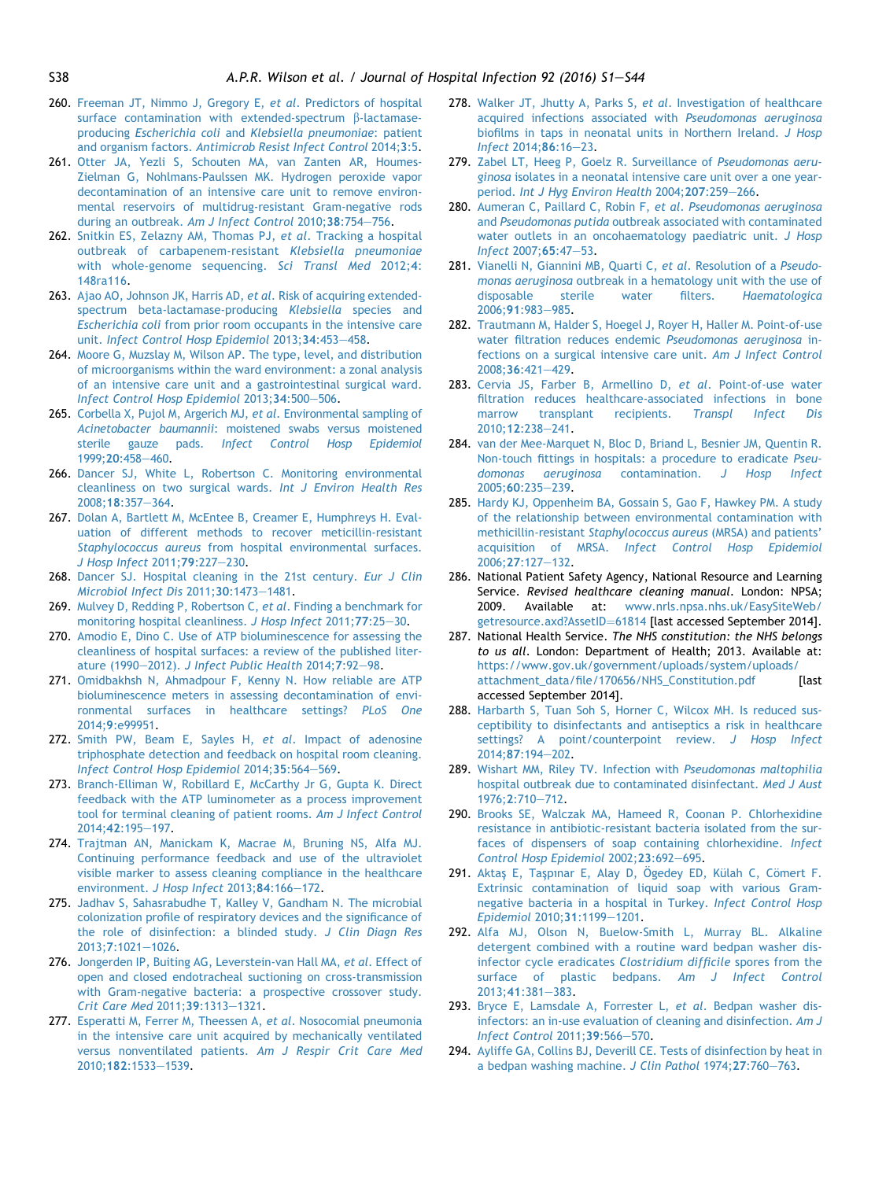260. Freeman JT, Nimmo J, Gregory E, *et al*. Predictors of hospital surface contamination with extended-spectrum β-lactamase-producing *Escherichia coli* and *Klebsiella pneumoniae*: patient and organism factors. *Antimicrob Resist Infect Control* 2014;**3**:5.
261. Otter JA, Yezli S, Schouten MA, van Zanten AR, Houmes-Zielman G, Nohlmans-Paulssen MK. Hydrogen peroxide vapor decontamination of an intensive care unit to remove environmental reservoirs of multidrug-resistant Gram-negative rods during an outbreak. *Am J Infect Control* 2010;**38**:754–756.
262. Snitkin ES, Zelazny AM, Thomas PJ, *et al*. Tracking a hospital outbreak of carbapenem-resistant *Klebsiella pneumoniae* with whole-genome sequencing. *Sci Transl Med* 2012;**4**: 148ra116.
263. Ajao AO, Johnson JK, Harris AD, *et al*. Risk of acquiring extended-spectrum beta-lactamase-producing *Klebsiella* species and *Escherichia coli* from prior room occupants in the intensive care unit. *Infect Control Hosp Epidemiol* 2013;**34**:453–458.
264. Moore G, Muzslay M, Wilson AP. The type, level, and distribution of microorganisms within the ward environment: a zonal analysis of an intensive care unit and a gastrointestinal surgical ward. *Infect Control Hosp Epidemiol* 2013;**34**:500–506.
265. Corbella X, Pujol M, Argerich MJ, *et al*. Environmental sampling of *Acinetobacter baumannii*: moistened swabs versus moistened sterile gauze pads. *Infect Control Hosp Epidemiol* 1999;**20**:458–460.
266. Dancer SJ, White L, Robertson C. Monitoring environmental cleanliness on two surgical wards. *Int J Environ Health Res* 2008;**18**:357–364.
267. Dolan A, Bartlett M, McEntee B, Creamer E, Humphreys H. Evaluation of different methods to recover meticillin-resistant *Staphylococcus aureus* from hospital environmental surfaces. *J Hosp Infect* 2011;**79**:227–230.
268. Dancer SJ. Hospital cleaning in the 21st century. *Eur J Clin Microbiol Infect Dis* 2011;**30**:1473–1481.
269. Mulvey D, Redding P, Robertson C, *et al*. Finding a benchmark for monitoring hospital cleanliness. *J Hosp Infect* 2011;**77**:25–30.
270. Amodio E, Dino C. Use of ATP bioluminescence for assessing the cleanliness of hospital surfaces: a review of the published literature (1990–2012). *J Infect Public Health* 2014;**7**:92–98.
271. Omidbakhsh N, Ahmadpour F, Kenny N. How reliable are ATP bioluminescence meters in assessing decontamination of environmental surfaces in healthcare settings? *PLoS One* 2014;**9**:e99951.
272. Smith PW, Beam E, Sayles H, *et al*. Impact of adenosine triphosphate detection and feedback on hospital room cleaning. *Infect Control Hosp Epidemiol* 2014;**35**:564–569.
273. Branch-Elliman W, Robillard E, McCarthy Jr G, Gupta K. Direct feedback with the ATP luminometer as a process improvement tool for terminal cleaning of patient rooms. *Am J Infect Control* 2014;**42**:195–197.
274. Trajtman AN, Manickam K, Macrae M, Bruning NS, Alfa MJ. Continuing performance feedback and use of the ultraviolet visible marker to assess cleaning compliance in the healthcare environment. *J Hosp Infect* 2013;**84**:166–172.
275. Jadhav S, Sahasrabudhe T, Kalley V, Gandham N. The microbial colonization profile of respiratory devices and the significance of the role of disinfection: a blinded study. *J Clin Diagn Res* 2013;**7**:1021–1026.
276. Jongerden IP, Buiting AG, Leverstein-van Hall MA, *et al*. Effect of open and closed endotracheal suctioning on cross-transmission with Gram-negative bacteria: a prospective crossover study. *Crit Care Med* 2011;**39**:1313–1321.
277. Esperatti M, Ferrer M, Theessen A, *et al*. Nosocomial pneumonia in the intensive care unit acquired by mechanically ventilated versus nonventilated patients. *Am J Respir Crit Care Med* 2010;**182**:1533–1539.
278. Walker JT, Jhutty A, Parks S, *et al*. Investigation of healthcare acquired infections associated with *Pseudomonas aeruginosa* biofilms in taps in neonatal units in Northern Ireland. *J Hosp Infect* 2014;**86**:16–23.
279. Zabel LT, Heeg P, Goelz R. Surveillance of *Pseudomonas aeruginosa* isolates in a neonatal intensive care unit over a one year-period. *Int J Hyg Environ Health* 2004;**207**:259–266.
280. Aumeran C, Paillard C, Robin F, *et al*. *Pseudomonas aeruginosa* and *Pseudomonas putida* outbreak associated with contaminated water outlets in an oncohaematology paediatric unit. *J Hosp Infect* 2007;**65**:47–53.
281. Vianelli N, Giannini MB, Quarti C, *et al*. Resolution of a *Pseudomonas aeruginosa* outbreak in a hematology unit with the use of disposable sterile water filters. *Haematologica* 2006;**91**:983–985.
282. Trautmann M, Halder S, Hoegel J, Royer H, Haller M. Point-of-use water filtration reduces endemic *Pseudomonas aeruginosa* infections on a surgical intensive care unit. *Am J Infect Control* 2008;**36**:421–429.
283. Cervia JS, Farber B, Armellino D, *et al*. Point-of-use water filtration reduces healthcare-associated infections in bone marrow transplant recipients. *Transpl Infect Dis* 2010;**12**:238–241.
284. van der Mee-Marquet N, Bloc D, Briand L, Besnier JM, Quentin R. Non-touch fittings in hospitals: a procedure to eradicate *Pseudomonas aeruginosa* contamination. *J Hosp Infect* 2005;**60**:235–239.
285. Hardy KJ, Oppenheim BA, Gossain S, Gao F, Hawkey PM. A study of the relationship between environmental contamination with methicillin-resistant *Staphylococcus aureus* (MRSA) and patients' acquisition of MRSA. *Infect Control Hosp Epidemiol* 2006;**27**:127–132.
286. National Patient Safety Agency, National Resource and Learning Service. *Revised healthcare cleaning manual*. London: NPSA; 2009. Available at: www.nrls.npsa.nhs.uk/EasySiteWeb/getresource.axd?AssetID=61814 [last accessed September 2014].
287. National Health Service. *The NHS constitution: the NHS belongs to us all*. London: Department of Health; 2013. Available at: https://www.gov.uk/government/uploads/system/uploads/attachment_data/file/170656/NHS_Constitution.pdf [last accessed September 2014].
288. Harbarth S, Tuan Soh S, Horner C, Wilcox MH. Is reduced susceptibility to disinfectants and antiseptics a risk in healthcare settings? A point/counterpoint review. *J Hosp Infect* 2014;**87**:194–202.
289. Wishart MM, Riley TV. Infection with *Pseudomonas maltophilia* hospital outbreak due to contaminated disinfectant. *Med J Aust* 1976;**2**:710–712.
290. Brooks SE, Walczak MA, Hameed R, Coonan P. Chlorhexidine resistance in antibiotic-resistant bacteria isolated from the surfaces of dispensers of soap containing chlorhexidine. *Infect Control Hosp Epidemiol* 2002;**23**:692–695.
291. Aktaş E, Taşpınar E, Alay D, Ögedey ED, Külah C, Cömert F. Extrinsic contamination of liquid soap with various Gram-negative bacteria in a hospital in Turkey. *Infect Control Hosp Epidemiol* 2010;**31**:1199–1201.
292. Alfa MJ, Olson N, Buelow-Smith L, Murray BL. Alkaline detergent combined with a routine ward bedpan washer disinfector cycle eradicates *Clostridium difficile* spores from the surface of plastic bedpans. *Am J Infect Control* 2013;**41**:381–383.
293. Bryce E, Lamsdale A, Forrester L, *et al*. Bedpan washer disinfectors: an in-use evaluation of cleaning and disinfection. *Am J Infect Control* 2011;**39**:566–570.
294. Ayliffe GA, Collins BJ, Deverill CE. Tests of disinfection by heat in a bedpan washing machine. *J Clin Pathol* 1974;**27**:760–763.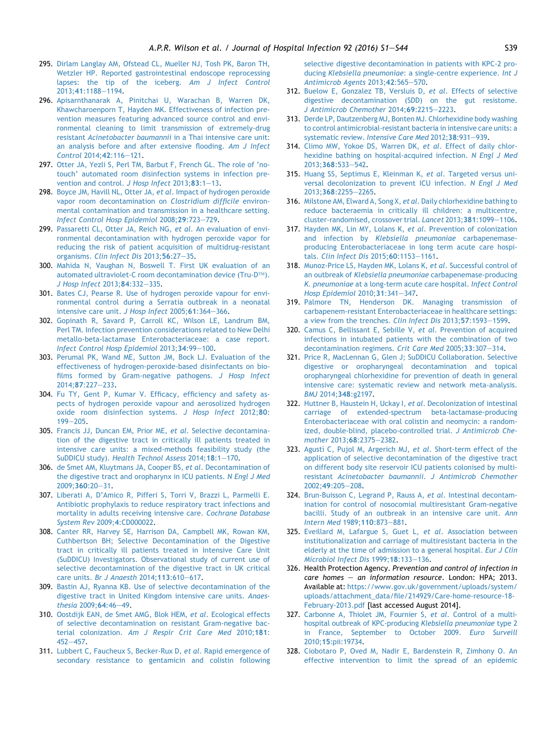295. Dirlam Langlay AM, Ofstead CL, Mueller NJ, Tosh PK, Baron TH, Wetzler HP. Reported gastrointestinal endoscope reprocessing lapses: the tip of the iceberg. *Am J Infect Control* 2013;**41**:1188–1194.
296. Apisarnthanarak A, Pinitchai U, Warachan B, Warren DK, Khawcharoenporn T, Hayden MK. Effectiveness of infection prevention measures featuring advanced source control and environmental cleaning to limit transmission of extremely-drug resistant *Acinetobacter baumannii* in a Thai intensive care unit: an analysis before and after extensive flooding. *Am J Infect Control* 2014;**42**:116–121.
297. Otter JA, Yezli S, Perl TM, Barbut F, French GL. The role of 'no-touch' automated room disinfection systems in infection prevention and control. *J Hosp Infect* 2013;**83**:1–13.
298. Boyce JM, Havill NL, Otter JA, *et al*. Impact of hydrogen peroxide vapor room decontamination on *Clostridium difficile* environmental contamination and transmission in a healthcare setting. *Infect Control Hosp Epidemiol* 2008;**29**:723–729.
299. Passaretti CL, Otter JA, Reich NG, *et al*. An evaluation of environmental decontamination with hydrogen peroxide vapor for reducing the risk of patient acquisition of multidrug-resistant organisms. *Clin Infect Dis* 2013;**56**:27–35.
300. Mahida N, Vaughan N, Boswell T. First UK evaluation of an automated ultraviolet-C room decontamination device (Tru-D™). *J Hosp Infect* 2013;**84**:332–335.
301. Bates CJ, Pearse R. Use of hydrogen peroxide vapour for environmental control during a Serratia outbreak in a neonatal intensive care unit. *J Hosp Infect* 2005;**61**:364–366.
302. Gopinath R, Savard P, Carroll KC, Wilson LE, Landrum BM, Perl TM. Infection prevention considerations related to New Delhi metallo-beta-lactamase Enterobacteriaceae: a case report. *Infect Control Hosp Epidemiol* 2013;**34**:99–100.
303. Perumal PK, Wand ME, Sutton JM, Bock LJ. Evaluation of the effectiveness of hydrogen-peroxide-based disinfectants on biofilms formed by Gram-negative pathogens. *J Hosp Infect* 2014;**87**:227–233.
304. Fu TY, Gent P, Kumar V. Efficacy, efficiency and safety aspects of hydrogen peroxide vapour and aerosolized hydrogen oxide room disinfection systems. *J Hosp Infect* 2012;**80**:199–205.
305. Francis JJ, Duncan EM, Prior ME, *et al*. Selective decontamination of the digestive tract in critically ill patients treated in intensive care units: a mixed-methods feasibility study (the SuDDICU study). *Health Technol Assess* 2014;**18**:1–170.
306. de Smet AM, Kluytmans JA, Cooper BS, *et al*. Decontamination of the digestive tract and oropharynx in ICU patients. *N Engl J Med* 2009;**360**:20–31.
307. Liberati A, D'Amico R, Pifferi S, Torri V, Brazzi L, Parmelli E. Antibiotic prophylaxis to reduce respiratory tract infections and mortality in adults receiving intensive care. *Cochrane Database System Rev* 2009;**4**:CD000022.
308. Canter RR, Harvey SE, Harrison DA, Campbell MK, Rowan KM, Cuthbertson BH; Selective Decontamination of the Digestive tract in critically ill patients treated in Intensive Care Unit (SuDDICU) Investigators. Observational study of current use of selective decontamination of the digestive tract in UK critical care units. *Br J Anaesth* 2014;**113**:610–617.
309. Bastin AJ, Ryanna KB. Use of selective decontamination of the digestive tract in United Kingdom intensive care units. *Anaesthesia* 2009;**64**:46–49.
310. Oostdijk EAN, de Smet AMG, Blok HEM, *et al*. Ecological effects of selective decontamination on resistant Gram-negative bacterial colonization. *Am J Respir Crit Care Med* 2010;**181**:452–457.
311. Lubbert C, Faucheux S, Becker-Rux D, *et al*. Rapid emergence of secondary resistance to gentamicin and colistin following selective digestive decontamination in patients with KPC-2 producing *Klebsiella pneumoniae*: a single-centre experience. *Int J Antimicrob Agents* 2013;**42**:565–570.
312. Buelow E, Gonzalez TB, Versluis D, *et al*. Effects of selective digestive decontamination (SDD) on the gut resistome. *J Antimicrob Chemother* 2014;**69**:2215–2223.
313. Derde LP, Dautzenberg MJ, Bonten MJ. Chlorhexidine body washing to control antimicrobial-resistant bacteria in intensive care units: a systematic review. *Intensive Care Med* 2012;**38**:931–939.
314. Climo MW, Yokoe DS, Warren DK, *et al*. Effect of daily chlorhexidine bathing on hospital-acquired infection. *N Engl J Med* 2013;**368**:533–542.
315. Huang SS, Septimus E, Kleinman K, *et al*. Targeted versus universal decolonization to prevent ICU infection. *N Engl J Med* 2013;**368**:2255–2265.
316. Milstone AM, Elward A, Song X, *et al*. Daily chlorhexidine bathing to reduce bacteraemia in critically ill children: a multicentre, cluster-randomised, crossover trial. *Lancet* 2013;**381**:1099–1106.
317. Hayden MK, Lin MY, Lolans K, *et al*. Prevention of colonization and infection by *Klebsiella pneumoniae* carbapenemase-producing Enterobacteriaceae in long term acute care hospitals. *Clin Infect Dis* 2015;**60**:1153–1161.
318. Munoz-Price LS, Hayden MK, Lolans K, *et al*. Successful control of an outbreak of *Klebsiella pneumoniae* carbapenemase-producing *K. pneumoniae* at a long-term acute care hospital. *Infect Control Hosp Epidemiol* 2010;**31**:341–347.
319. Palmore TN, Henderson DK. Managing transmission of carbapenem-resistant Enterobacteriaceae in healthcare settings: a view from the trenches. *Clin Infect Dis* 2013;**57**:1593–1599.
320. Camus C, Bellissant E, Sebille V, *et al*. Prevention of acquired infections in intubated patients with the combination of two decontamination regimens. *Crit Care Med* 2005;**33**:307–314.
321. Price R, MacLennan G, Glen J; SuDDICU Collaboration. Selective digestive or oropharyngeal decontamination and topical oropharyngeal chlorhexidine for prevention of death in general intensive care: systematic review and network meta-analysis. *BMJ* 2014;**348**:g2197.
322. Huttner B, Haustein H, Uckay I, *et al*. Decolonization of intestinal carriage of extended-spectrum beta-lactamase-producing Enterobacteriaceae with oral colistin and neomycin: a randomized, double-blind, placebo-controlled trial. *J Antimicrob Chemother* 2013;**68**:2375–2382.
323. Agustí C, Pujol M, Argerich MJ, *et al*. Short-term effect of the application of selective decontamination of the digestive tract on different body site reservoir ICU patients colonised by multi-resistant *Acinetobacter baumannii*. *J Antimicrob Chemother* 2002;**49**:205–208.
324. Brun-Buisson C, Legrand P, Rauss A, *et al*. Intestinal decontamination for control of nosocomial multiresistant Gram-negative bacilli. Study of an outbreak in an intensive care unit. *Ann Intern Med* 1989;**110**:873–881.
325. Eveillard M, Lafargue S, Guet L, *et al*. Association between institutionalization and carriage of multiresistant bacteria in the elderly at the time of admission to a general hospital. *Eur J Clin Microbiol Infect Dis* 1999;**18**:133–136.
326. Health Protection Agency. *Prevention and control of infection in care homes – an information resource*. London: HPA; 2013. Available at: https://www.gov.uk/government/uploads/system/uploads/attachment_data/file/214929/Care-home-resource-18-February-2013.pdf [last accessed August 2014].
327. Carbonne A, Thiolet JM, Fournier S, *et al*. Control of a multi-hospital outbreak of KPC-producing *Klebsiella pneumoniae* type 2 in France, September to October 2009. *Euro Surveill* 2010;**15**:pii:19734.
328. Ciobotaro P, Oved M, Nadir E, Bardenstein R, Zimhony O. An effective intervention to limit the spread of an epidemic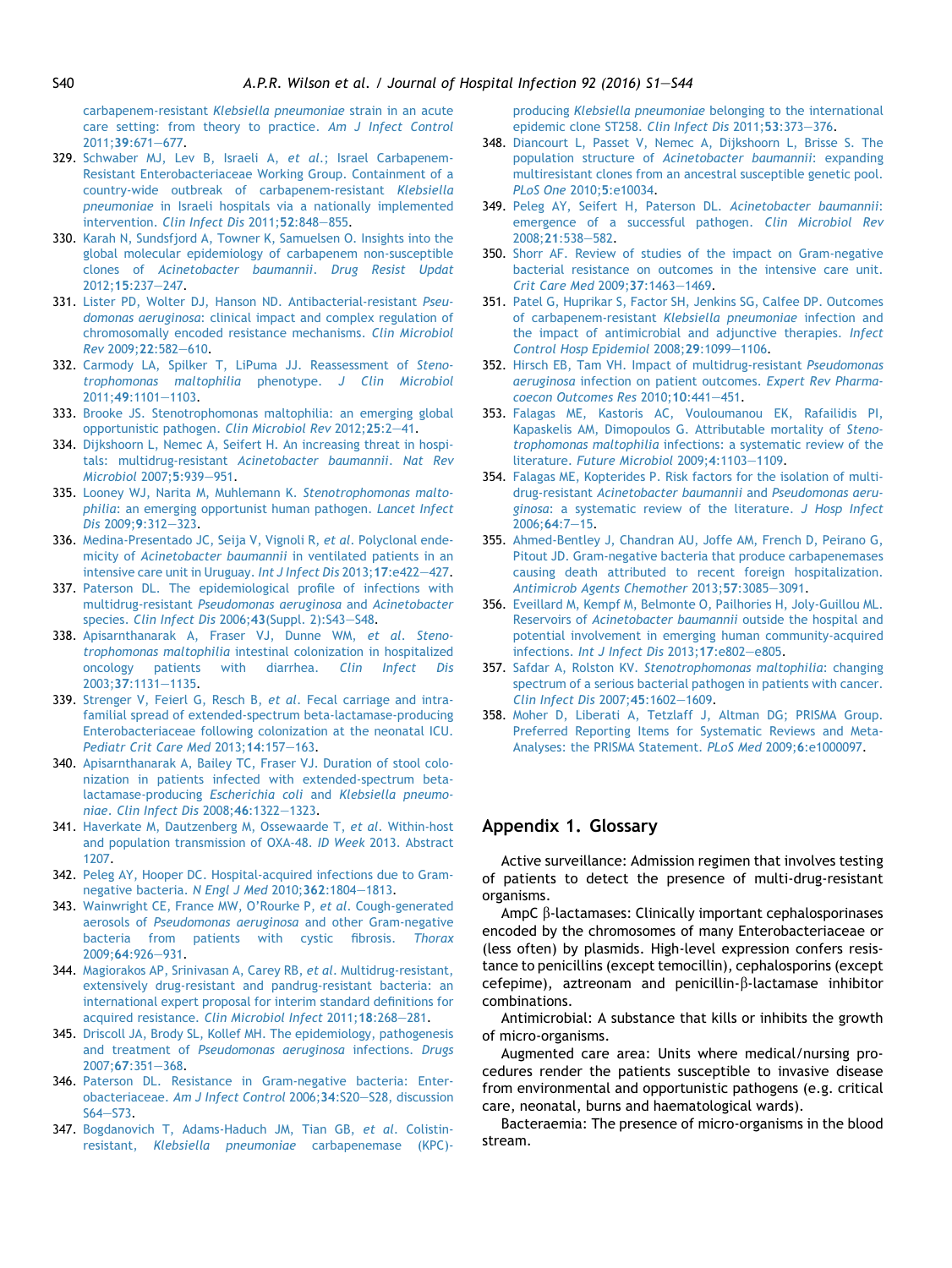carbapenem-resistant *Klebsiella pneumoniae* strain in an acute care setting: from theory to practice. *Am J Infect Control* 2011;**39**:671–677.

329. Schwaber MJ, Lev B, Israeli A, *et al.*; Israel Carbapenem-Resistant Enterobacteriaceae Working Group. Containment of a country-wide outbreak of carbapenem-resistant *Klebsiella pneumoniae* in Israeli hospitals via a nationally implemented intervention. *Clin Infect Dis* 2011;**52**:848–855.
330. Karah N, Sundsfjord A, Towner K, Samuelsen O. Insights into the global molecular epidemiology of carbapenem non-susceptible clones of *Acinetobacter baumannii*. *Drug Resist Updat* 2012;**15**:237–247.
331. Lister PD, Wolter DJ, Hanson ND. Antibacterial-resistant *Pseudomonas aeruginosa*: clinical impact and complex regulation of chromosomally encoded resistance mechanisms. *Clin Microbiol Rev* 2009;**22**:582–610.
332. Carmody LA, Spilker T, LiPuma JJ. Reassessment of *Stenotrophomonas maltophilia* phenotype. *J Clin Microbiol* 2011;**49**:1101–1103.
333. Brooke JS. Stenotrophomonas maltophilia: an emerging global opportunistic pathogen. *Clin Microbiol Rev* 2012;**25**:2–41.
334. Dijkshoorn L, Nemec A, Seifert H. An increasing threat in hospitals: multidrug-resistant *Acinetobacter baumannii*. *Nat Rev Microbiol* 2007;**5**:939–951.
335. Looney WJ, Narita M, Muhlemann K. *Stenotrophomonas maltophilia*: an emerging opportunist human pathogen. *Lancet Infect Dis* 2009;**9**:312–323.
336. Medina-Presentado JC, Seija V, Vignoli R, *et al.* Polyclonal endemicity of *Acinetobacter baumannii* in ventilated patients in an intensive care unit in Uruguay. *Int J Infect Dis* 2013;**17**:e422–427.
337. Paterson DL. The epidemiological profile of infections with multidrug-resistant *Pseudomonas aeruginosa* and *Acinetobacter* species. *Clin Infect Dis* 2006;**43**(Suppl. 2):S43–S48.
338. Apisarnthanarak A, Fraser VJ, Dunne WM, *et al. Stenotrophomonas maltophilia* intestinal colonization in hospitalized oncology patients with diarrhea. *Clin Infect Dis* 2003;**37**:1131–1135.
339. Strenger V, Feierl G, Resch B, *et al.* Fecal carriage and intrafamilial spread of extended-spectrum beta-lactamase-producing Enterobacteriaceae following colonization at the neonatal ICU. *Pediatr Crit Care Med* 2013;**14**:157–163.
340. Apisarnthanarak A, Bailey TC, Fraser VJ. Duration of stool colonization in patients infected with extended-spectrum beta-lactamase-producing *Escherichia coli* and *Klebsiella pneumoniae*. *Clin Infect Dis* 2008;**46**:1322–1323.
341. Haverkate M, Dautzenberg M, Ossewaarde T, *et al.* Within-host and population transmission of OXA-48. *ID Week* 2013. Abstract 1207.
342. Peleg AY, Hooper DC. Hospital-acquired infections due to Gram-negative bacteria. *N Engl J Med* 2010;**362**:1804–1813.
343. Wainwright CE, France MW, O'Rourke P, *et al.* Cough-generated aerosols of *Pseudomonas aeruginosa* and other Gram-negative bacteria from patients with cystic fibrosis. *Thorax* 2009;**64**:926–931.
344. Magiorakos AP, Srinivasan A, Carey RB, *et al.* Multidrug-resistant, extensively drug-resistant and pandrug-resistant bacteria: an international expert proposal for interim standard definitions for acquired resistance. *Clin Microbiol Infect* 2011;**18**:268–281.
345. Driscoll JA, Brody SL, Kollef MH. The epidemiology, pathogenesis and treatment of *Pseudomonas aeruginosa* infections. *Drugs* 2007;**67**:351–368.
346. Paterson DL. Resistance in Gram-negative bacteria: Enterobacteriaceae. *Am J Infect Control* 2006;**34**:S20–S28, discussion S64–S73.
347. Bogdanovich T, Adams-Haduch JM, Tian GB, *et al.* Colistin-resistant, *Klebsiella pneumoniae* carbapenemase (KPC)-producing *Klebsiella pneumoniae* belonging to the international epidemic clone ST258. *Clin Infect Dis* 2011;**53**:373–376.
348. Diancourt L, Passet V, Nemec A, Dijkshoorn L, Brisse S. The population structure of *Acinetobacter baumannii*: expanding multiresistant clones from an ancestral susceptible genetic pool. *PLoS One* 2010;**5**:e10034.
349. Peleg AY, Seifert H, Paterson DL. *Acinetobacter baumannii*: emergence of a successful pathogen. *Clin Microbiol Rev* 2008;**21**:538–582.
350. Shorr AF. Review of studies of the impact on Gram-negative bacterial resistance on outcomes in the intensive care unit. *Crit Care Med* 2009;**37**:1463–1469.
351. Patel G, Huprikar S, Factor SH, Jenkins SG, Calfee DP. Outcomes of carbapenem-resistant *Klebsiella pneumoniae* infection and the impact of antimicrobial and adjunctive therapies. *Infect Control Hosp Epidemiol* 2008;**29**:1099–1106.
352. Hirsch EB, Tam VH. Impact of multidrug-resistant *Pseudomonas aeruginosa* infection on patient outcomes. *Expert Rev Pharmacoecon Outcomes Res* 2010;**10**:441–451.
353. Falagas ME, Kastoris AC, Vouloumanou EK, Rafailidis PI, Kapaskelis AM, Dimopoulos G. Attributable mortality of *Stenotrophomonas maltophilia* infections: a systematic review of the literature. *Future Microbiol* 2009;**4**:1103–1109.
354. Falagas ME, Kopterides P. Risk factors for the isolation of multi-drug-resistant *Acinetobacter baumannii* and *Pseudomonas aeruginosa*: a systematic review of the literature. *J Hosp Infect* 2006;**64**:7–15.
355. Ahmed-Bentley J, Chandran AU, Joffe AM, French D, Peirano G, Pitout JD. Gram-negative bacteria that produce carbapenemases causing death attributed to recent foreign hospitalization. *Antimicrob Agents Chemother* 2013;**57**:3085–3091.
356. Eveillard M, Kempf M, Belmonte O, Pailhories H, Joly-Guillou ML. Reservoirs of *Acinetobacter baumannii* outside the hospital and potential involvement in emerging human community-acquired infections. *Int J Infect Dis* 2013;**17**:e802–e805.
357. Safdar A, Rolston KV. *Stenotrophomonas maltophilia*: changing spectrum of a serious bacterial pathogen in patients with cancer. *Clin Infect Dis* 2007;**45**:1602–1609.
358. Moher D, Liberati A, Tetzlaff J, Altman DG; PRISMA Group. Preferred Reporting Items for Systematic Reviews and Meta-Analyses: the PRISMA Statement. *PLoS Med* 2009;**6**:e1000097.

## Appendix 1. Glossary

Active surveillance: Admission regimen that involves testing of patients to detect the presence of multi-drug-resistant organisms.

AmpC β-lactamases: Clinically important cephalosporinases encoded by the chromosomes of many Enterobacteriaceae or (less often) by plasmids. High-level expression confers resistance to penicillins (except temocillin), cephalosporins (except cefepime), aztreonam and penicillin-β-lactamase inhibitor combinations.

Antimicrobial: A substance that kills or inhibits the growth of micro-organisms.

Augmented care area: Units where medical/nursing procedures render the patients susceptible to invasive disease from environmental and opportunistic pathogens (e.g. critical care, neonatal, burns and haematological wards).

Bacteraemia: The presence of micro-organisms in the blood stream.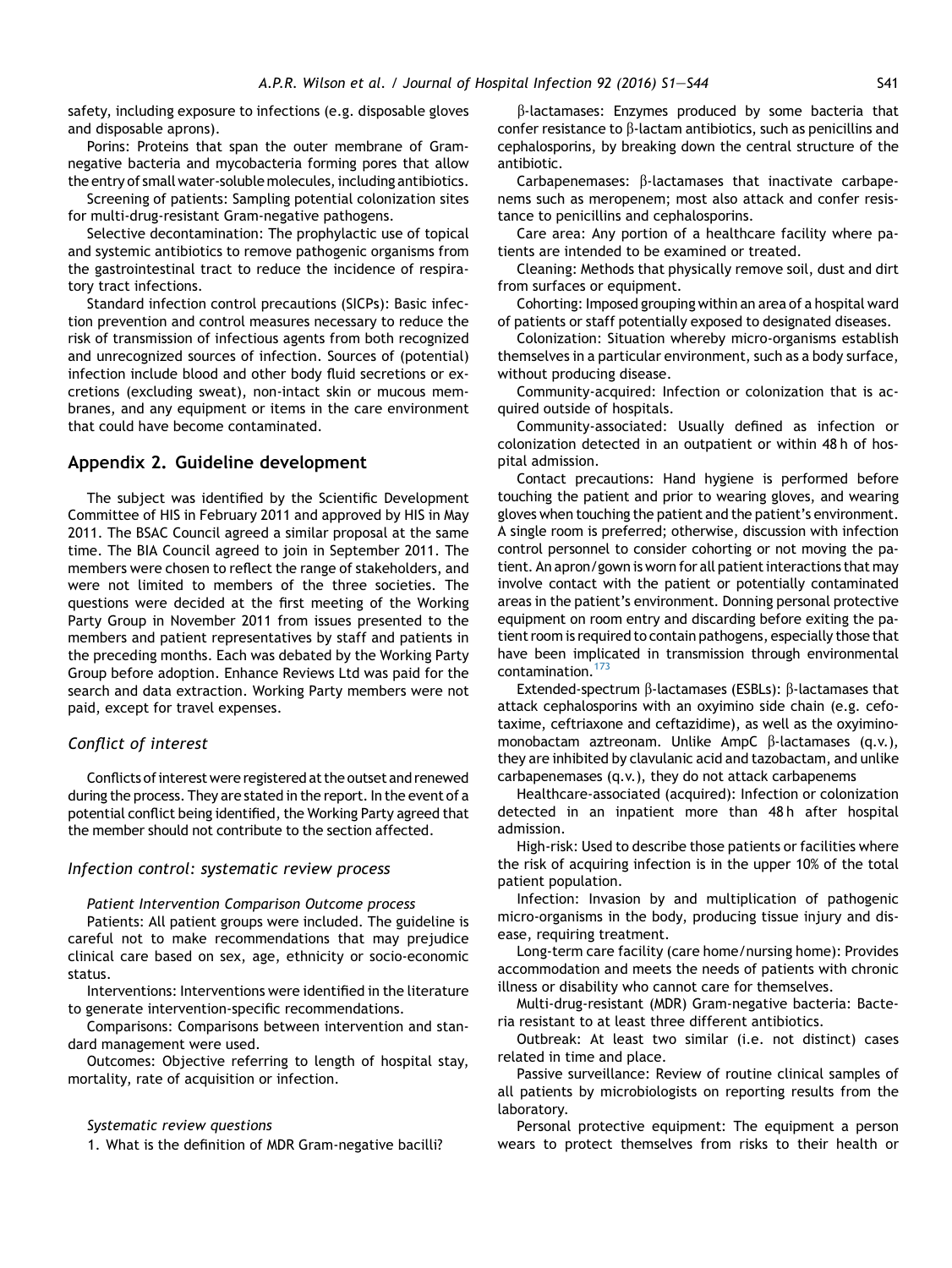safety, including exposure to infections (e.g. disposable gloves and disposable aprons).

Porins: Proteins that span the outer membrane of Gram-negative bacteria and mycobacteria forming pores that allow the entry of small water-soluble molecules, including antibiotics.

Screening of patients: Sampling potential colonization sites for multi-drug-resistant Gram-negative pathogens.

Selective decontamination: The prophylactic use of topical and systemic antibiotics to remove pathogenic organisms from the gastrointestinal tract to reduce the incidence of respiratory tract infections.

Standard infection control precautions (SICPs): Basic infection prevention and control measures necessary to reduce the risk of transmission of infectious agents from both recognized and unrecognized sources of infection. Sources of (potential) infection include blood and other body fluid secretions or excretions (excluding sweat), non-intact skin or mucous membranes, and any equipment or items in the care environment that could have become contaminated.

## Appendix 2. Guideline development

The subject was identified by the Scientific Development Committee of HIS in February 2011 and approved by HIS in May 2011. The BSAC Council agreed a similar proposal at the same time. The BIA Council agreed to join in September 2011. The members were chosen to reflect the range of stakeholders, and were not limited to members of the three societies. The questions were decided at the first meeting of the Working Party Group in November 2011 from issues presented to the members and patient representatives by staff and patients in the preceding months. Each was debated by the Working Party Group before adoption. Enhance Reviews Ltd was paid for the search and data extraction. Working Party members were not paid, except for travel expenses.

### *Conflict of interest*

Conflicts of interest were registered at the outset and renewed during the process. They are stated in the report. In the event of a potential conflict being identified, the Working Party agreed that the member should not contribute to the section affected.

### *Infection control: systematic review process*

#### *Patient Intervention Comparison Outcome process*

Patients: All patient groups were included. The guideline is careful not to make recommendations that may prejudice clinical care based on sex, age, ethnicity or socio-economic status.

Interventions: Interventions were identified in the literature to generate intervention-specific recommendations.

Comparisons: Comparisons between intervention and standard management were used.

Outcomes: Objective referring to length of hospital stay, mortality, rate of acquisition or infection.

#### *Systematic review questions*

1. What is the definition of MDR Gram-negative bacilli?

β-lactamases: Enzymes produced by some bacteria that confer resistance to β-lactam antibiotics, such as penicillins and cephalosporins, by breaking down the central structure of the antibiotic.

Carbapenemases: β-lactamases that inactivate carbapenems such as meropenem; most also attack and confer resistance to penicillins and cephalosporins.

Care area: Any portion of a healthcare facility where patients are intended to be examined or treated.

Cleaning: Methods that physically remove soil, dust and dirt from surfaces or equipment.

Cohorting: Imposed grouping within an area of a hospital ward of patients or staff potentially exposed to designated diseases.

Colonization: Situation whereby micro-organisms establish themselves in a particular environment, such as a body surface, without producing disease.

Community-acquired: Infection or colonization that is acquired outside of hospitals.

Community-associated: Usually defined as infection or colonization detected in an outpatient or within 48 h of hospital admission.

Contact precautions: Hand hygiene is performed before touching the patient and prior to wearing gloves, and wearing gloves when touching the patient and the patient's environment. A single room is preferred; otherwise, discussion with infection control personnel to consider cohorting or not moving the patient. An apron/gown is worn for all patient interactions that may involve contact with the patient or potentially contaminated areas in the patient's environment. Donning personal protective equipment on room entry and discarding before exiting the patient room is required to contain pathogens, especially those that have been implicated in transmission through environmental contamination.[173]

Extended-spectrum β-lactamases (ESBLs): β-lactamases that attack cephalosporins with an oxyimino side chain (e.g. cefotaxime, ceftriaxone and ceftazidime), as well as the oxyimino-monobactam aztreonam. Unlike AmpC β-lactamases (q.v.), they are inhibited by clavulanic acid and tazobactam, and unlike carbapenemases (q.v.), they do not attack carbapenems

Healthcare-associated (acquired): Infection or colonization detected in an inpatient more than 48 h after hospital admission.

High-risk: Used to describe those patients or facilities where the risk of acquiring infection is in the upper 10% of the total patient population.

Infection: Invasion by and multiplication of pathogenic micro-organisms in the body, producing tissue injury and disease, requiring treatment.

Long-term care facility (care home/nursing home): Provides accommodation and meets the needs of patients with chronic illness or disability who cannot care for themselves.

Multi-drug-resistant (MDR) Gram-negative bacteria: Bacteria resistant to at least three different antibiotics.

Outbreak: At least two similar (i.e. not distinct) cases related in time and place.

Passive surveillance: Review of routine clinical samples of all patients by microbiologists on reporting results from the laboratory.

Personal protective equipment: The equipment a person wears to protect themselves from risks to their health or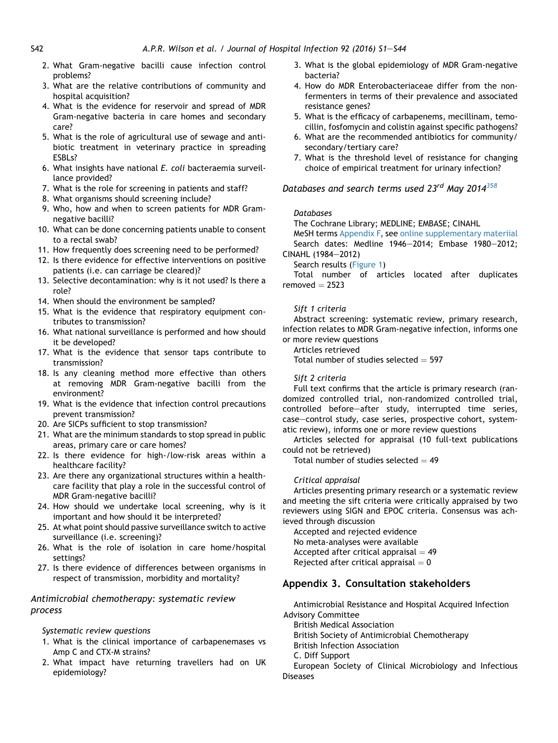2. What Gram-negative bacilli cause infection control problems?
3. What are the relative contributions of community and hospital acquisition?
4. What is the evidence for reservoir and spread of MDR Gram-negative bacteria in care homes and secondary care?
5. What is the role of agricultural use of sewage and antibiotic treatment in veterinary practice in spreading ESBLs?
6. What insights have national *E. coli* bacteraemia surveillance provided?
7. What is the role for screening in patients and staff?
8. What organisms should screening include?
9. Who, how and when to screen patients for MDR Gram-negative bacilli?
10. What can be done concerning patients unable to consent to a rectal swab?
11. How frequently does screening need to be performed?
12. Is there evidence for effective interventions on positive patients (i.e. can carriage be cleared)?
13. Selective decontamination: why is it not used? Is there a role?
14. When should the environment be sampled?
15. What is the evidence that respiratory equipment contributes to transmission?
16. What national surveillance is performed and how should it be developed?
17. What is the evidence that sensor taps contribute to transmission?
18. Is any cleaning method more effective than others at removing MDR Gram-negative bacilli from the environment?
19. What is the evidence that infection control precautions prevent transmission?
20. Are SICPs sufficient to stop transmission?
21. What are the minimum standards to stop spread in public areas, primary care or care homes?
22. Is there evidence for high-/low-risk areas within a healthcare facility?
23. Are there any organizational structures within a healthcare facility that play a role in the successful control of MDR Gram-negative bacilli?
24. How should we undertake local screening, why is it important and how should it be interpreted?
25. At what point should passive surveillance switch to active surveillance (i.e. screening)?
26. What is the role of isolation in care home/hospital settings?
27. Is there evidence of differences between organisms in respect of transmission, morbidity and mortality?

### *Antimicrobial chemotherapy: systematic review process*

*Systematic review questions*

1. What is the clinical importance of carbapenemases vs Amp C and CTX-M strains?
2. What impact have returning travellers had on UK epidemiology?
3. What is the global epidemiology of MDR Gram-negative bacteria?
4. How do MDR Enterobacteriaceae differ from the non-fermenters in terms of their prevalence and associated resistance genes?
5. What is the efficacy of carbapenems, mecillinam, temocillin, fosfomycin and colistin against specific pathogens?
6. What are the recommended antibiotics for community/secondary/tertiary care?
7. What is the threshold level of resistance for changing choice of empirical treatment for urinary infection?

### *Databases and search terms used 23rd May 2014*[358]

*Databases*

The Cochrane Library; MEDLINE; EMBASE; CINAHL

MeSH terms Appendix F, see online supplementary materiial

Search dates: Medline 1946–2014; Embase 1980–2012; CINAHL (1984–2012)

Search results (Figure 1)

Total number of articles located after duplicates removed = 2523

*Sift 1 criteria*

Abstract screening: systematic review, primary research, infection relates to MDR Gram-negative infection, informs one or more review questions

Articles retrieved

Total number of studies selected = 597

*Sift 2 criteria*

Full text confirms that the article is primary research (randomized controlled trial, non-randomized controlled trial, controlled before–after study, interrupted time series, case–control study, case series, prospective cohort, systematic review), informs one or more review questions

Articles selected for appraisal (10 full-text publications could not be retrieved)

Total number of studies selected = 49

*Critical appraisal*

Articles presenting primary research or a systematic review and meeting the sift criteria were critically appraised by two reviewers using SIGN and EPOC criteria. Consensus was achieved through discussion

Accepted and rejected evidence

No meta-analyses were available

Accepted after critical appraisal = 49

Rejected after critical appraisal = 0

## Appendix 3. Consultation stakeholders

Antimicrobial Resistance and Hospital Acquired Infection Advisory Committee

British Medical Association

British Society of Antimicrobial Chemotherapy

British Infection Association

C. Diff Support

European Society of Clinical Microbiology and Infectious Diseases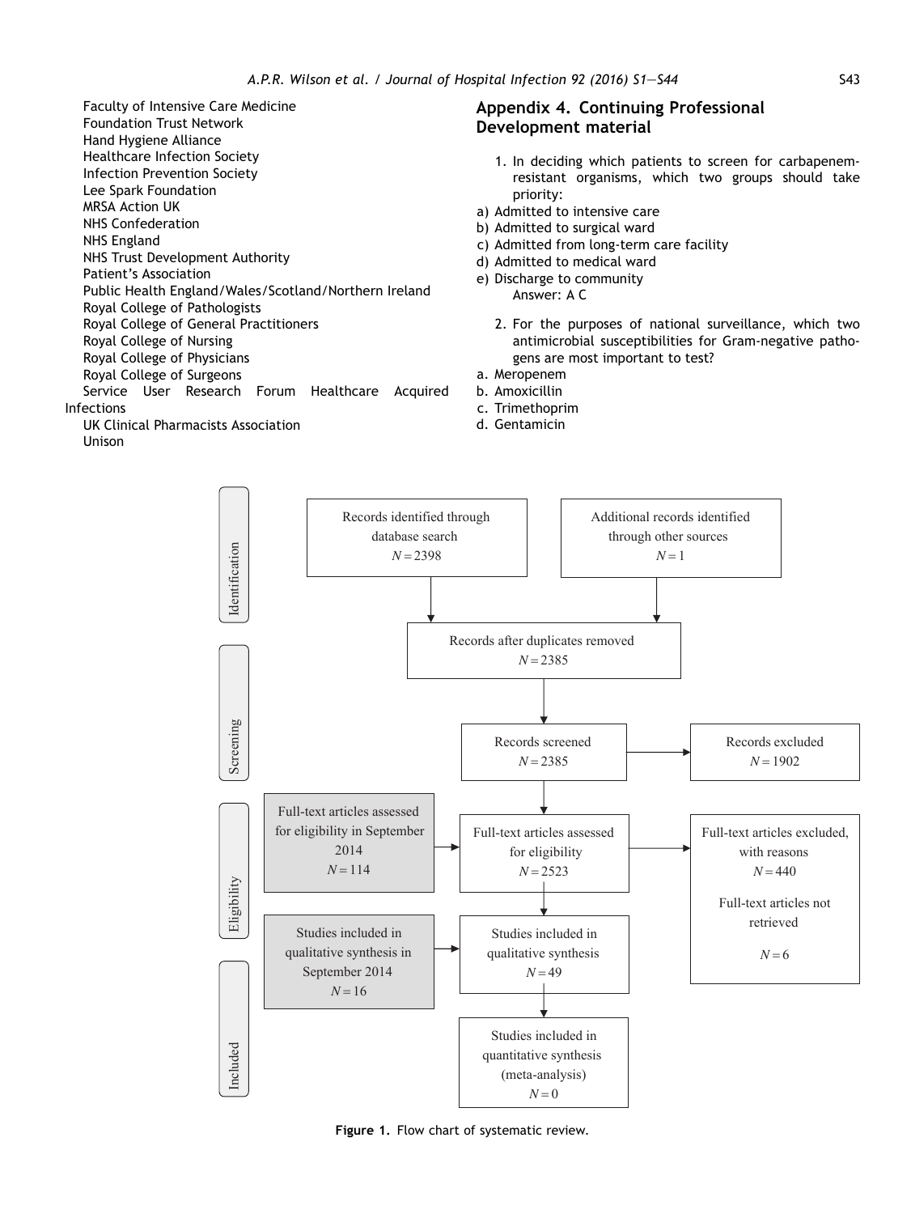Faculty of Intensive Care Medicine
Foundation Trust Network
Hand Hygiene Alliance
Healthcare Infection Society
Infection Prevention Society
Lee Spark Foundation
MRSA Action UK
NHS Confederation
NHS England
NHS Trust Development Authority
Patient's Association
Public Health England/Wales/Scotland/Northern Ireland
Royal College of Pathologists
Royal College of General Practitioners
Royal College of Nursing
Royal College of Physicians
Royal College of Surgeons
Service User Research Forum Healthcare Acquired Infections
UK Clinical Pharmacists Association
Unison

## Appendix 4. Continuing Professional Development material

1. In deciding which patients to screen for carbapenem-resistant organisms, which two groups should take priority:

a) Admitted to intensive care
b) Admitted to surgical ward
c) Admitted from long-term care facility
d) Admitted to medical ward
e) Discharge to community

Answer: A C

2. For the purposes of national surveillance, which two antimicrobial susceptibilities for Gram-negative pathogens are most important to test?

a. Meropenem
b. Amoxicillin
c. Trimethoprim
d. Gentamicin

**Identification**

- Records identified through database search $N = 2398$
- Additional records identified through other sources $N = 1$

**Screening**

- Records after duplicates removed $N = 2385$
- Records screened $N = 2385$
- Records excluded $N = 1902$

**Eligibility**

- Full-text articles assessed for eligibility in September 2014 $N = 114$
- Full-text articles assessed for eligibility $N = 2523$
- Full-text articles excluded, with reasons $N = 440$
- Full-text articles not retrieved $N = 6$
- Studies included in qualitative synthesis in September 2014 $N = 16$
- Studies included in qualitative synthesis $N = 49$

**Included**

- Studies included in quantitative synthesis (meta-analysis) $N = 0$

**Figure 1.** Flow chart of systematic review.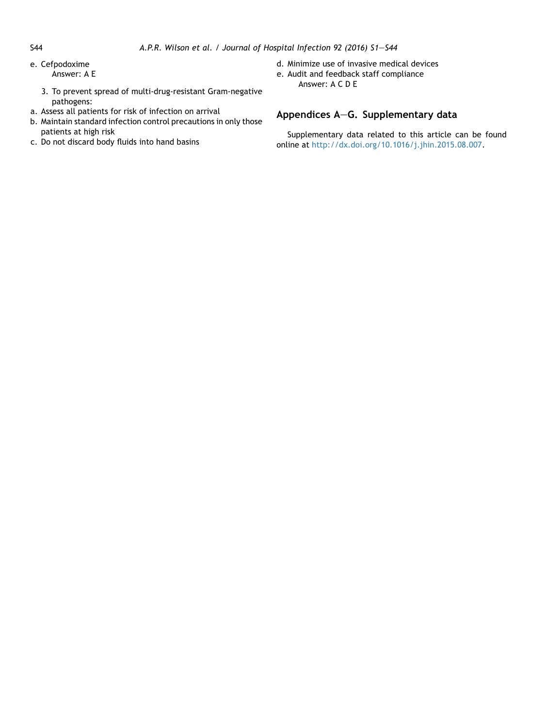e. Cefpodoxime

Answer: A E

3. To prevent spread of multi-drug-resistant Gram-negative pathogens:

a. Assess all patients for risk of infection on arrival
b. Maintain standard infection control precautions in only those patients at high risk
c. Do not discard body fluids into hand basins
d. Minimize use of invasive medical devices
e. Audit and feedback staff compliance

Answer: A C D E

## Appendices A—G. Supplementary data

Supplementary data related to this article can be found online at http://dx.doi.org/10.1016/j.jhin.2015.08.007.